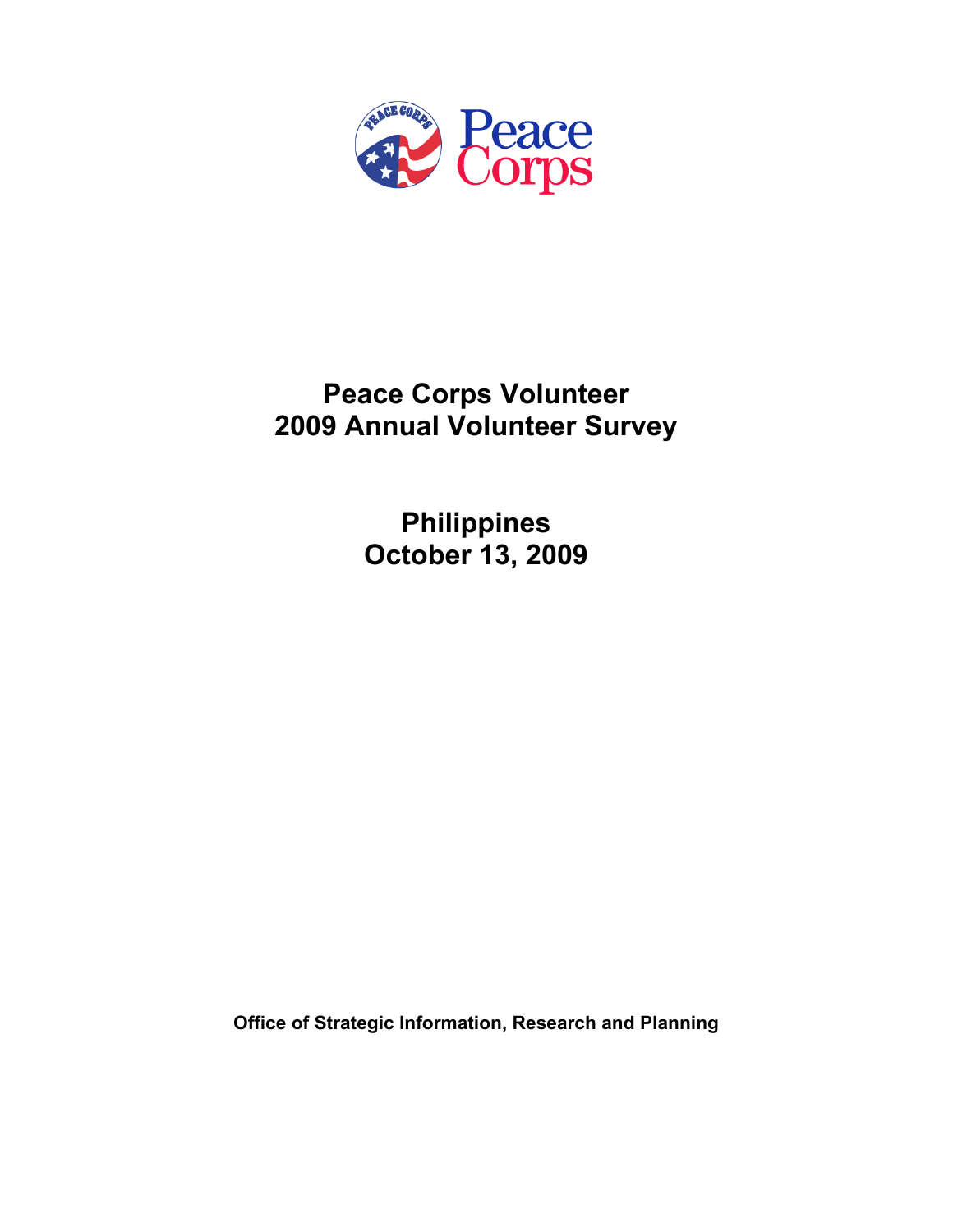Peace Corps

# Peace Corps Volunteer
# 2009 Annual Volunteer Survey

## Philippines
## October 13, 2009

**Office of Strategic Information, Research and Planning**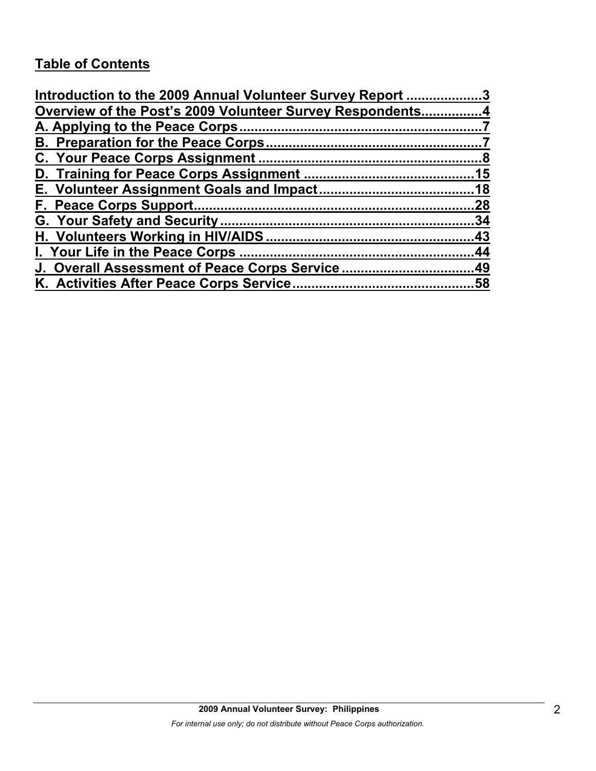## Table of Contents

Introduction to the 2009 Annual Volunteer Survey Report ....................3
Overview of the Post's 2009 Volunteer Survey Respondents................4
A. Applying to the Peace Corps ................................................................7
B. Preparation for the Peace Corps .........................................................7
C. Your Peace Corps Assignment ............................................................8
D. Training for Peace Corps Assignment ...............................................15
E. Volunteer Assignment Goals and Impact ..........................................18
F. Peace Corps Support ..........................................................................28
G. Your Safety and Security ....................................................................34
H. Volunteers Working in HIV/AIDS ........................................................43
I. Your Life in the Peace Corps ..............................................................44
J. Overall Assessment of Peace Corps Service ....................................49
K. Activities After Peace Corps Service .................................................58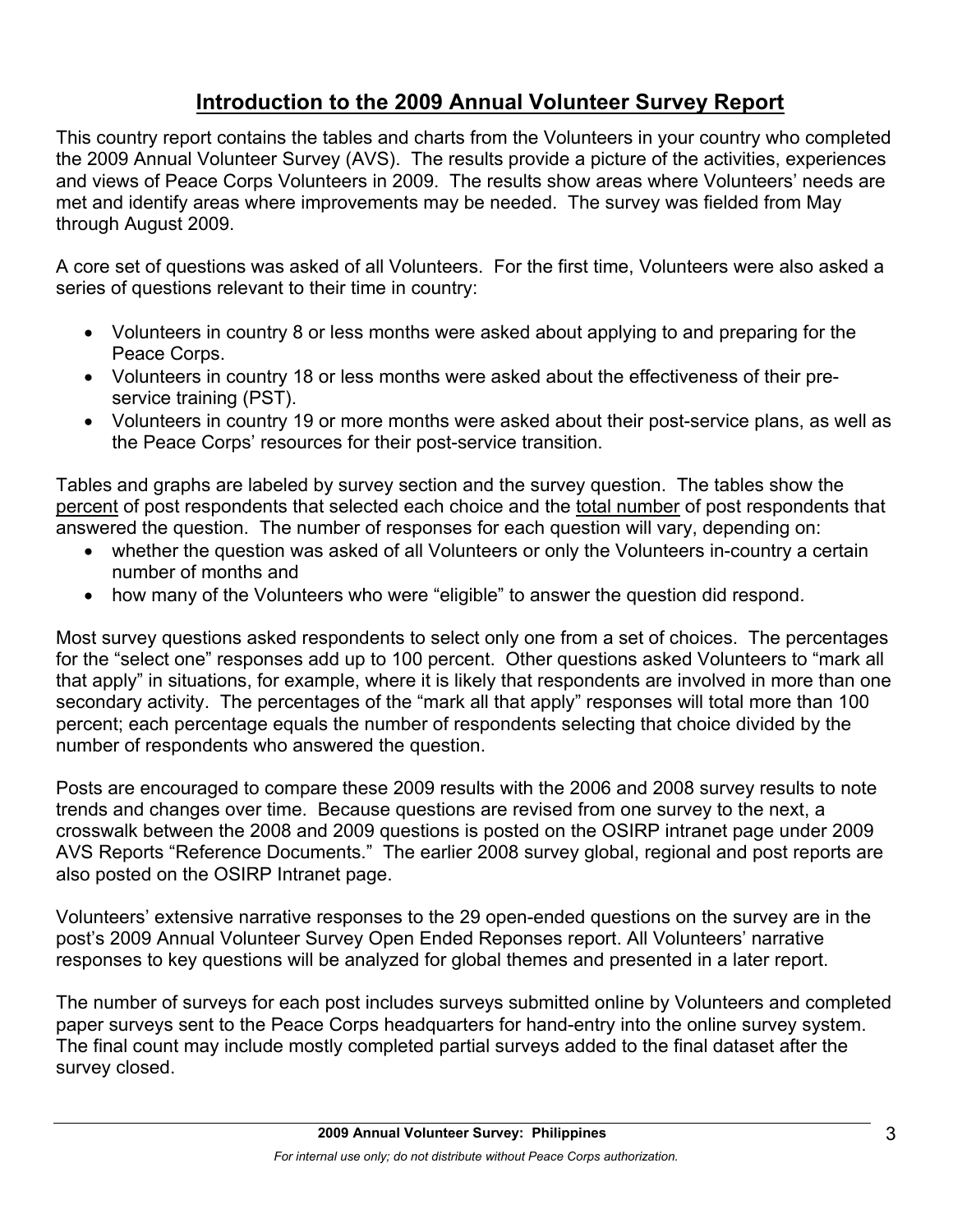# Introduction to the 2009 Annual Volunteer Survey Report

This country report contains the tables and charts from the Volunteers in your country who completed the 2009 Annual Volunteer Survey (AVS). The results provide a picture of the activities, experiences and views of Peace Corps Volunteers in 2009. The results show areas where Volunteers' needs are met and identify areas where improvements may be needed. The survey was fielded from May through August 2009.

A core set of questions was asked of all Volunteers. For the first time, Volunteers were also asked a series of questions relevant to their time in country:

- Volunteers in country 8 or less months were asked about applying to and preparing for the Peace Corps.
- Volunteers in country 18 or less months were asked about the effectiveness of their pre-service training (PST).
- Volunteers in country 19 or more months were asked about their post-service plans, as well as the Peace Corps' resources for their post-service transition.

Tables and graphs are labeled by survey section and the survey question. The tables show the <u>percent</u> of post respondents that selected each choice and the <u>total number</u> of post respondents that answered the question. The number of responses for each question will vary, depending on:

- whether the question was asked of all Volunteers or only the Volunteers in-country a certain number of months and
- how many of the Volunteers who were "eligible" to answer the question did respond.

Most survey questions asked respondents to select only one from a set of choices. The percentages for the "select one" responses add up to 100 percent. Other questions asked Volunteers to "mark all that apply" in situations, for example, where it is likely that respondents are involved in more than one secondary activity. The percentages of the "mark all that apply" responses will total more than 100 percent; each percentage equals the number of respondents selecting that choice divided by the number of respondents who answered the question.

Posts are encouraged to compare these 2009 results with the 2006 and 2008 survey results to note trends and changes over time. Because questions are revised from one survey to the next, a crosswalk between the 2008 and 2009 questions is posted on the OSIRP intranet page under 2009 AVS Reports "Reference Documents." The earlier 2008 survey global, regional and post reports are also posted on the OSIRP Intranet page.

Volunteers' extensive narrative responses to the 29 open-ended questions on the survey are in the post's 2009 Annual Volunteer Survey Open Ended Reponses report. All Volunteers' narrative responses to key questions will be analyzed for global themes and presented in a later report.

The number of surveys for each post includes surveys submitted online by Volunteers and completed paper surveys sent to the Peace Corps headquarters for hand-entry into the online survey system. The final count may include mostly completed partial surveys added to the final dataset after the survey closed.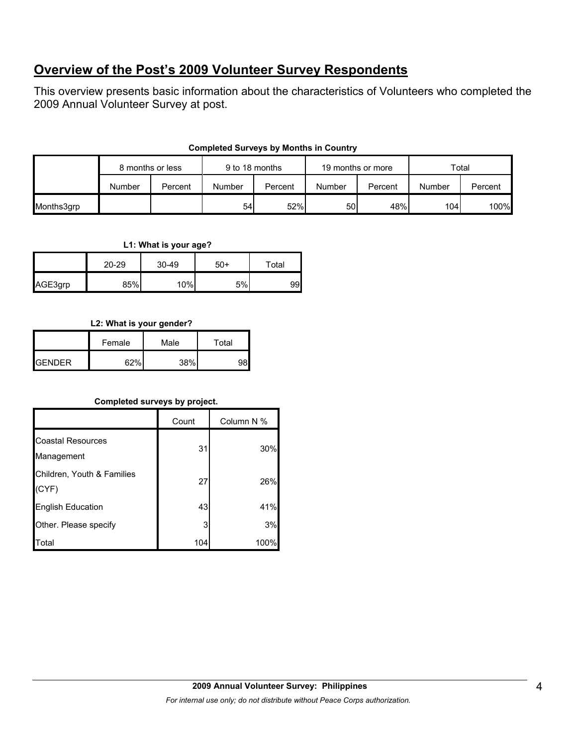## Overview of the Post's 2009 Volunteer Survey Respondents

This overview presents basic information about the characteristics of Volunteers who completed the 2009 Annual Volunteer Survey at post.

**Completed Surveys by Months in Country**

| | 8 months or less | | 9 to 18 months | | 19 months or more | | Total | |
|---|---|---|---|---|---|---|---|---|
| | Number | Percent | Number | Percent | Number | Percent | Number | Percent |
| Months3grp | | | 54 | 52% | 50 | 48% | 104 | 100% |

**L1: What is your age?**

| | 20-29 | 30-49 | 50+ | Total |
|---|---|---|---|---|
| AGE3grp | 85% | 10% | 5% | 99 |

**L2: What is your gender?**

| | Female | Male | Total |
|---|---|---|---|
| GENDER | 62% | 38% | 98 |

**Completed surveys by project.**

| | Count | Column N % |
|---|---|---|
| Coastal Resources Management | 31 | 30% |
| Children, Youth & Families (CYF) | 27 | 26% |
| English Education | 43 | 41% |
| Other. Please specify | 3 | 3% |
| Total | 104 | 100% |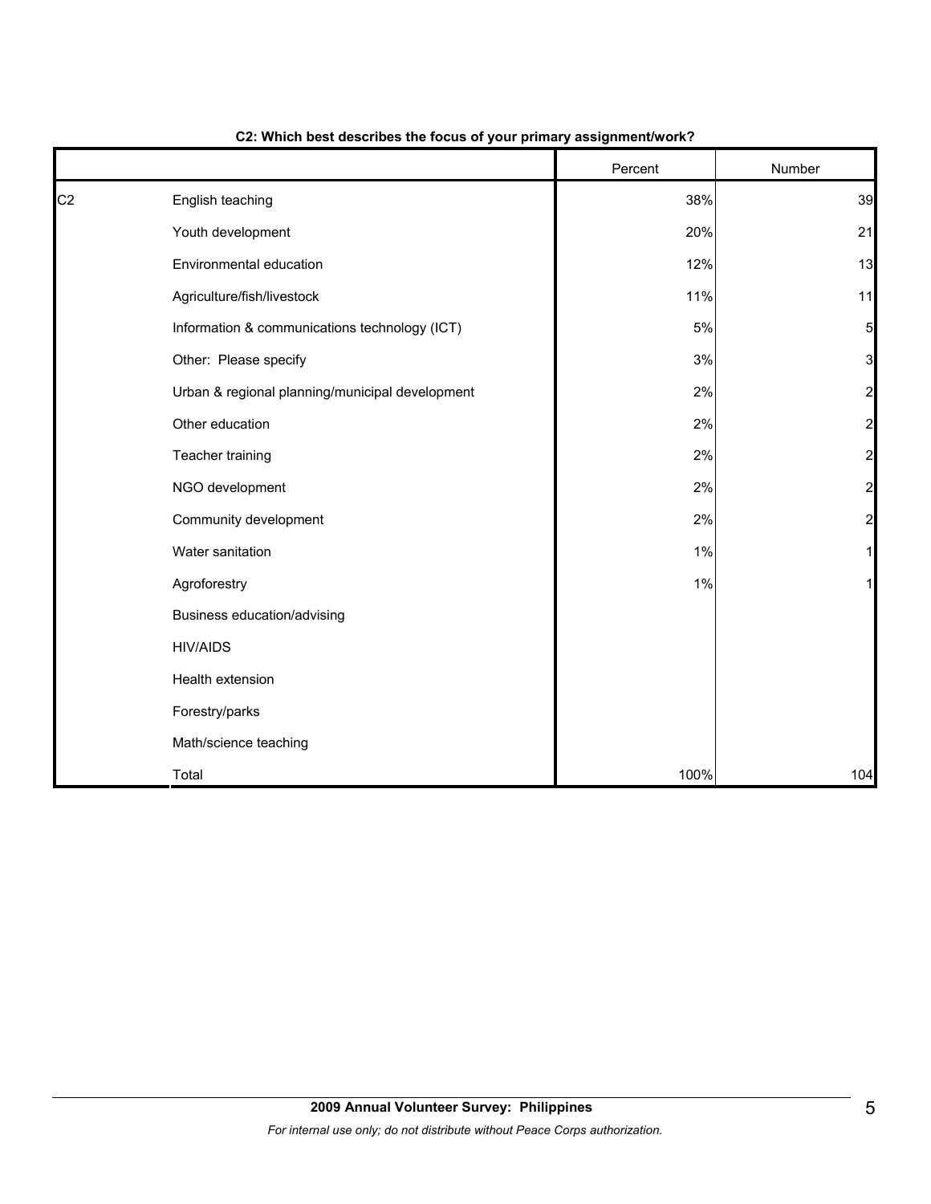**C2: Which best describes the focus of your primary assignment/work?**

| | | Percent | Number |
|---|---|---|---|
| C2 | English teaching | 38% | 39 |
| | Youth development | 20% | 21 |
| | Environmental education | 12% | 13 |
| | Agriculture/fish/livestock | 11% | 11 |
| | Information & communications technology (ICT) | 5% | 5 |
| | Other: Please specify | 3% | 3 |
| | Urban & regional planning/municipal development | 2% | 2 |
| | Other education | 2% | 2 |
| | Teacher training | 2% | 2 |
| | NGO development | 2% | 2 |
| | Community development | 2% | 2 |
| | Water sanitation | 1% | 1 |
| | Agroforestry | 1% | 1 |
| | Business education/advising | | |
| | HIV/AIDS | | |
| | Health extension | | |
| | Forestry/parks | | |
| | Math/science teaching | | |
| | Total | 100% | 104 |

**2009 Annual Volunteer Survey: Philippines**

*For internal use only; do not distribute without Peace Corps authorization.*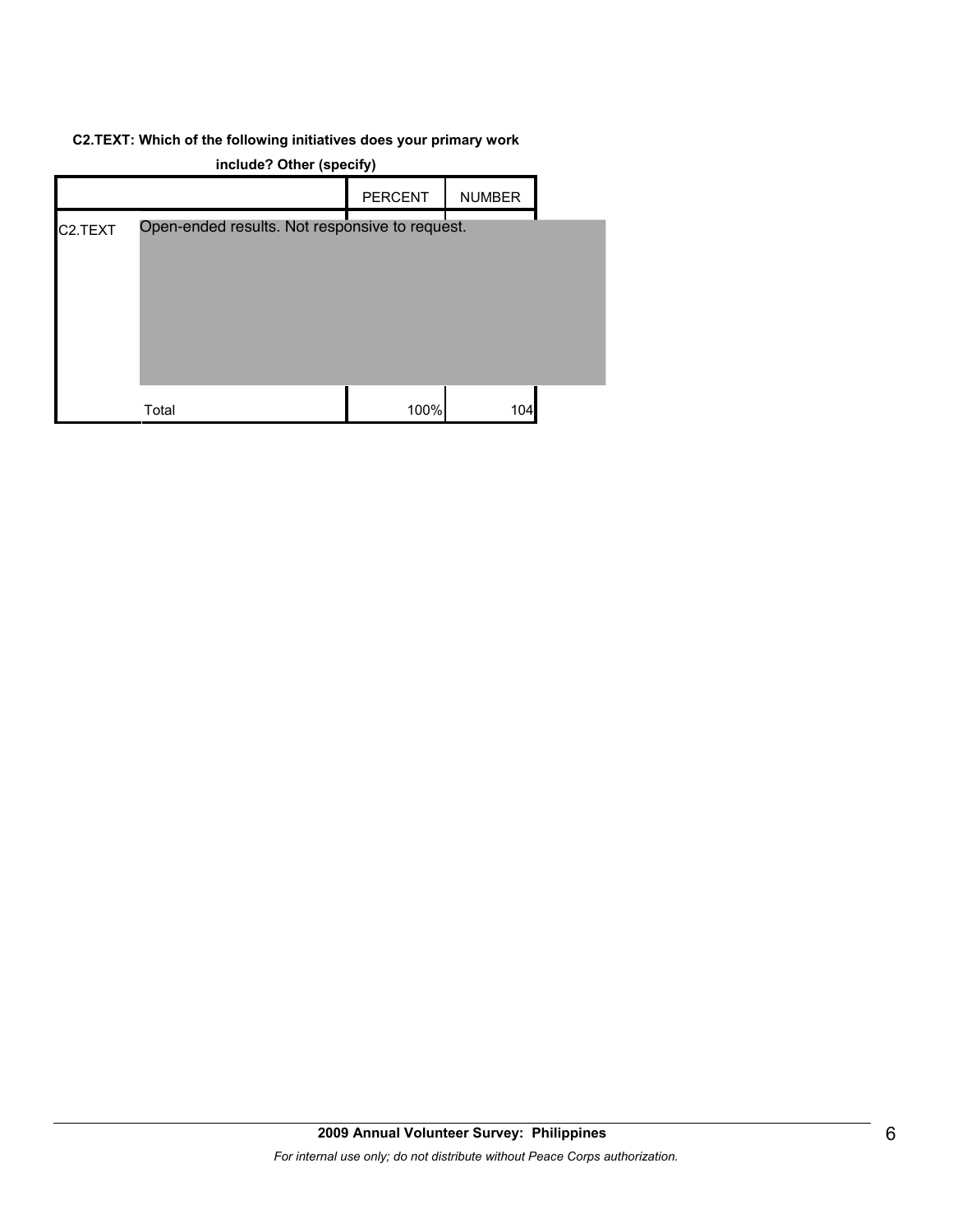**C2.TEXT: Which of the following initiatives does your primary work include? Other (specify)**

| | | PERCENT | NUMBER |
|---|---|---|---|
| C2.TEXT | Open-ended results. Not responsive to request. | | |
| | Total | 100% | 104 |

**2009 Annual Volunteer Survey: Philippines**

*For internal use only; do not distribute without Peace Corps authorization.*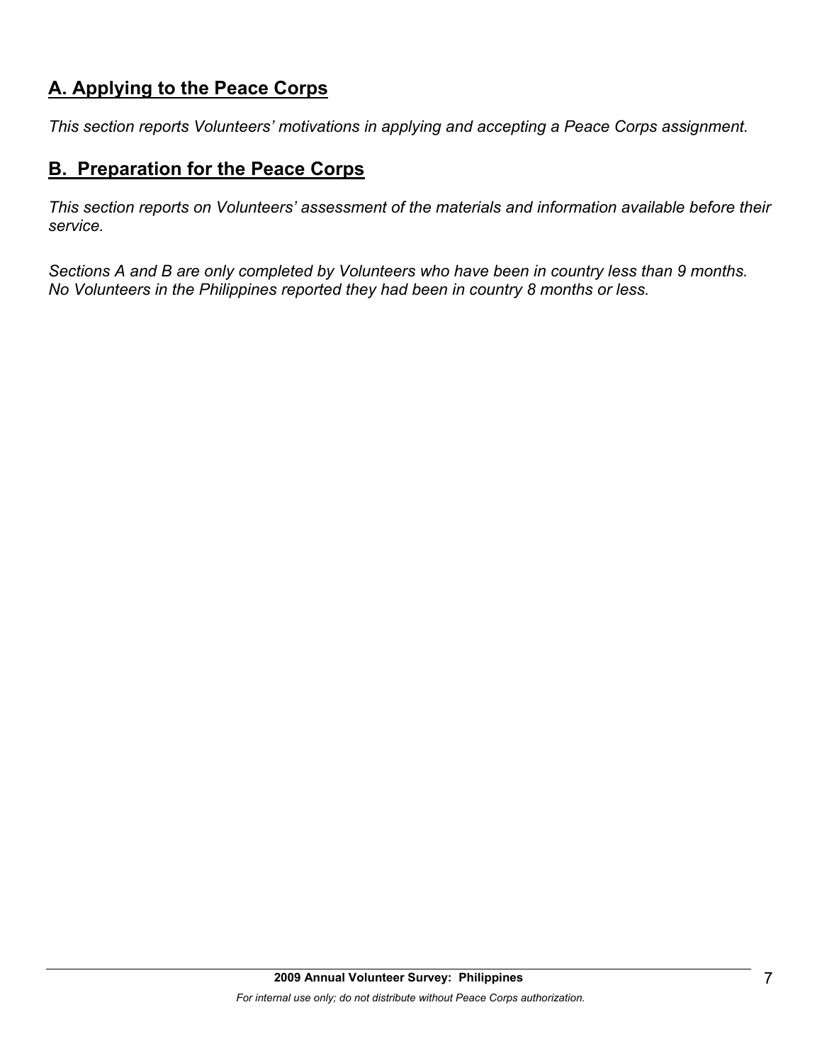## A. Applying to the Peace Corps

*This section reports Volunteers' motivations in applying and accepting a Peace Corps assignment.*

## B. Preparation for the Peace Corps

*This section reports on Volunteers' assessment of the materials and information available before their service.*

*Sections A and B are only completed by Volunteers who have been in country less than 9 months. No Volunteers in the Philippines reported they had been in country 8 months or less.*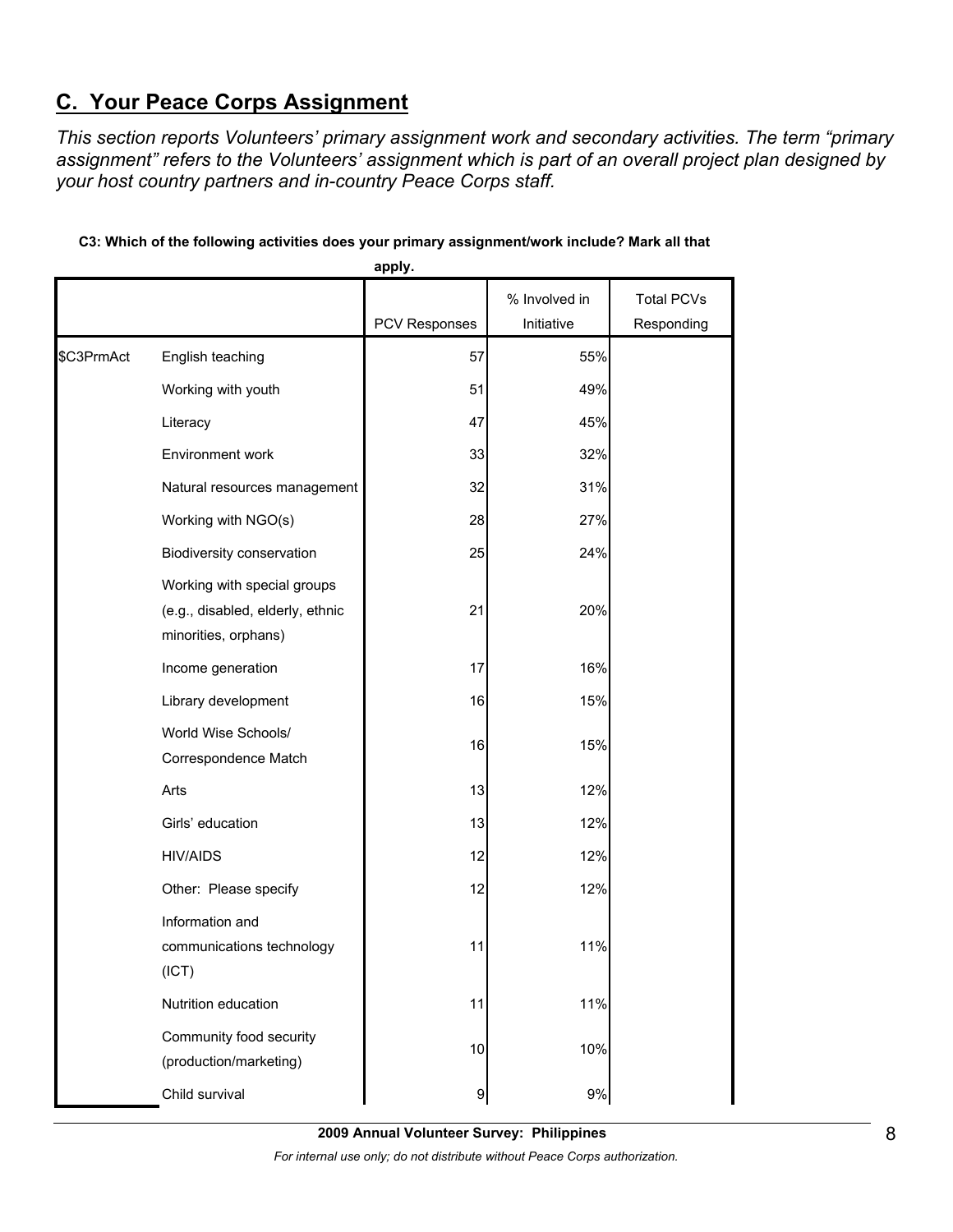## C. Your Peace Corps Assignment

*This section reports Volunteers' primary assignment work and secondary activities. The term "primary assignment" refers to the Volunteers' assignment which is part of an overall project plan designed by your host country partners and in-country Peace Corps staff.*

**C3: Which of the following activities does your primary assignment/work include? Mark all that apply.**

| | | PCV Responses | % Involved in Initiative | Total PCVs Responding |
|---|---|---|---|---|
| $C3PrmAct | English teaching | 57 | 55% | |
| | Working with youth | 51 | 49% | |
| | Literacy | 47 | 45% | |
| | Environment work | 33 | 32% | |
| | Natural resources management | 32 | 31% | |
| | Working with NGO(s) | 28 | 27% | |
| | Biodiversity conservation | 25 | 24% | |
| | Working with special groups (e.g., disabled, elderly, ethnic minorities, orphans) | 21 | 20% | |
| | Income generation | 17 | 16% | |
| | Library development | 16 | 15% | |
| | World Wise Schools/ Correspondence Match | 16 | 15% | |
| | Arts | 13 | 12% | |
| | Girls' education | 13 | 12% | |
| | HIV/AIDS | 12 | 12% | |
| | Other: Please specify | 12 | 12% | |
| | Information and communications technology (ICT) | 11 | 11% | |
| | Nutrition education | 11 | 11% | |
| | Community food security (production/marketing) | 10 | 10% | |
| | Child survival | 9 | 9% | |

**2009 Annual Volunteer Survey: Philippines**

*For internal use only; do not distribute without Peace Corps authorization.*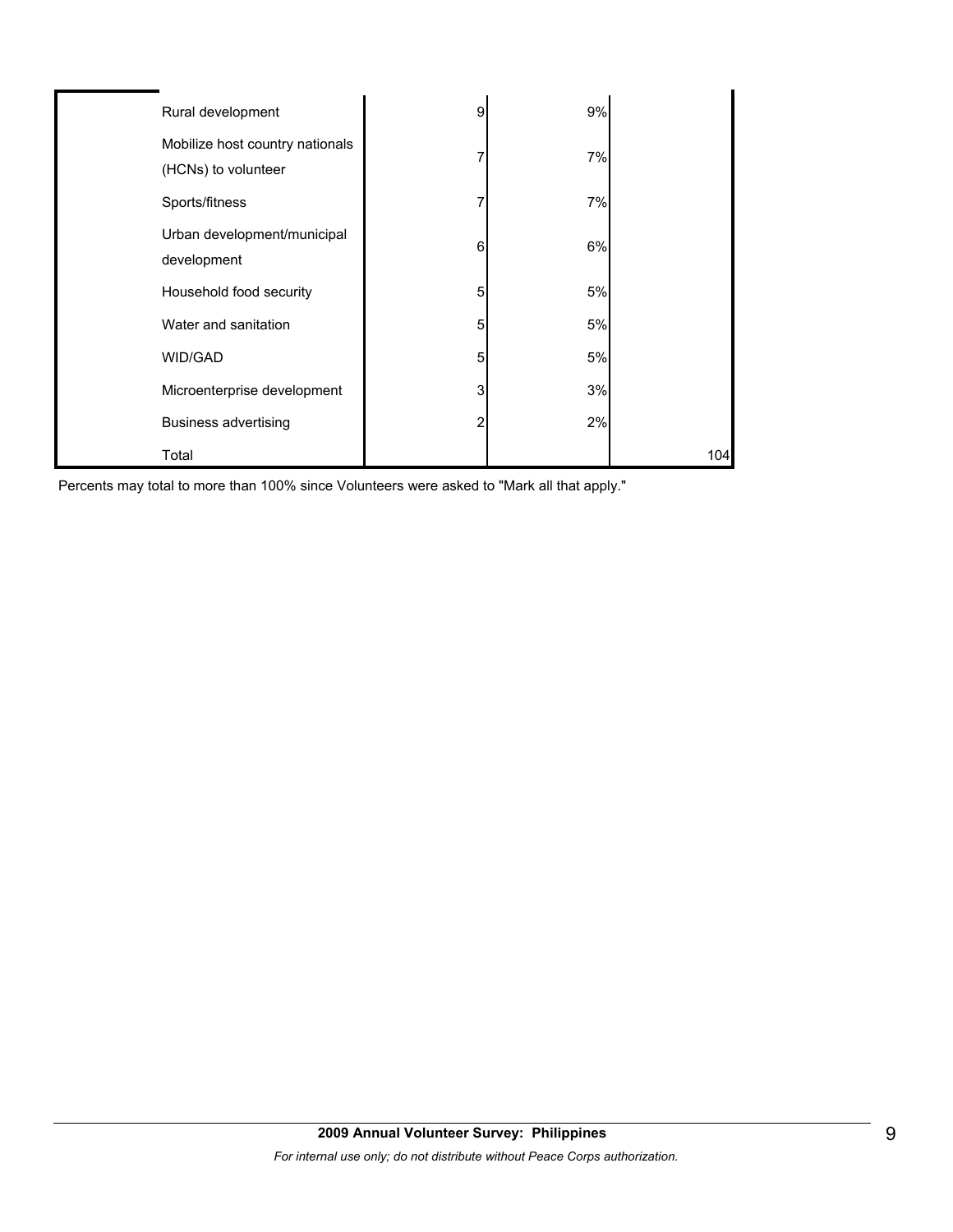| | | | | |
|---|---|---|---|---|
| | Rural development | 9 | 9% | |
| | Mobilize host country nationals (HCNs) to volunteer | 7 | 7% | |
| | Sports/fitness | 7 | 7% | |
| | Urban development/municipal development | 6 | 6% | |
| | Household food security | 5 | 5% | |
| | Water and sanitation | 5 | 5% | |
| | WID/GAD | 5 | 5% | |
| | Microenterprise development | 3 | 3% | |
| | Business advertising | 2 | 2% | |
| | Total | | | 104 |

Percents may total to more than 100% since Volunteers were asked to "Mark all that apply."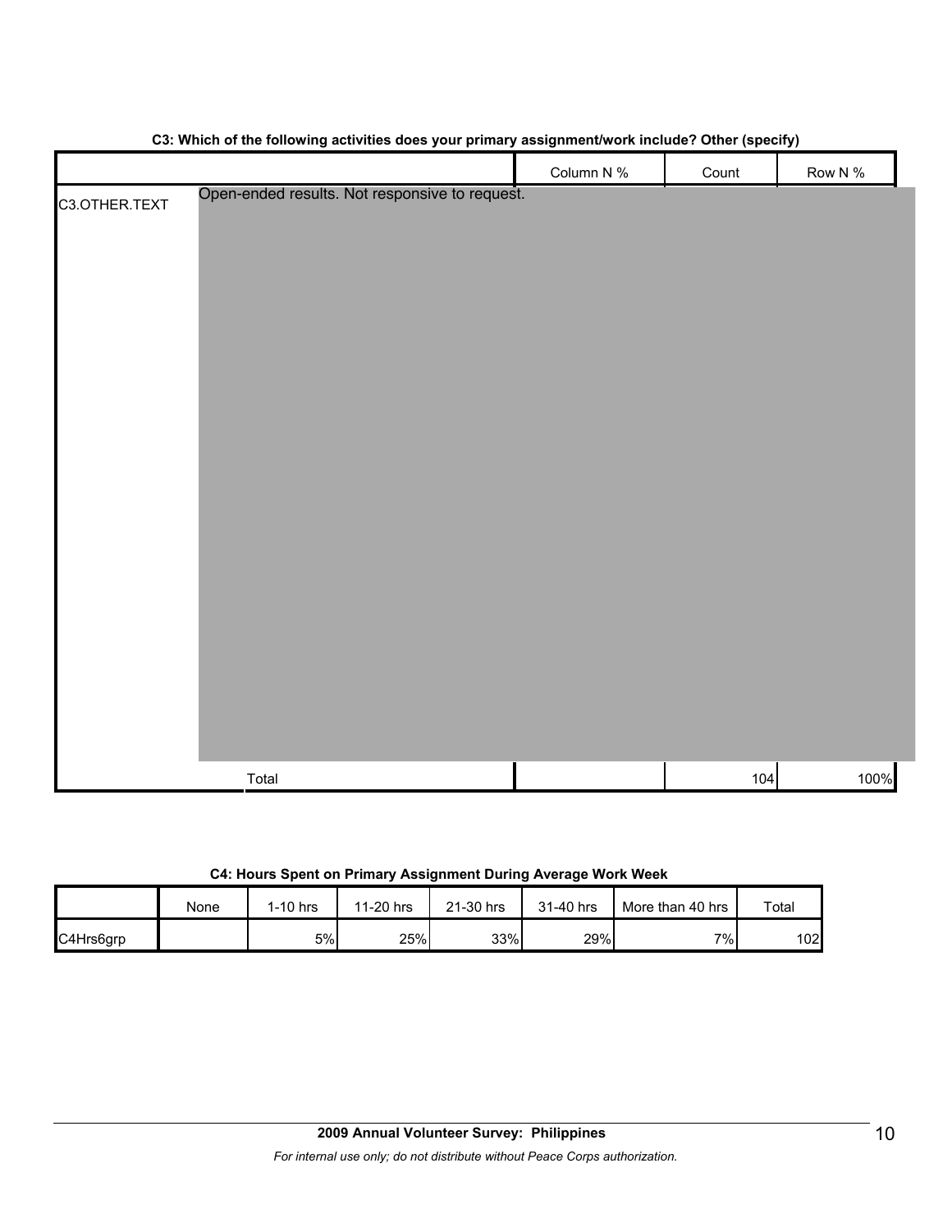**C3: Which of the following activities does your primary assignment/work include? Other (specify)**

| | | Column N % | Count | Row N % |
|---|---|---|---|---|
| C3.OTHER.TEXT | Open-ended results. Not responsive to request. | | | |
| | Total | | 104 | 100% |

**C4: Hours Spent on Primary Assignment During Average Work Week**

| | None | 1-10 hrs | 11-20 hrs | 21-30 hrs | 31-40 hrs | More than 40 hrs | Total |
|---|---|---|---|---|---|---|---|
| C4Hrs6grp | | 5% | 25% | 33% | 29% | 7% | 102 |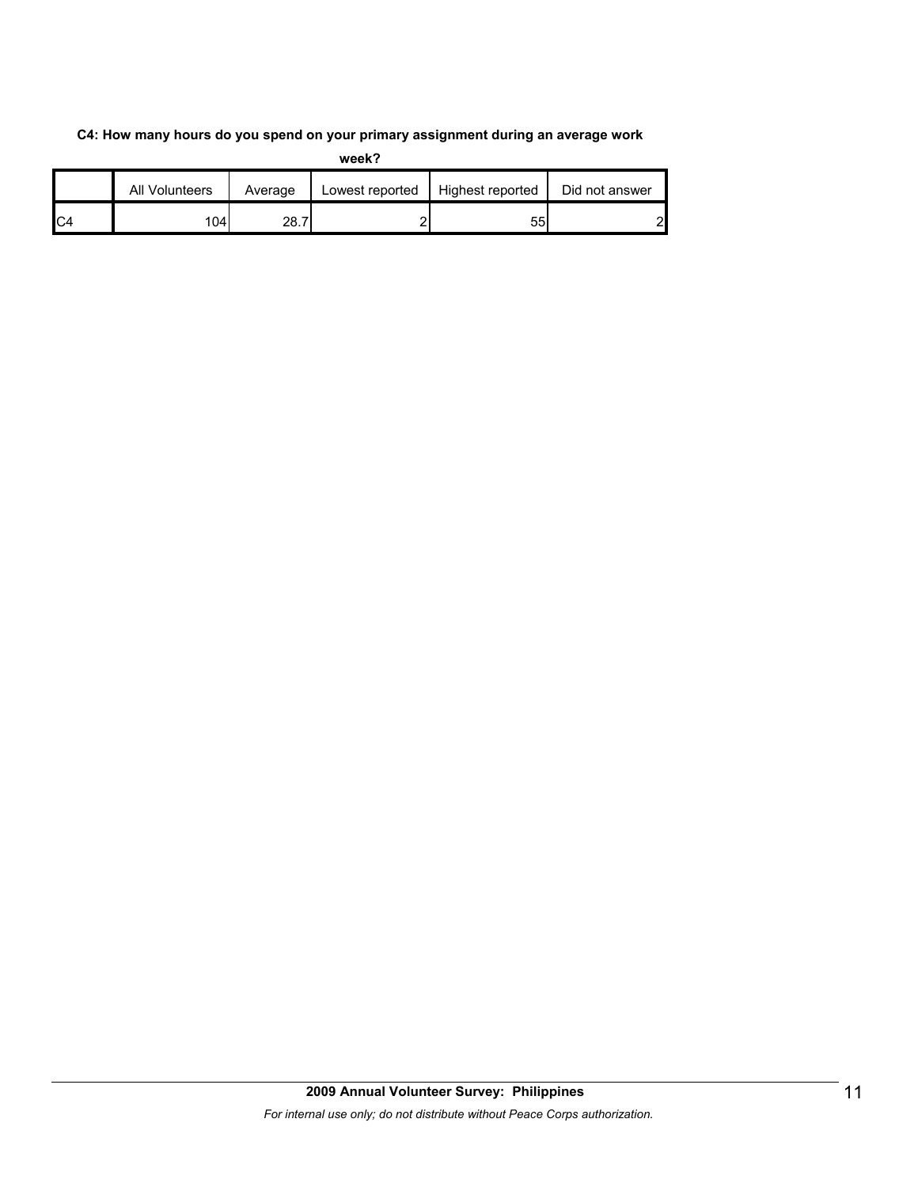**C4: How many hours do you spend on your primary assignment during an average work week?**

| | All Volunteers | Average | Lowest reported | Highest reported | Did not answer |
|---|---|---|---|---|---|
| C4 | 104 | 28.7 | 2 | 55 | 2 |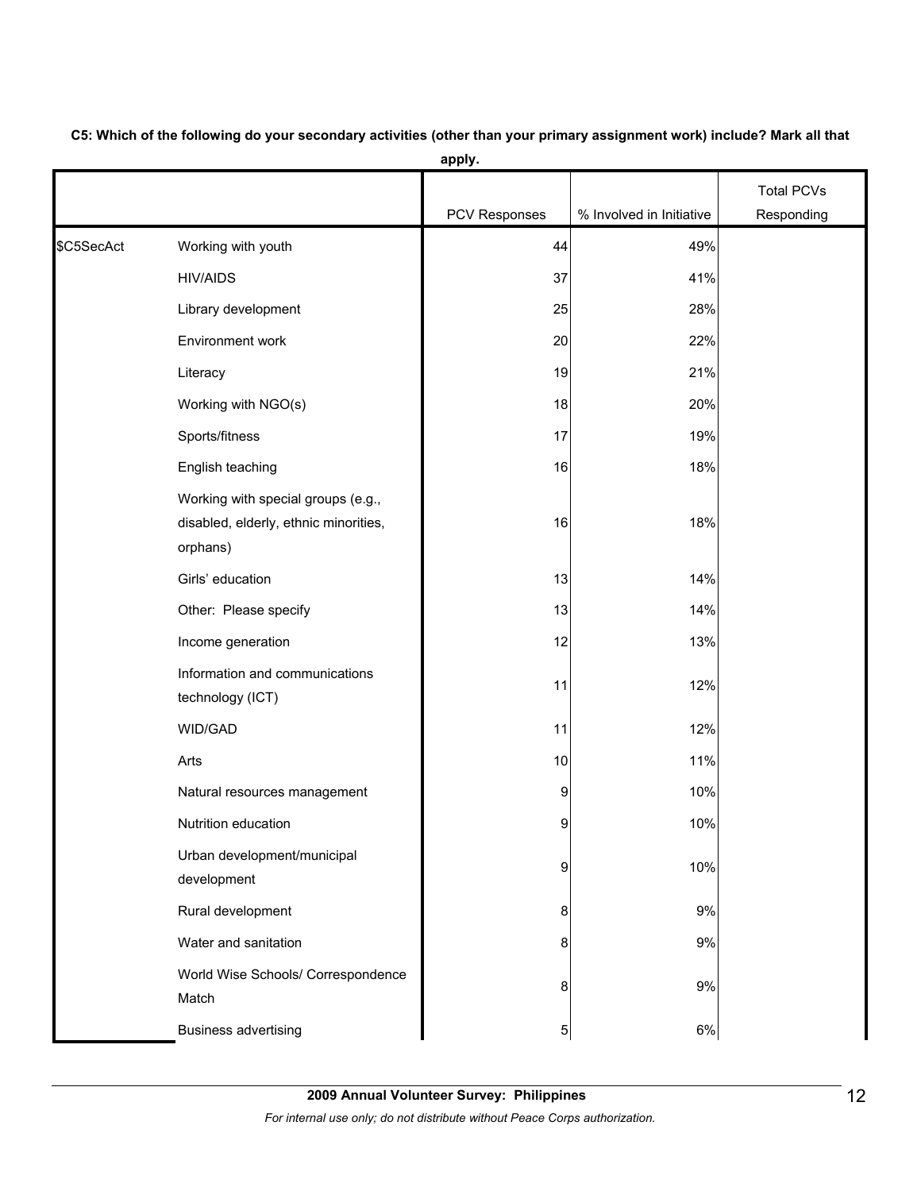**C5: Which of the following do your secondary activities (other than your primary assignment work) include? Mark all that apply.**

| | | PCV Responses | % Involved in Initiative | Total PCVs Responding |
|---|---|---|---|---|
| $C5SecAct | Working with youth | 44 | 49% | |
| | HIV/AIDS | 37 | 41% | |
| | Library development | 25 | 28% | |
| | Environment work | 20 | 22% | |
| | Literacy | 19 | 21% | |
| | Working with NGO(s) | 18 | 20% | |
| | Sports/fitness | 17 | 19% | |
| | English teaching | 16 | 18% | |
| | Working with special groups (e.g., disabled, elderly, ethnic minorities, orphans) | 16 | 18% | |
| | Girls' education | 13 | 14% | |
| | Other: Please specify | 13 | 14% | |
| | Income generation | 12 | 13% | |
| | Information and communications technology (ICT) | 11 | 12% | |
| | WID/GAD | 11 | 12% | |
| | Arts | 10 | 11% | |
| | Natural resources management | 9 | 10% | |
| | Nutrition education | 9 | 10% | |
| | Urban development/municipal development | 9 | 10% | |
| | Rural development | 8 | 9% | |
| | Water and sanitation | 8 | 9% | |
| | World Wise Schools/ Correspondence Match | 8 | 9% | |
| | Business advertising | 5 | 6% | |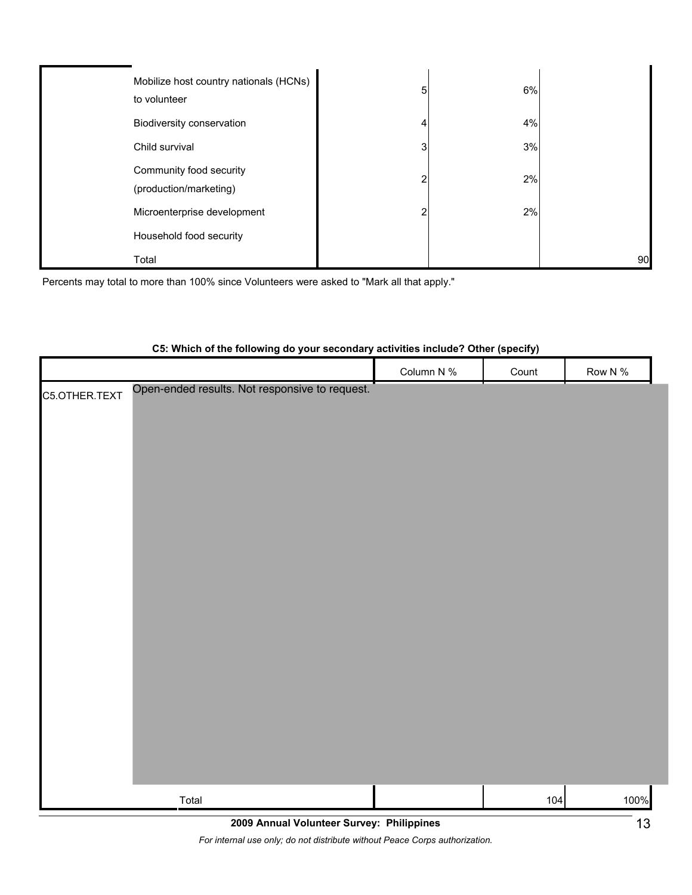| | | | | |
|---|---|---|---|---|
| | Mobilize host country nationals (HCNs) to volunteer | 5 | 6% | |
| | Biodiversity conservation | 4 | 4% | |
| | Child survival | 3 | 3% | |
| | Community food security (production/marketing) | 2 | 2% | |
| | Microenterprise development | 2 | 2% | |
| | Household food security | | | |
| | Total | | | 90 |

Percents may total to more than 100% since Volunteers were asked to "Mark all that apply."

**C5: Which of the following do your secondary activities include? Other (specify)**

| | | Column N % | Count | Row N % |
|---|---|---|---|---|
| C5.OTHER.TEXT | Open-ended results. Not responsive to request. | | | |
| | Total | | 104 | 100% |

**2009 Annual Volunteer Survey: Philippines**

*For internal use only; do not distribute without Peace Corps authorization.*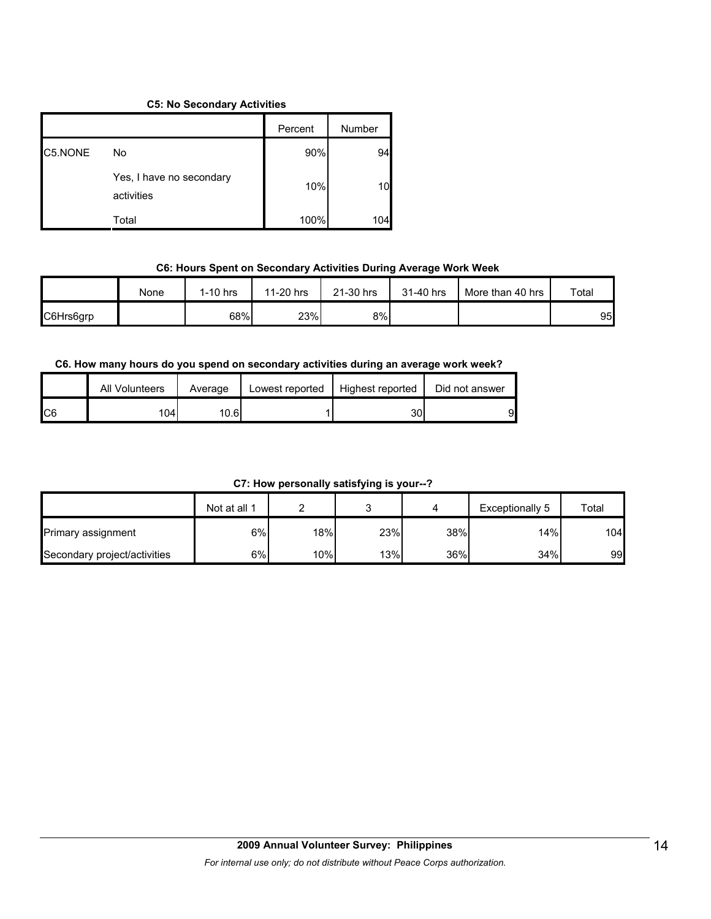**C5: No Secondary Activities**

| | | Percent | Number |
|---|---|---|---|
| C5.NONE | No | 90% | 94 |
| | Yes, I have no secondary activities | 10% | 10 |
| | Total | 100% | 104 |

**C6: Hours Spent on Secondary Activities During Average Work Week**

| | None | 1-10 hrs | 11-20 hrs | 21-30 hrs | 31-40 hrs | More than 40 hrs | Total |
|---|---|---|---|---|---|---|---|
| C6Hrs6grp | | 68% | 23% | 8% | | | 95 |

**C6. How many hours do you spend on secondary activities during an average work week?**

| | All Volunteers | Average | Lowest reported | Highest reported | Did not answer |
|---|---|---|---|---|---|
| C6 | 104 | 10.6 | 1 | 30 | 9 |

**C7: How personally satisfying is your--?**

| | Not at all 1 | 2 | 3 | 4 | Exceptionally 5 | Total |
|---|---|---|---|---|---|---|
| Primary assignment | 6% | 18% | 23% | 38% | 14% | 104 |
| Secondary project/activities | 6% | 10% | 13% | 36% | 34% | 99 |

**2009 Annual Volunteer Survey: Philippines**

*For internal use only; do not distribute without Peace Corps authorization.*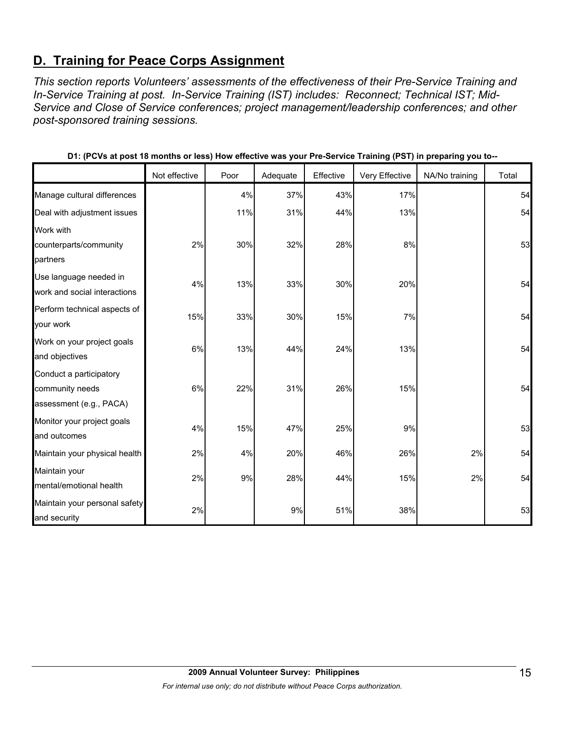## D. Training for Peace Corps Assignment

*This section reports Volunteers' assessments of the effectiveness of their Pre-Service Training and In-Service Training at post. In-Service Training (IST) includes: Reconnect; Technical IST; Mid-Service and Close of Service conferences; project management/leadership conferences; and other post-sponsored training sessions.*

**D1: (PCVs at post 18 months or less) How effective was your Pre-Service Training (PST) in preparing you to--**

| | Not effective | Poor | Adequate | Effective | Very Effective | NA/No training | Total |
|---|---|---|---|---|---|---|---|
| Manage cultural differences | | 4% | 37% | 43% | 17% | | 54 |
| Deal with adjustment issues | | 11% | 31% | 44% | 13% | | 54 |
| Work with counterparts/community partners | 2% | 30% | 32% | 28% | 8% | | 53 |
| Use language needed in work and social interactions | 4% | 13% | 33% | 30% | 20% | | 54 |
| Perform technical aspects of your work | 15% | 33% | 30% | 15% | 7% | | 54 |
| Work on your project goals and objectives | 6% | 13% | 44% | 24% | 13% | | 54 |
| Conduct a participatory community needs assessment (e.g., PACA) | 6% | 22% | 31% | 26% | 15% | | 54 |
| Monitor your project goals and outcomes | 4% | 15% | 47% | 25% | 9% | | 53 |
| Maintain your physical health | 2% | 4% | 20% | 46% | 26% | 2% | 54 |
| Maintain your mental/emotional health | 2% | 9% | 28% | 44% | 15% | 2% | 54 |
| Maintain your personal safety and security | 2% | | 9% | 51% | 38% | | 53 |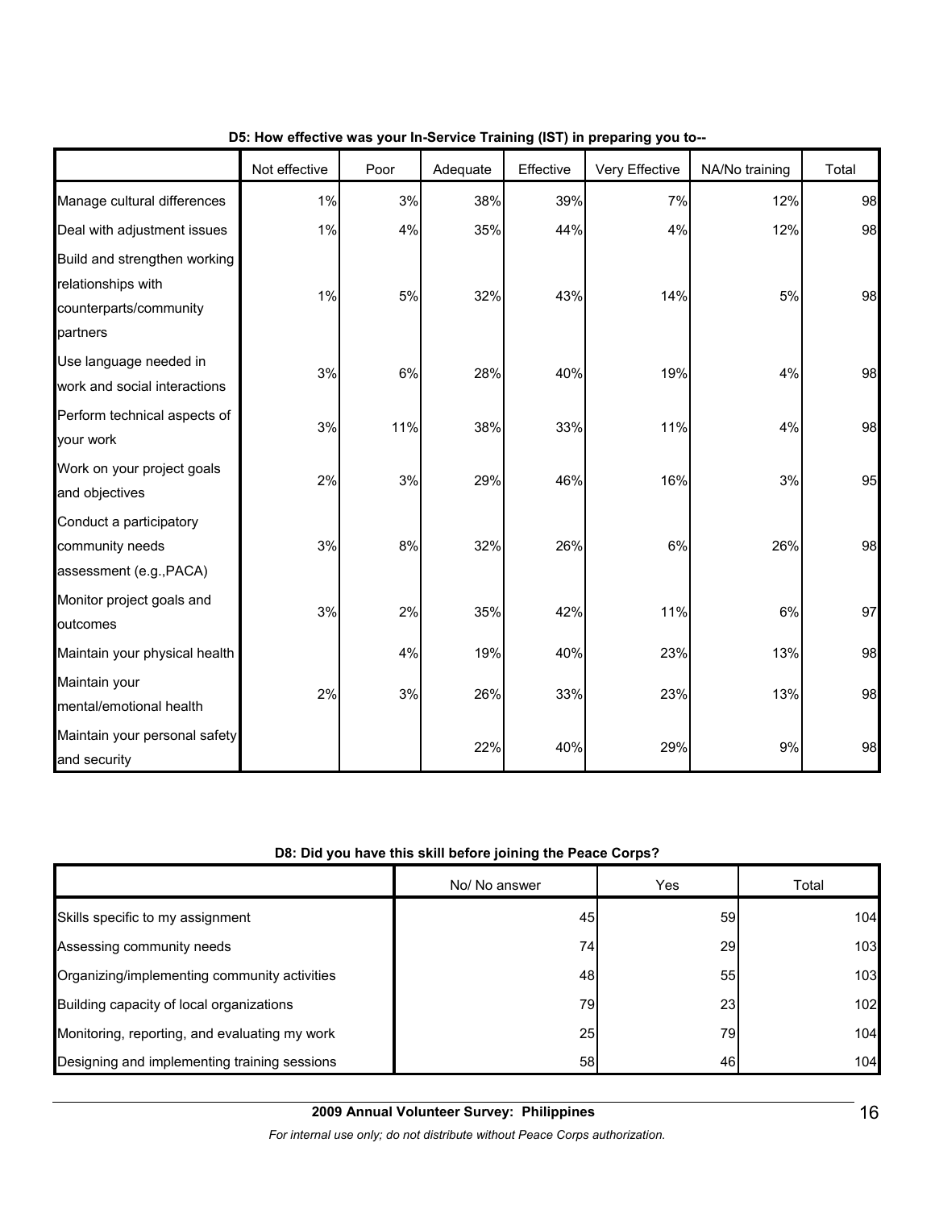**D5: How effective was your In-Service Training (IST) in preparing you to--**

| | Not effective | Poor | Adequate | Effective | Very Effective | NA/No training | Total |
|---|---|---|---|---|---|---|---|
| Manage cultural differences | 1% | 3% | 38% | 39% | 7% | 12% | 98 |
| Deal with adjustment issues | 1% | 4% | 35% | 44% | 4% | 12% | 98 |
| Build and strengthen working relationships with counterparts/community partners | 1% | 5% | 32% | 43% | 14% | 5% | 98 |
| Use language needed in work and social interactions | 3% | 6% | 28% | 40% | 19% | 4% | 98 |
| Perform technical aspects of your work | 3% | 11% | 38% | 33% | 11% | 4% | 98 |
| Work on your project goals and objectives | 2% | 3% | 29% | 46% | 16% | 3% | 95 |
| Conduct a participatory community needs assessment (e.g.,PACA) | 3% | 8% | 32% | 26% | 6% | 26% | 98 |
| Monitor project goals and outcomes | 3% | 2% | 35% | 42% | 11% | 6% | 97 |
| Maintain your physical health | | 4% | 19% | 40% | 23% | 13% | 98 |
| Maintain your mental/emotional health | 2% | 3% | 26% | 33% | 23% | 13% | 98 |
| Maintain your personal safety and security | | | 22% | 40% | 29% | 9% | 98 |

**D8: Did you have this skill before joining the Peace Corps?**

| | No/ No answer | Yes | Total |
|---|---|---|---|
| Skills specific to my assignment | 45 | 59 | 104 |
| Assessing community needs | 74 | 29 | 103 |
| Organizing/implementing community activities | 48 | 55 | 103 |
| Building capacity of local organizations | 79 | 23 | 102 |
| Monitoring, reporting, and evaluating my work | 25 | 79 | 104 |
| Designing and implementing training sessions | 58 | 46 | 104 |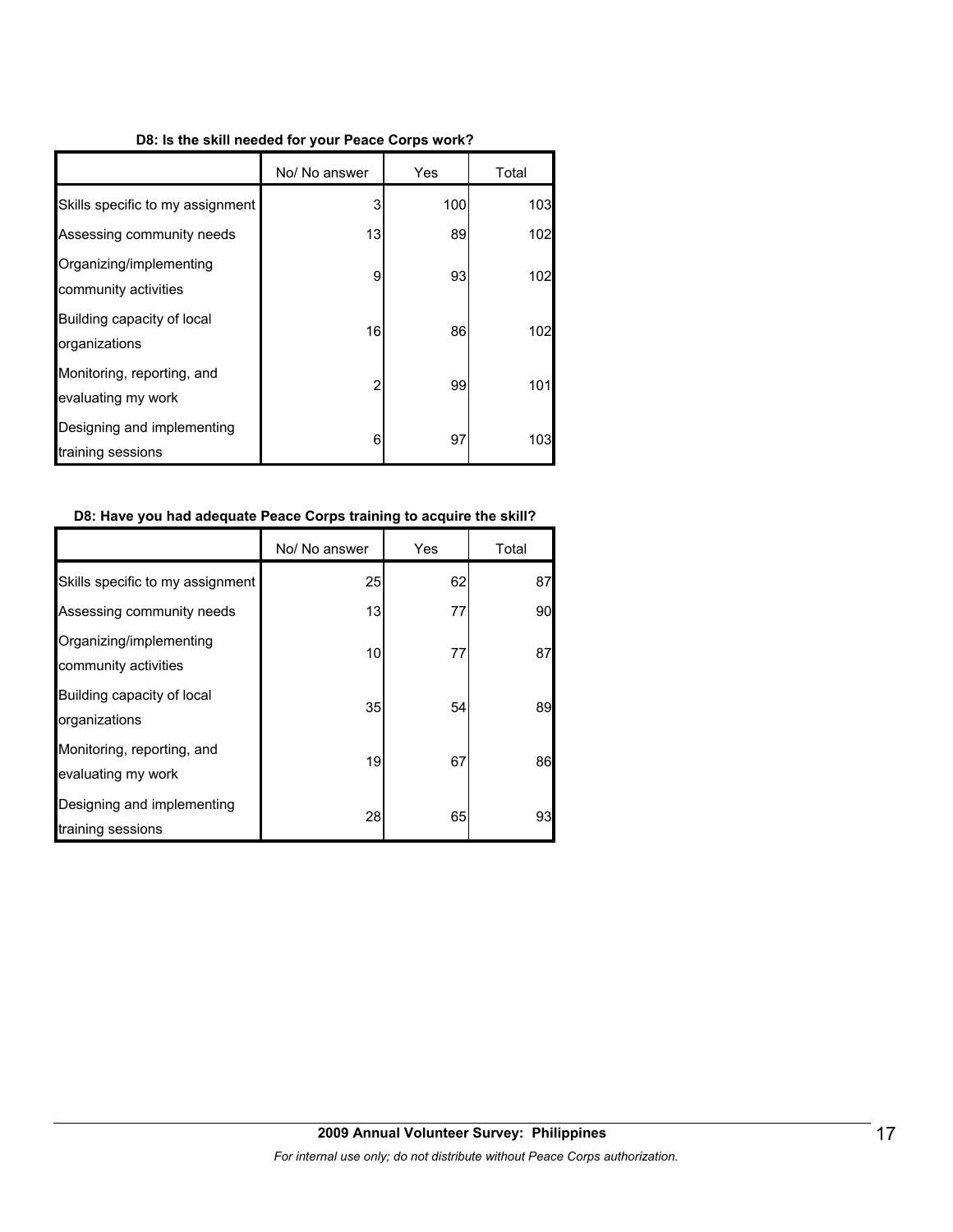**D8: Is the skill needed for your Peace Corps work?**

| | No/ No answer | Yes | Total |
|---|---|---|---|
| Skills specific to my assignment | 3 | 100 | 103 |
| Assessing community needs | 13 | 89 | 102 |
| Organizing/implementing community activities | 9 | 93 | 102 |
| Building capacity of local organizations | 16 | 86 | 102 |
| Monitoring, reporting, and evaluating my work | 2 | 99 | 101 |
| Designing and implementing training sessions | 6 | 97 | 103 |

**D8: Have you had adequate Peace Corps training to acquire the skill?**

| | No/ No answer | Yes | Total |
|---|---|---|---|
| Skills specific to my assignment | 25 | 62 | 87 |
| Assessing community needs | 13 | 77 | 90 |
| Organizing/implementing community activities | 10 | 77 | 87 |
| Building capacity of local organizations | 35 | 54 | 89 |
| Monitoring, reporting, and evaluating my work | 19 | 67 | 86 |
| Designing and implementing training sessions | 28 | 65 | 93 |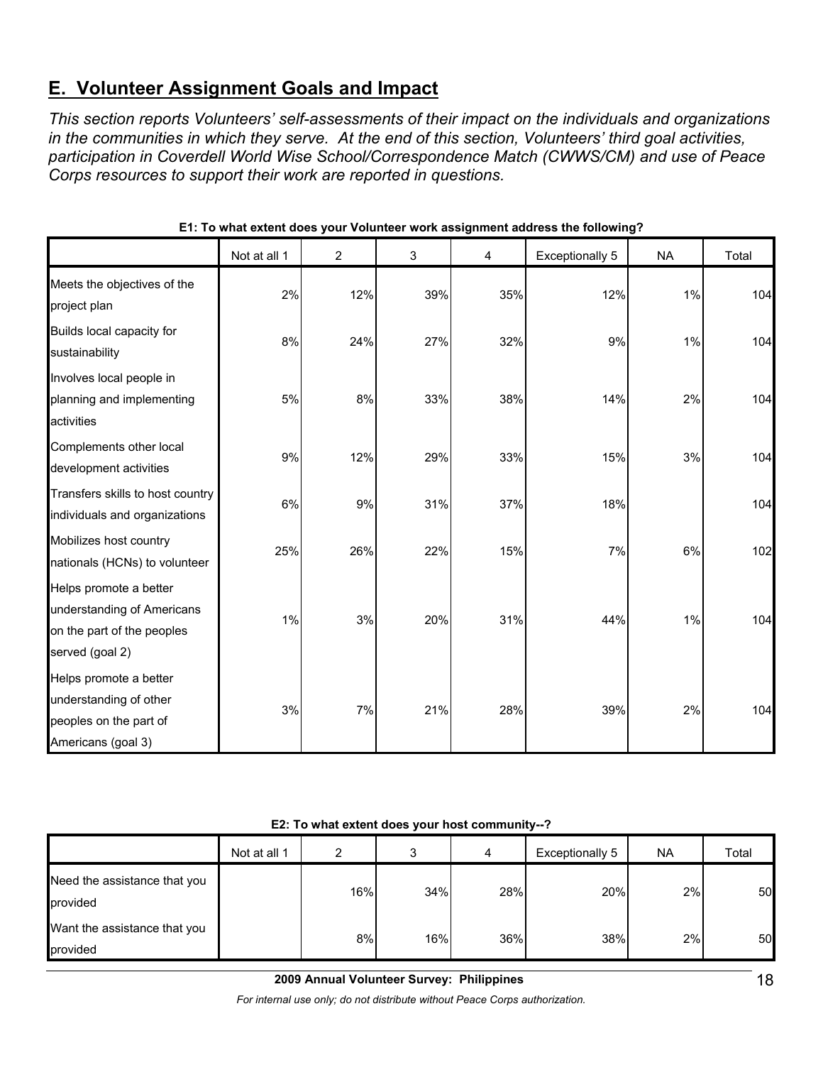## E. Volunteer Assignment Goals and Impact

*This section reports Volunteers' self-assessments of their impact on the individuals and organizations in the communities in which they serve. At the end of this section, Volunteers' third goal activities, participation in Coverdell World Wise School/Correspondence Match (CWWS/CM) and use of Peace Corps resources to support their work are reported in questions.*

**E1: To what extent does your Volunteer work assignment address the following?**

| | Not at all 1 | 2 | 3 | 4 | Exceptionally 5 | NA | Total |
|---|---|---|---|---|---|---|---|
| Meets the objectives of the project plan | 2% | 12% | 39% | 35% | 12% | 1% | 104 |
| Builds local capacity for sustainability | 8% | 24% | 27% | 32% | 9% | 1% | 104 |
| Involves local people in planning and implementing activities | 5% | 8% | 33% | 38% | 14% | 2% | 104 |
| Complements other local development activities | 9% | 12% | 29% | 33% | 15% | 3% | 104 |
| Transfers skills to host country individuals and organizations | 6% | 9% | 31% | 37% | 18% | | 104 |
| Mobilizes host country nationals (HCNs) to volunteer | 25% | 26% | 22% | 15% | 7% | 6% | 102 |
| Helps promote a better understanding of Americans on the part of the peoples served (goal 2) | 1% | 3% | 20% | 31% | 44% | 1% | 104 |
| Helps promote a better understanding of other peoples on the part of Americans (goal 3) | 3% | 7% | 21% | 28% | 39% | 2% | 104 |

**E2: To what extent does your host community--?**

| | Not at all 1 | 2 | 3 | 4 | Exceptionally 5 | NA | Total |
|---|---|---|---|---|---|---|---|
| Need the assistance that you provided | | 16% | 34% | 28% | 20% | 2% | 50 |
| Want the assistance that you provided | | 8% | 16% | 36% | 38% | 2% | 50 |

**2009 Annual Volunteer Survey: Philippines**

*For internal use only; do not distribute without Peace Corps authorization.*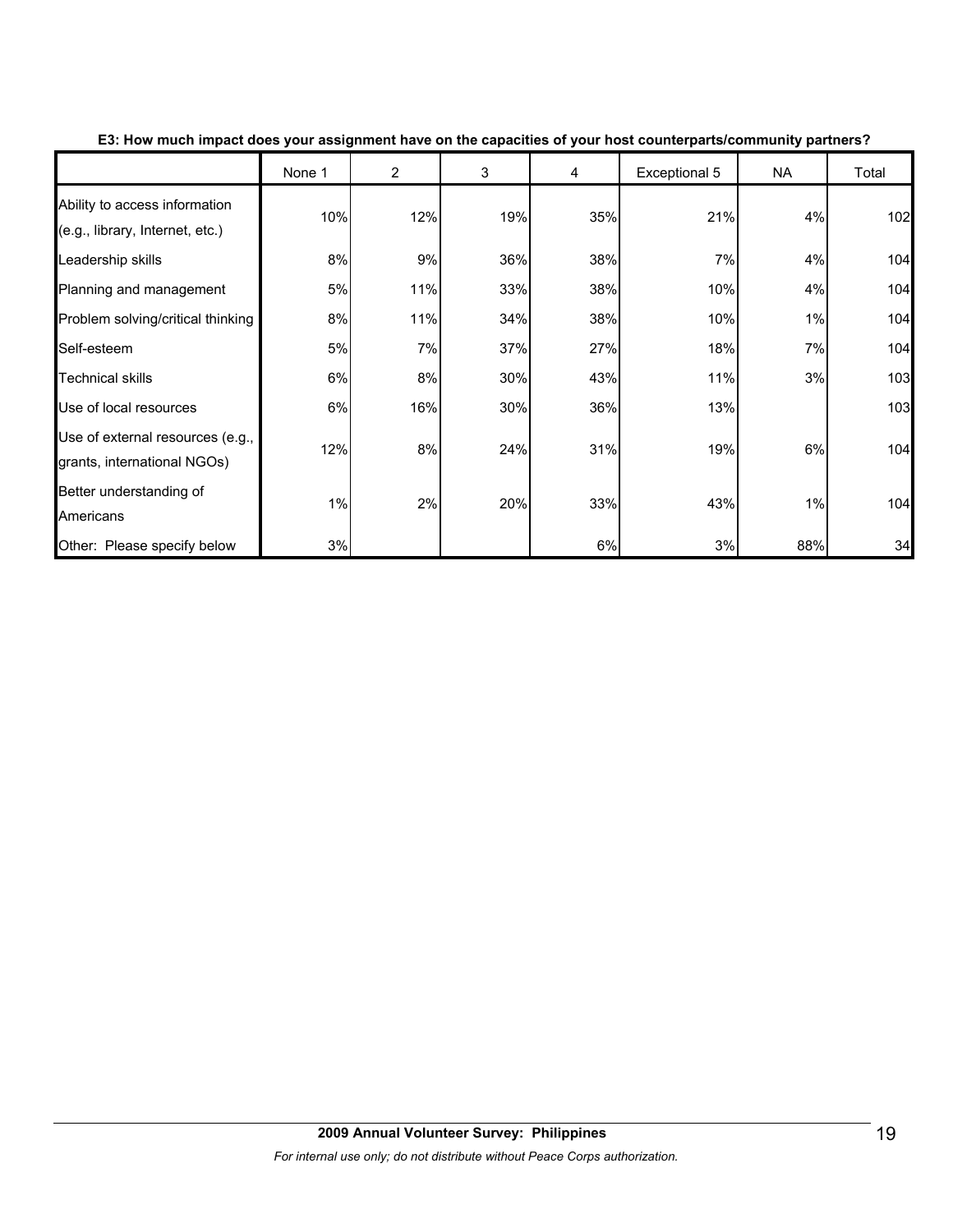**E3: How much impact does your assignment have on the capacities of your host counterparts/community partners?**

| | None 1 | 2 | 3 | 4 | Exceptional 5 | NA | Total |
|---|---|---|---|---|---|---|---|
| Ability to access information (e.g., library, Internet, etc.) | 10% | 12% | 19% | 35% | 21% | 4% | 102 |
| Leadership skills | 8% | 9% | 36% | 38% | 7% | 4% | 104 |
| Planning and management | 5% | 11% | 33% | 38% | 10% | 4% | 104 |
| Problem solving/critical thinking | 8% | 11% | 34% | 38% | 10% | 1% | 104 |
| Self-esteem | 5% | 7% | 37% | 27% | 18% | 7% | 104 |
| Technical skills | 6% | 8% | 30% | 43% | 11% | 3% | 103 |
| Use of local resources | 6% | 16% | 30% | 36% | 13% | | 103 |
| Use of external resources (e.g., grants, international NGOs) | 12% | 8% | 24% | 31% | 19% | 6% | 104 |
| Better understanding of Americans | 1% | 2% | 20% | 33% | 43% | 1% | 104 |
| Other: Please specify below | 3% | | | 6% | 3% | 88% | 34 |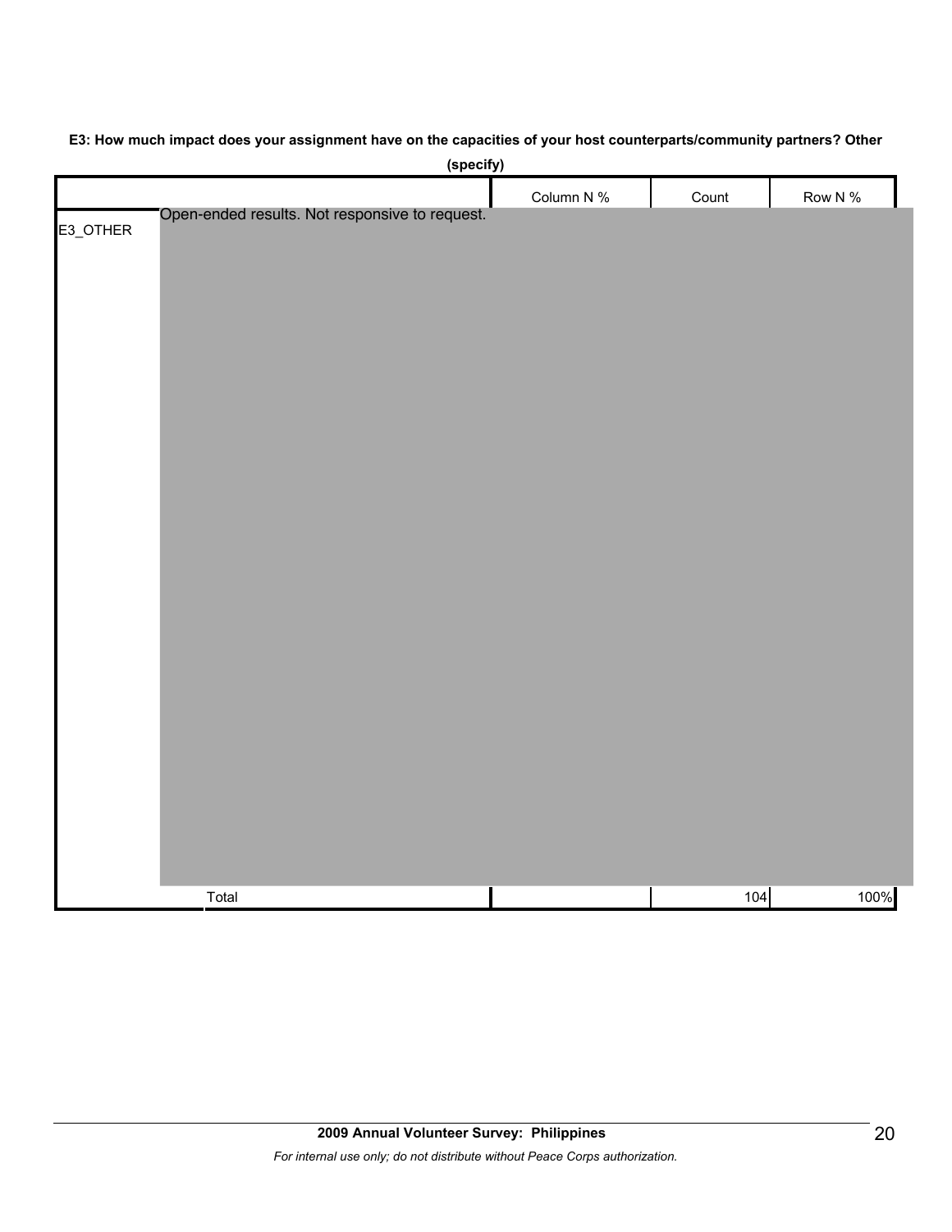**E3: How much impact does your assignment have on the capacities of your host counterparts/community partners? Other (specify)**

| | | Column N % | Count | Row N % |
|---|---|---|---|---|
| E3_OTHER | Open-ended results. Not responsive to request. | | | |
| | Total | | 104 | 100% |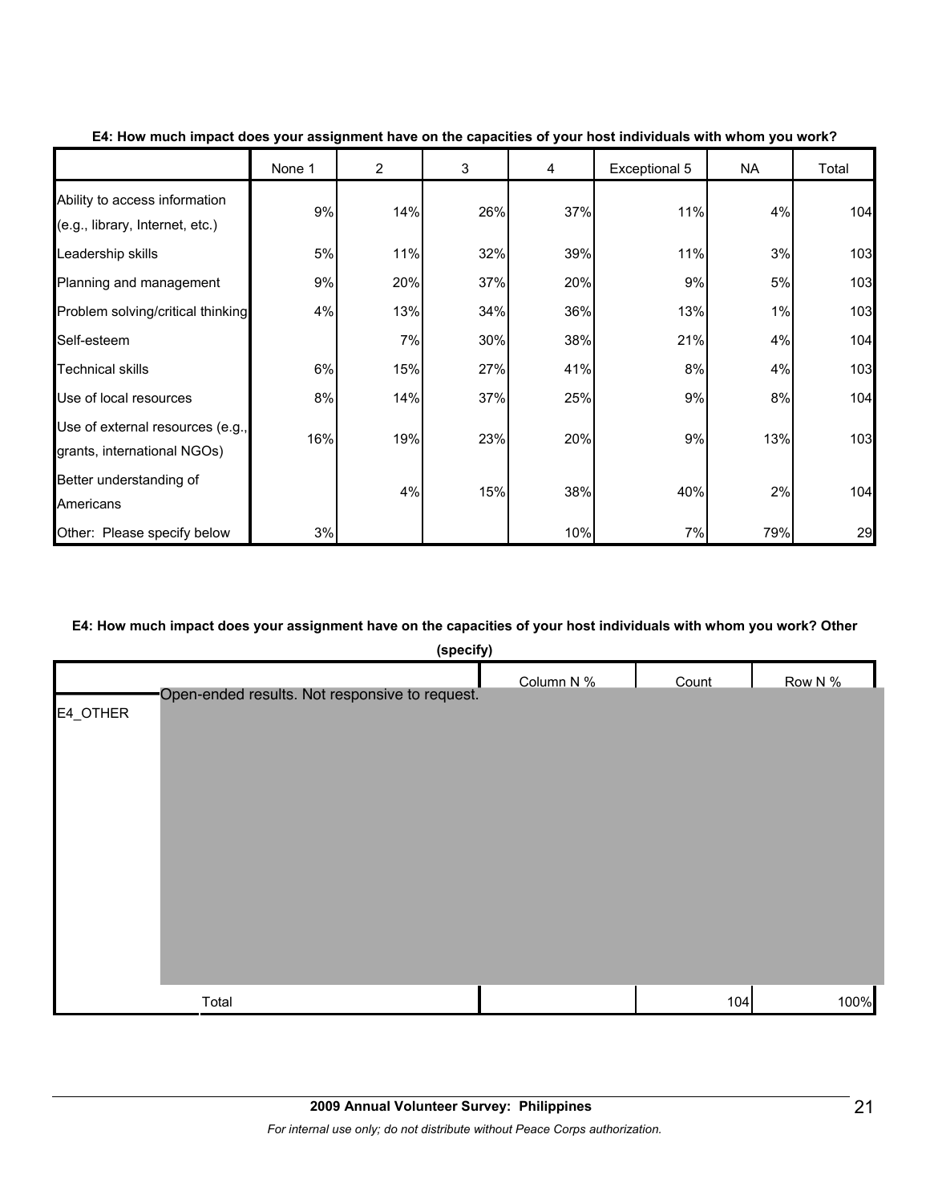**E4: How much impact does your assignment have on the capacities of your host individuals with whom you work?**

| | None 1 | 2 | 3 | 4 | Exceptional 5 | NA | Total |
|---|---|---|---|---|---|---|---|
| Ability to access information (e.g., library, Internet, etc.) | 9% | 14% | 26% | 37% | 11% | 4% | 104 |
| Leadership skills | 5% | 11% | 32% | 39% | 11% | 3% | 103 |
| Planning and management | 9% | 20% | 37% | 20% | 9% | 5% | 103 |
| Problem solving/critical thinking | 4% | 13% | 34% | 36% | 13% | 1% | 103 |
| Self-esteem | | 7% | 30% | 38% | 21% | 4% | 104 |
| Technical skills | 6% | 15% | 27% | 41% | 8% | 4% | 103 |
| Use of local resources | 8% | 14% | 37% | 25% | 9% | 8% | 104 |
| Use of external resources (e.g., grants, international NGOs) | 16% | 19% | 23% | 20% | 9% | 13% | 103 |
| Better understanding of Americans | | 4% | 15% | 38% | 40% | 2% | 104 |
| Other: Please specify below | 3% | | | 10% | 7% | 79% | 29 |

**E4: How much impact does your assignment have on the capacities of your host individuals with whom you work? Other (specify)**

| | | Column N % | Count | Row N % |
|---|---|---|---|---|
| E4_OTHER | Open-ended results. Not responsive to request. | | | |
| | Total | | 104 | 100% |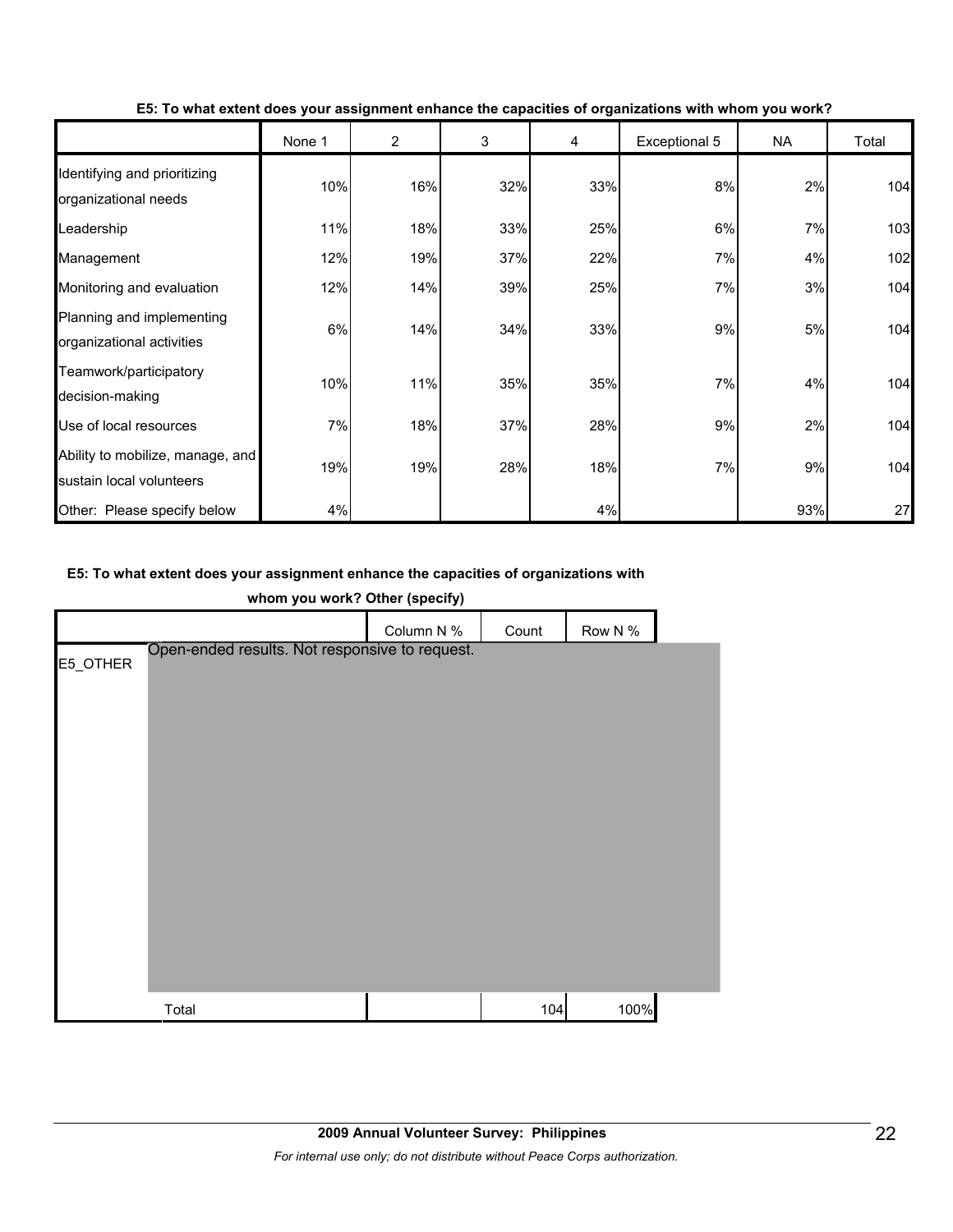**E5: To what extent does your assignment enhance the capacities of organizations with whom you work?**

| | None 1 | 2 | 3 | 4 | Exceptional 5 | NA | Total |
|---|---|---|---|---|---|---|---|
| Identifying and prioritizing organizational needs | 10% | 16% | 32% | 33% | 8% | 2% | 104 |
| Leadership | 11% | 18% | 33% | 25% | 6% | 7% | 103 |
| Management | 12% | 19% | 37% | 22% | 7% | 4% | 102 |
| Monitoring and evaluation | 12% | 14% | 39% | 25% | 7% | 3% | 104 |
| Planning and implementing organizational activities | 6% | 14% | 34% | 33% | 9% | 5% | 104 |
| Teamwork/participatory decision-making | 10% | 11% | 35% | 35% | 7% | 4% | 104 |
| Use of local resources | 7% | 18% | 37% | 28% | 9% | 2% | 104 |
| Ability to mobilize, manage, and sustain local volunteers | 19% | 19% | 28% | 18% | 7% | 9% | 104 |
| Other: Please specify below | 4% | | | 4% | | 93% | 27 |

**E5: To what extent does your assignment enhance the capacities of organizations with whom you work? Other (specify)**

| | | Column N % | Count | Row N % |
|---|---|---|---|---|
| E5_OTHER | Open-ended results. Not responsive to request. | | | |
| | Total | | 104 | 100% |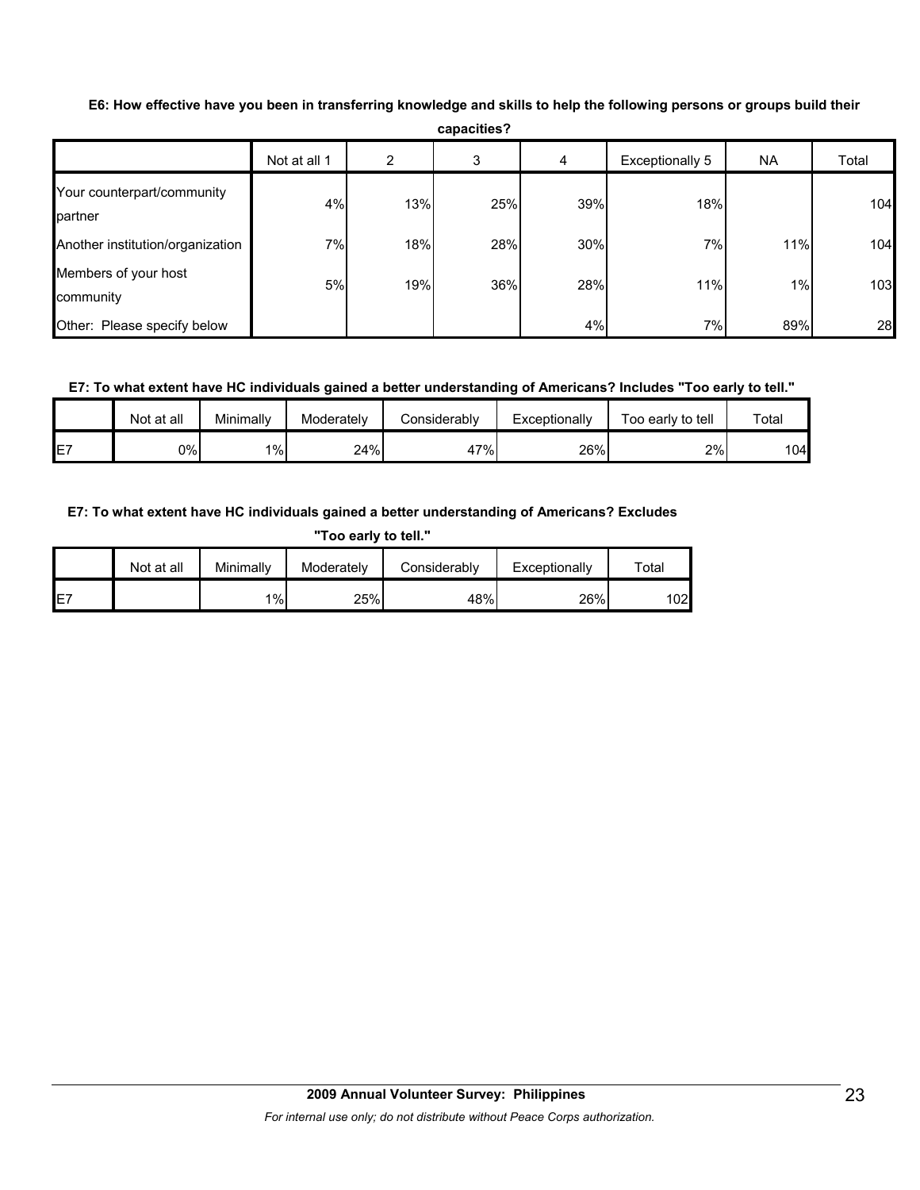**E6: How effective have you been in transferring knowledge and skills to help the following persons or groups build their capacities?**

| | Not at all 1 | 2 | 3 | 4 | Exceptionally 5 | NA | Total |
|---|---|---|---|---|---|---|---|
| Your counterpart/community partner | 4% | 13% | 25% | 39% | 18% | | 104 |
| Another institution/organization | 7% | 18% | 28% | 30% | 7% | 11% | 104 |
| Members of your host community | 5% | 19% | 36% | 28% | 11% | 1% | 103 |
| Other: Please specify below | | | | 4% | 7% | 89% | 28 |

**E7: To what extent have HC individuals gained a better understanding of Americans? Includes "Too early to tell."**

| | Not at all | Minimally | Moderately | Considerably | Exceptionally | Too early to tell | Total |
|---|---|---|---|---|---|---|---|
| E7 | 0% | 1% | 24% | 47% | 26% | 2% | 104 |

**E7: To what extent have HC individuals gained a better understanding of Americans? Excludes "Too early to tell."**

| | Not at all | Minimally | Moderately | Considerably | Exceptionally | Total |
|---|---|---|---|---|---|---|
| E7 | | 1% | 25% | 48% | 26% | 102 |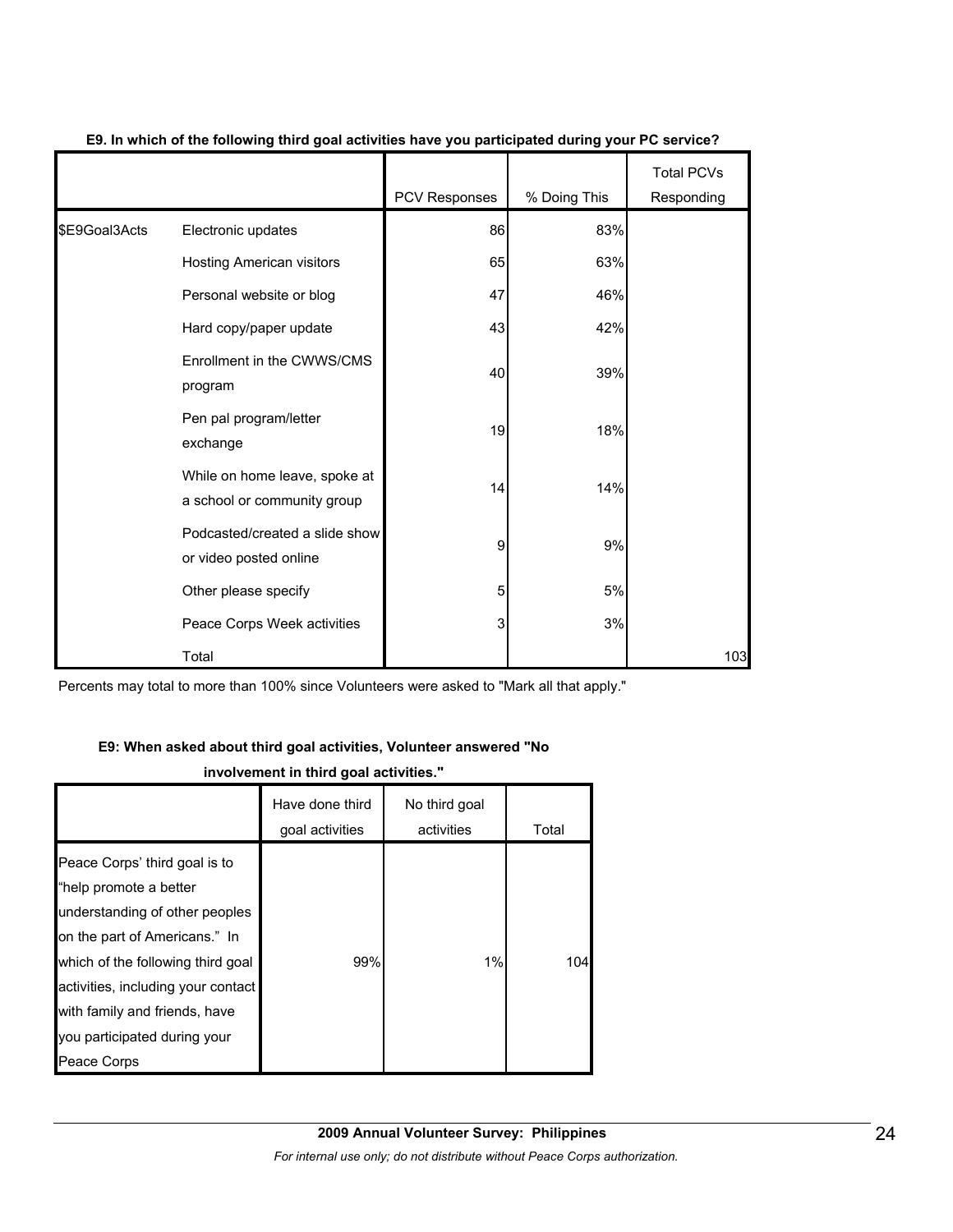**E9. In which of the following third goal activities have you participated during your PC service?**

| | | PCV Responses | % Doing This | Total PCVs Responding |
|---|---|---|---|---|
| $E9Goal3Acts | Electronic updates | 86 | 83% | |
| | Hosting American visitors | 65 | 63% | |
| | Personal website or blog | 47 | 46% | |
| | Hard copy/paper update | 43 | 42% | |
| | Enrollment in the CWWS/CMS program | 40 | 39% | |
| | Pen pal program/letter exchange | 19 | 18% | |
| | While on home leave, spoke at a school or community group | 14 | 14% | |
| | Podcasted/created a slide show or video posted online | 9 | 9% | |
| | Other please specify | 5 | 5% | |
| | Peace Corps Week activities | 3 | 3% | |
| | Total | | | 103 |

Percents may total to more than 100% since Volunteers were asked to "Mark all that apply."

**E9: When asked about third goal activities, Volunteer answered "No involvement in third goal activities."**

| | Have done third goal activities | No third goal activities | Total |
|---|---|---|---|
| Peace Corps' third goal is to "help promote a better understanding of other peoples on the part of Americans." In which of the following third goal activities, including your contact with family and friends, have you participated during your Peace Corps | 99% | 1% | 104 |

**2009 Annual Volunteer Survey: Philippines**

*For internal use only; do not distribute without Peace Corps authorization.*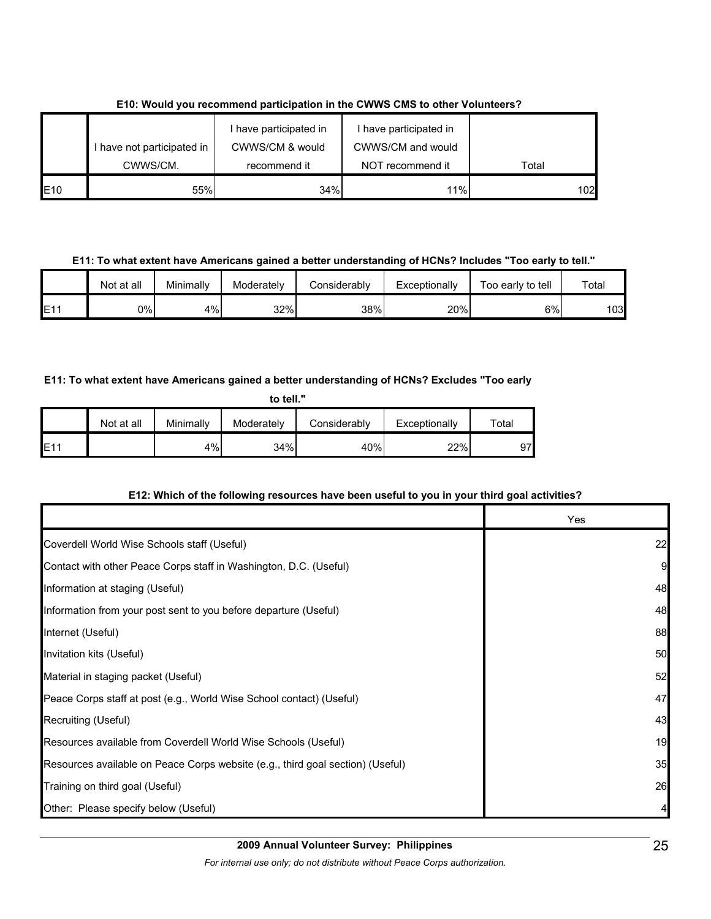**E10: Would you recommend participation in the CWWS CMS to other Volunteers?**

| | I have not participated in CWWS/CM. | I have participated in CWWS/CM & would recommend it | I have participated in CWWS/CM and would NOT recommend it | Total |
|---|---|---|---|---|
| E10 | 55% | 34% | 11% | 102 |

**E11: To what extent have Americans gained a better understanding of HCNs? Includes "Too early to tell."**

| | Not at all | Minimally | Moderately | Considerably | Exceptionally | Too early to tell | Total |
|---|---|---|---|---|---|---|---|
| E11 | 0% | 4% | 32% | 38% | 20% | 6% | 103 |

**E11: To what extent have Americans gained a better understanding of HCNs? Excludes "Too early to tell."**

| | Not at all | Minimally | Moderately | Considerably | Exceptionally | Total |
|---|---|---|---|---|---|---|
| E11 | | 4% | 34% | 40% | 22% | 97 |

**E12: Which of the following resources have been useful to you in your third goal activities?**

| | Yes |
|---|---|
| Coverdell World Wise Schools staff (Useful) | 22 |
| Contact with other Peace Corps staff in Washington, D.C. (Useful) | 9 |
| Information at staging (Useful) | 48 |
| Information from your post sent to you before departure (Useful) | 48 |
| Internet (Useful) | 88 |
| Invitation kits (Useful) | 50 |
| Material in staging packet (Useful) | 52 |
| Peace Corps staff at post (e.g., World Wise School contact) (Useful) | 47 |
| Recruiting (Useful) | 43 |
| Resources available from Coverdell World Wise Schools (Useful) | 19 |
| Resources available on Peace Corps website (e.g., third goal section) (Useful) | 35 |
| Training on third goal (Useful) | 26 |
| Other: Please specify below (Useful) | 4 |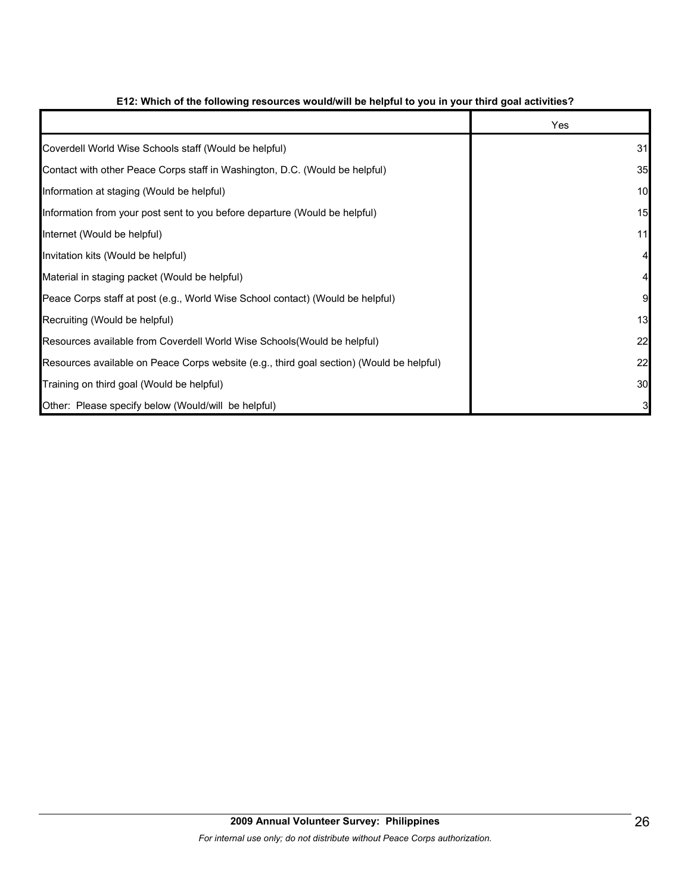**E12: Which of the following resources would/will be helpful to you in your third goal activities?**

| | Yes |
|---|---|
| Coverdell World Wise Schools staff (Would be helpful) | 31 |
| Contact with other Peace Corps staff in Washington, D.C. (Would be helpful) | 35 |
| Information at staging (Would be helpful) | 10 |
| Information from your post sent to you before departure (Would be helpful) | 15 |
| Internet (Would be helpful) | 11 |
| Invitation kits (Would be helpful) | 4 |
| Material in staging packet (Would be helpful) | 4 |
| Peace Corps staff at post (e.g., World Wise School contact) (Would be helpful) | 9 |
| Recruiting (Would be helpful) | 13 |
| Resources available from Coverdell World Wise Schools(Would be helpful) | 22 |
| Resources available on Peace Corps website (e.g., third goal section) (Would be helpful) | 22 |
| Training on third goal (Would be helpful) | 30 |
| Other: Please specify below (Would/will be helpful) | 3 |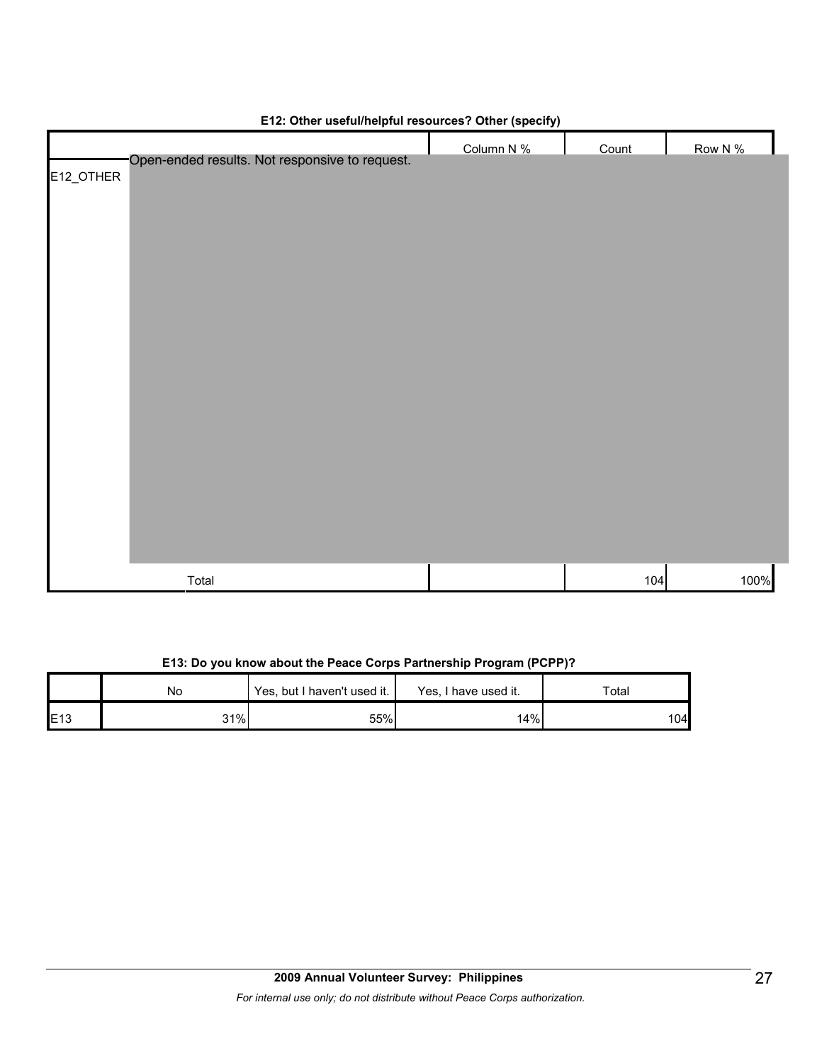**E12: Other useful/helpful resources? Other (specify)**

| | | Column N % | Count | Row N % |
|---|---|---|---|---|
| E12_OTHER | Open-ended results. Not responsive to request. | | | |
| | Total | | 104 | 100% |

**E13: Do you know about the Peace Corps Partnership Program (PCPP)?**

| | No | Yes, but I haven't used it. | Yes, I have used it. | Total |
|---|---|---|---|---|
| E13 | 31% | 55% | 14% | 104 |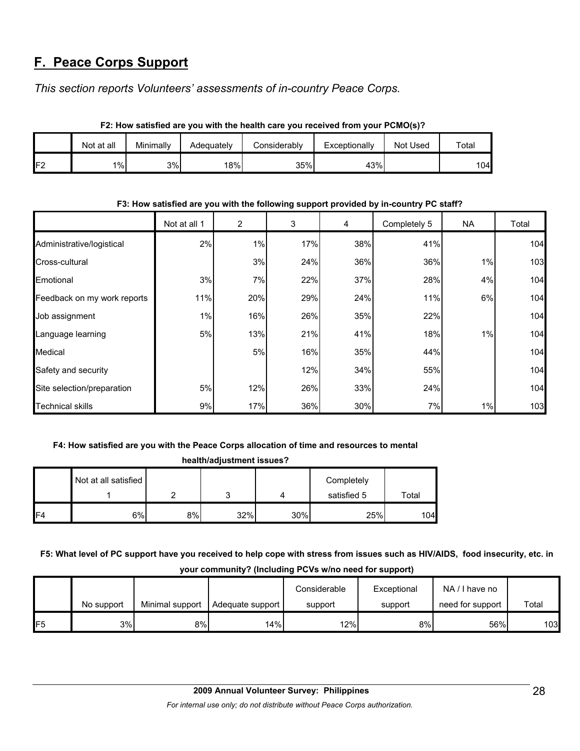## F. Peace Corps Support

*This section reports Volunteers' assessments of in-country Peace Corps.*

**F2: How satisfied are you with the health care you received from your PCMO(s)?**

| | Not at all | Minimally | Adequately | Considerably | Exceptionally | Not Used | Total |
|---|---|---|---|---|---|---|---|
| F2 | 1% | 3% | 18% | 35% | 43% | | 104 |

**F3: How satisfied are you with the following support provided by in-country PC staff?**

| | Not at all 1 | 2 | 3 | 4 | Completely 5 | NA | Total |
|---|---|---|---|---|---|---|---|
| Administrative/logistical | 2% | 1% | 17% | 38% | 41% | | 104 |
| Cross-cultural | | 3% | 24% | 36% | 36% | 1% | 103 |
| Emotional | 3% | 7% | 22% | 37% | 28% | 4% | 104 |
| Feedback on my work reports | 11% | 20% | 29% | 24% | 11% | 6% | 104 |
| Job assignment | 1% | 16% | 26% | 35% | 22% | | 104 |
| Language learning | 5% | 13% | 21% | 41% | 18% | 1% | 104 |
| Medical | | 5% | 16% | 35% | 44% | | 104 |
| Safety and security | | | 12% | 34% | 55% | | 104 |
| Site selection/preparation | 5% | 12% | 26% | 33% | 24% | | 104 |
| Technical skills | 9% | 17% | 36% | 30% | 7% | 1% | 103 |

**F4: How satisfied are you with the Peace Corps allocation of time and resources to mental health/adjustment issues?**

| | Not at all satisfied 1 | 2 | 3 | 4 | Completely satisfied 5 | Total |
|---|---|---|---|---|---|---|
| F4 | 6% | 8% | 32% | 30% | 25% | 104 |

**F5: What level of PC support have you received to help cope with stress from issues such as HIV/AIDS, food insecurity, etc. in your community? (Including PCVs w/no need for support)**

| | No support | Minimal support | Adequate support | Considerable support | Exceptional support | NA / I have no need for support | Total |
|---|---|---|---|---|---|---|---|
| F5 | 3% | 8% | 14% | 12% | 8% | 56% | 103 |

**2009 Annual Volunteer Survey: Philippines**

*For internal use only; do not distribute without Peace Corps authorization.*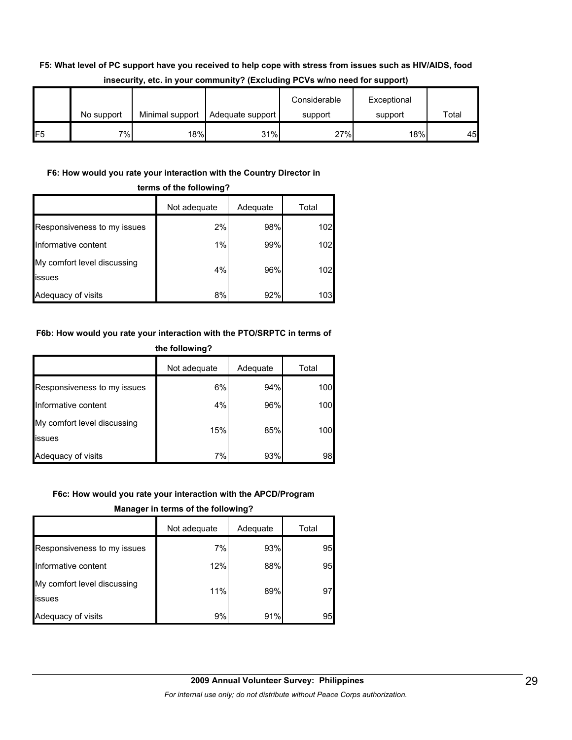**F5: What level of PC support have you received to help cope with stress from issues such as HIV/AIDS, food insecurity, etc. in your community? (Excluding PCVs w/no need for support)**

| | No support | Minimal support | Adequate support | Considerable support | Exceptional support | Total |
|---|---|---|---|---|---|---|
| F5 | 7% | 18% | 31% | 27% | 18% | 45 |

**F6: How would you rate your interaction with the Country Director in terms of the following?**

| | Not adequate | Adequate | Total |
|---|---|---|---|
| Responsiveness to my issues | 2% | 98% | 102 |
| Informative content | 1% | 99% | 102 |
| My comfort level discussing issues | 4% | 96% | 102 |
| Adequacy of visits | 8% | 92% | 103 |

**F6b: How would you rate your interaction with the PTO/SRPTC in terms of the following?**

| | Not adequate | Adequate | Total |
|---|---|---|---|
| Responsiveness to my issues | 6% | 94% | 100 |
| Informative content | 4% | 96% | 100 |
| My comfort level discussing issues | 15% | 85% | 100 |
| Adequacy of visits | 7% | 93% | 98 |

**F6c: How would you rate your interaction with the APCD/Program Manager in terms of the following?**

| | Not adequate | Adequate | Total |
|---|---|---|---|
| Responsiveness to my issues | 7% | 93% | 95 |
| Informative content | 12% | 88% | 95 |
| My comfort level discussing issues | 11% | 89% | 97 |
| Adequacy of visits | 9% | 91% | 95 |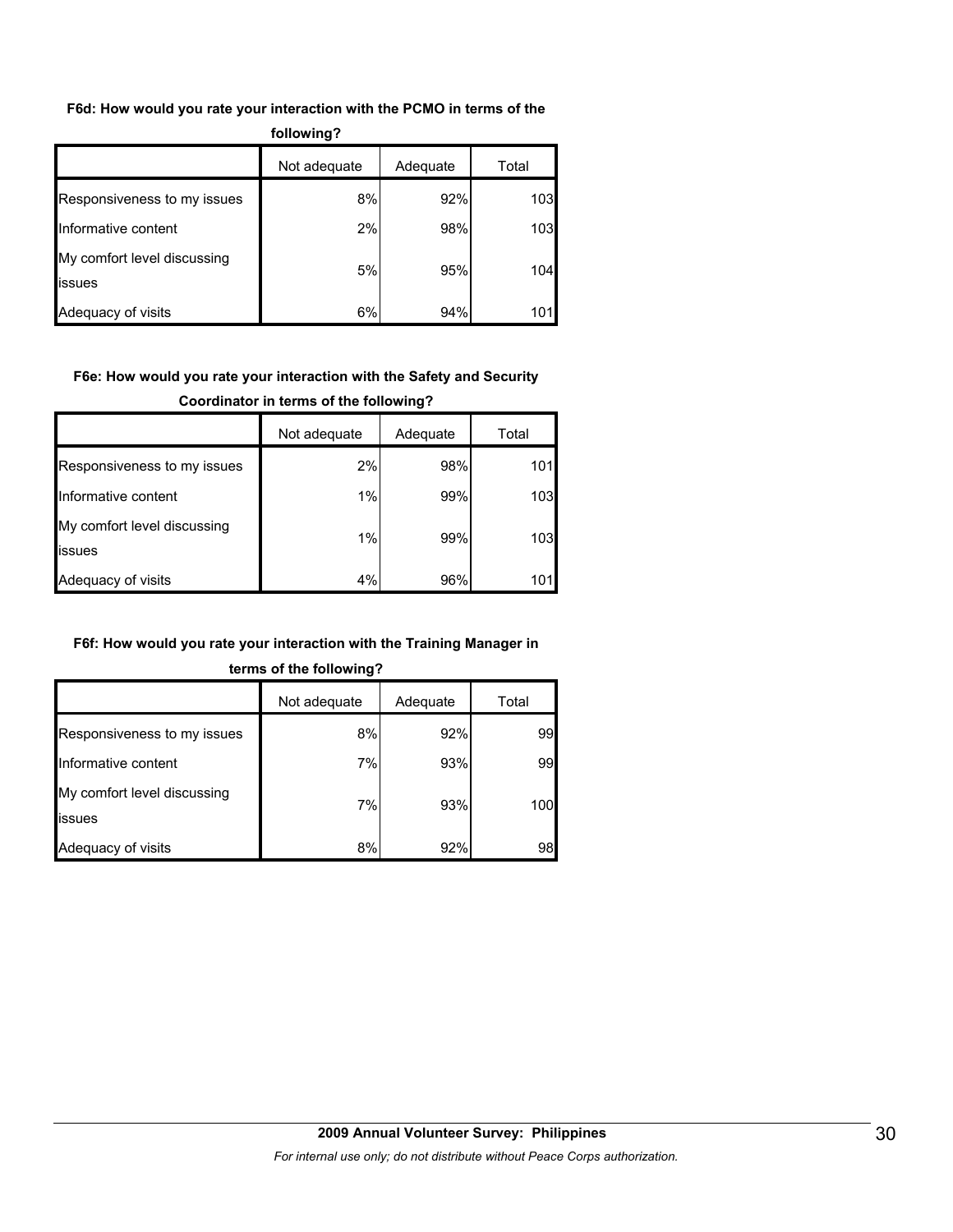**F6d: How would you rate your interaction with the PCMO in terms of the following?**

| | Not adequate | Adequate | Total |
|---|---|---|---|
| Responsiveness to my issues | 8% | 92% | 103 |
| Informative content | 2% | 98% | 103 |
| My comfort level discussing issues | 5% | 95% | 104 |
| Adequacy of visits | 6% | 94% | 101 |

**F6e: How would you rate your interaction with the Safety and Security Coordinator in terms of the following?**

| | Not adequate | Adequate | Total |
|---|---|---|---|
| Responsiveness to my issues | 2% | 98% | 101 |
| Informative content | 1% | 99% | 103 |
| My comfort level discussing issues | 1% | 99% | 103 |
| Adequacy of visits | 4% | 96% | 101 |

**F6f: How would you rate your interaction with the Training Manager in terms of the following?**

| | Not adequate | Adequate | Total |
|---|---|---|---|
| Responsiveness to my issues | 8% | 92% | 99 |
| Informative content | 7% | 93% | 99 |
| My comfort level discussing issues | 7% | 93% | 100 |
| Adequacy of visits | 8% | 92% | 98 |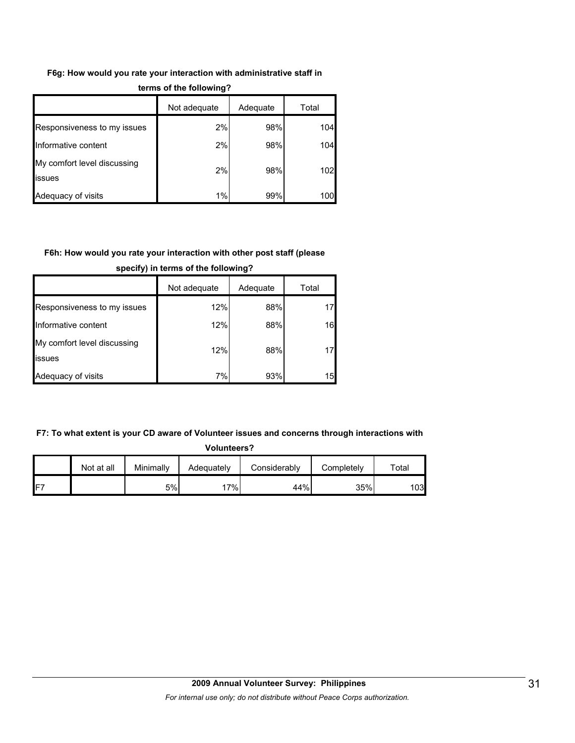**F6g: How would you rate your interaction with administrative staff in terms of the following?**

| | Not adequate | Adequate | Total |
|---|---|---|---|
| Responsiveness to my issues | 2% | 98% | 104 |
| Informative content | 2% | 98% | 104 |
| My comfort level discussing issues | 2% | 98% | 102 |
| Adequacy of visits | 1% | 99% | 100 |

**F6h: How would you rate your interaction with other post staff (please specify) in terms of the following?**

| | Not adequate | Adequate | Total |
|---|---|---|---|
| Responsiveness to my issues | 12% | 88% | 17 |
| Informative content | 12% | 88% | 16 |
| My comfort level discussing issues | 12% | 88% | 17 |
| Adequacy of visits | 7% | 93% | 15 |

**F7: To what extent is your CD aware of Volunteer issues and concerns through interactions with Volunteers?**

| | Not at all | Minimally | Adequately | Considerably | Completely | Total |
|---|---|---|---|---|---|---|
| F7 | | 5% | 17% | 44% | 35% | 103 |

**2009 Annual Volunteer Survey: Philippines**

*For internal use only; do not distribute without Peace Corps authorization.*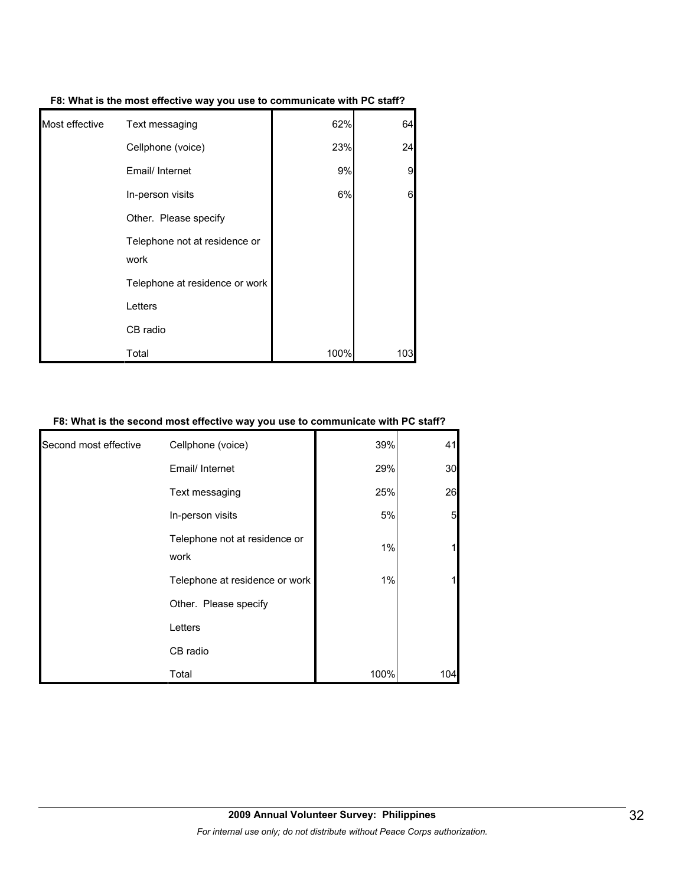**F8: What is the most effective way you use to communicate with PC staff?**

| | | | |
|---|---|---|---|
| Most effective | Text messaging | 62% | 64 |
| | Cellphone (voice) | 23% | 24 |
| | Email/ Internet | 9% | 9 |
| | In-person visits | 6% | 6 |
| | Other. Please specify | | |
| | Telephone not at residence or work | | |
| | Telephone at residence or work | | |
| | Letters | | |
| | CB radio | | |
| | Total | 100% | 103 |

**F8: What is the second most effective way you use to communicate with PC staff?**

| | | | |
|---|---|---|---|
| Second most effective | Cellphone (voice) | 39% | 41 |
| | Email/ Internet | 29% | 30 |
| | Text messaging | 25% | 26 |
| | In-person visits | 5% | 5 |
| | Telephone not at residence or work | 1% | 1 |
| | Telephone at residence or work | 1% | 1 |
| | Other. Please specify | | |
| | Letters | | |
| | CB radio | | |
| | Total | 100% | 104 |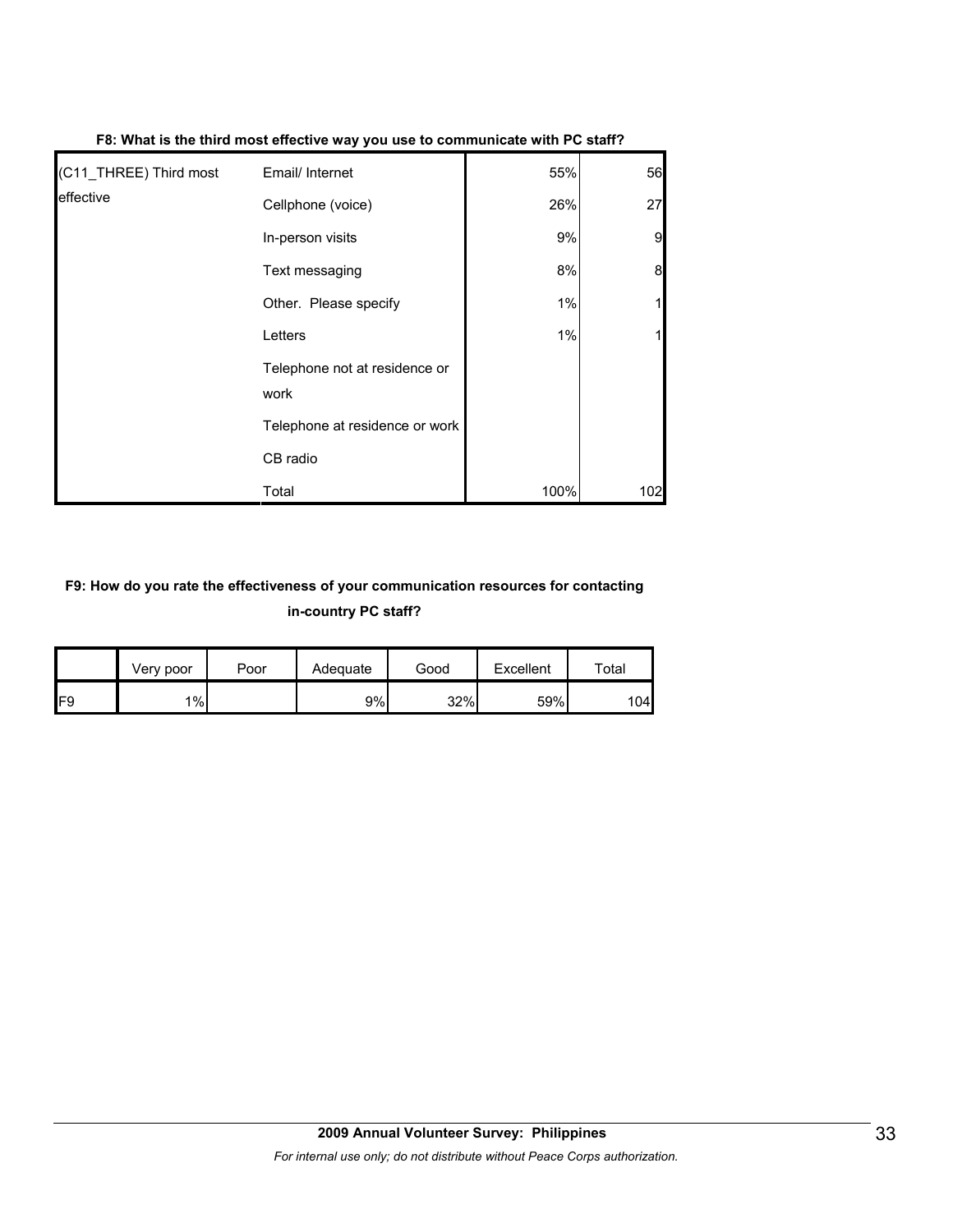**F8: What is the third most effective way you use to communicate with PC staff?**

| | | | |
|---|---|---|---|
| (C11_THREE) Third most effective | Email/ Internet | 55% | 56 |
| | Cellphone (voice) | 26% | 27 |
| | In-person visits | 9% | 9 |
| | Text messaging | 8% | 8 |
| | Other. Please specify | 1% | 1 |
| | Letters | 1% | 1 |
| | Telephone not at residence or work | | |
| | Telephone at residence or work | | |
| | CB radio | | |
| | Total | 100% | 102 |

**F9: How do you rate the effectiveness of your communication resources for contacting in-country PC staff?**

| | Very poor | Poor | Adequate | Good | Excellent | Total |
|---|---|---|---|---|---|---|
| F9 | 1% | | 9% | 32% | 59% | 104 |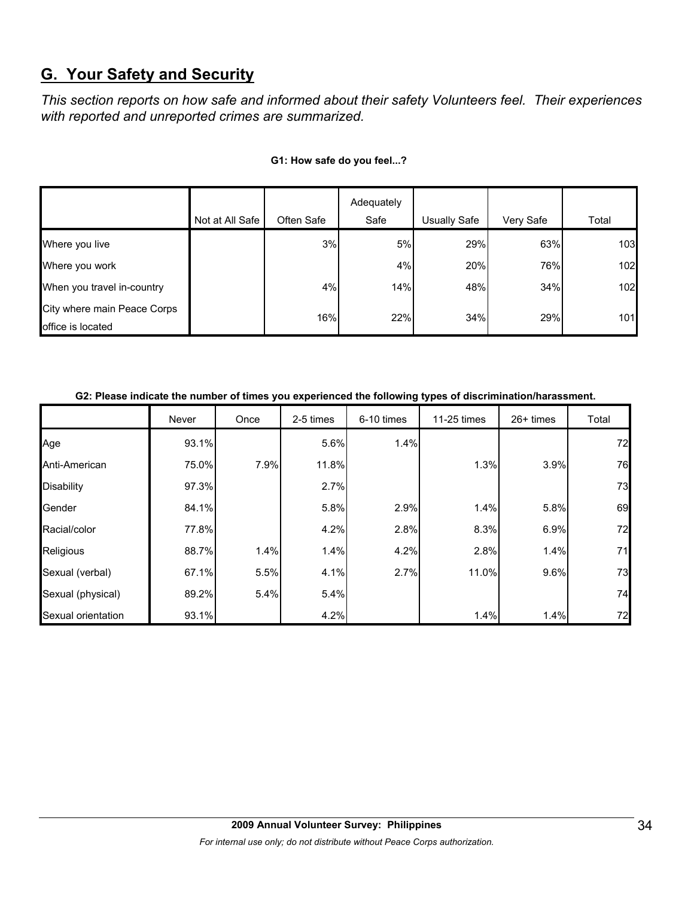## G. Your Safety and Security

*This section reports on how safe and informed about their safety Volunteers feel. Their experiences with reported and unreported crimes are summarized.*

**G1: How safe do you feel...?**

| | Not at All Safe | Often Safe | Adequately Safe | Usually Safe | Very Safe | Total |
|---|---|---|---|---|---|---|
| Where you live | | 3% | 5% | 29% | 63% | 103 |
| Where you work | | | 4% | 20% | 76% | 102 |
| When you travel in-country | | 4% | 14% | 48% | 34% | 102 |
| City where main Peace Corps office is located | | 16% | 22% | 34% | 29% | 101 |

**G2: Please indicate the number of times you experienced the following types of discrimination/harassment.**

| | Never | Once | 2-5 times | 6-10 times | 11-25 times | 26+ times | Total |
|---|---|---|---|---|---|---|---|
| Age | 93.1% | | 5.6% | 1.4% | | | 72 |
| Anti-American | 75.0% | 7.9% | 11.8% | | 1.3% | 3.9% | 76 |
| Disability | 97.3% | | 2.7% | | | | 73 |
| Gender | 84.1% | | 5.8% | 2.9% | 1.4% | 5.8% | 69 |
| Racial/color | 77.8% | | 4.2% | 2.8% | 8.3% | 6.9% | 72 |
| Religious | 88.7% | 1.4% | 1.4% | 4.2% | 2.8% | 1.4% | 71 |
| Sexual (verbal) | 67.1% | 5.5% | 4.1% | 2.7% | 11.0% | 9.6% | 73 |
| Sexual (physical) | 89.2% | 5.4% | 5.4% | | | | 74 |
| Sexual orientation | 93.1% | | 4.2% | | 1.4% | 1.4% | 72 |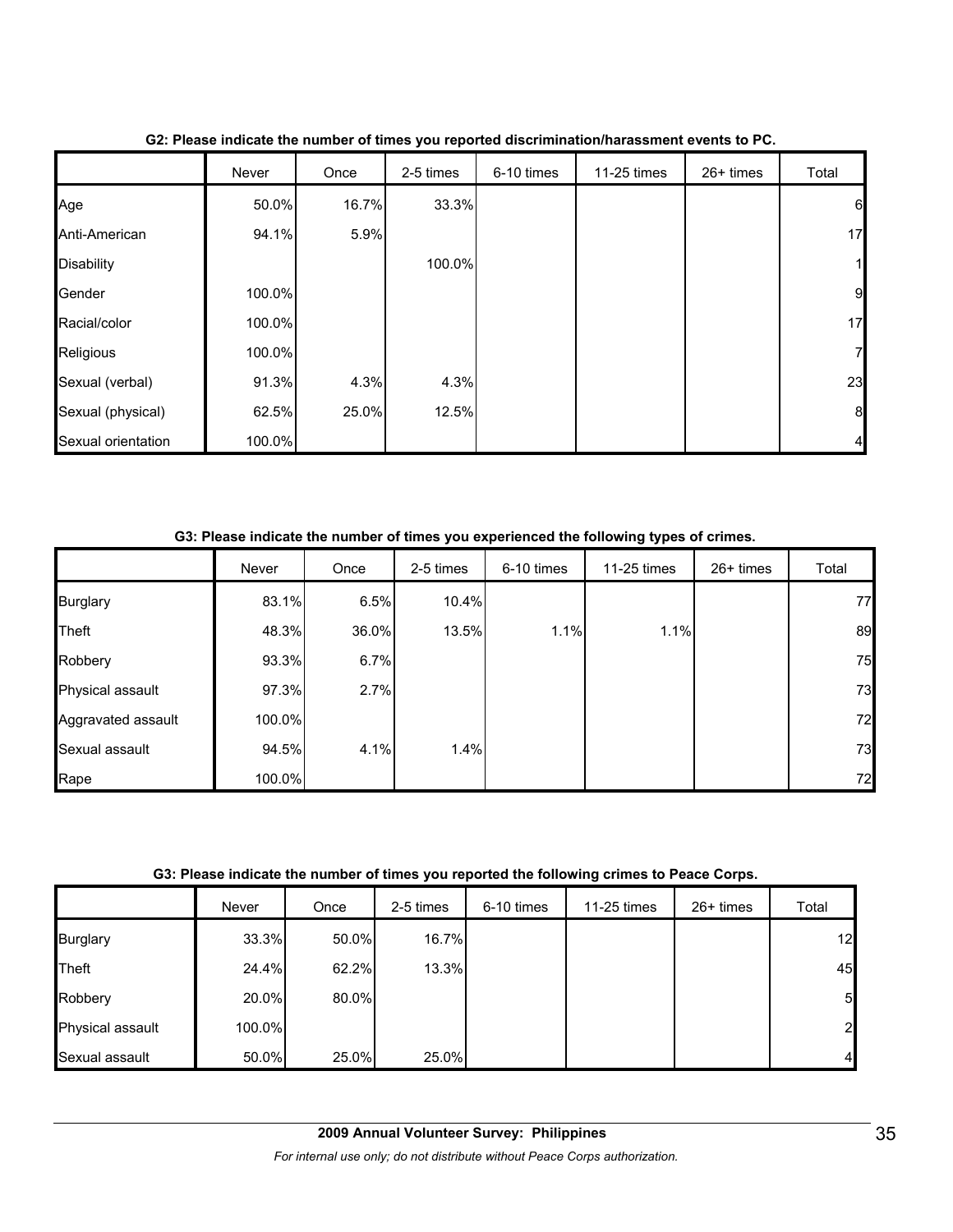**G2: Please indicate the number of times you reported discrimination/harassment events to PC.**

| | Never | Once | 2-5 times | 6-10 times | 11-25 times | 26+ times | Total |
|---|---|---|---|---|---|---|---|
| Age | 50.0% | 16.7% | 33.3% | | | | 6 |
| Anti-American | 94.1% | 5.9% | | | | | 17 |
| Disability | | | 100.0% | | | | 1 |
| Gender | 100.0% | | | | | | 9 |
| Racial/color | 100.0% | | | | | | 17 |
| Religious | 100.0% | | | | | | 7 |
| Sexual (verbal) | 91.3% | 4.3% | 4.3% | | | | 23 |
| Sexual (physical) | 62.5% | 25.0% | 12.5% | | | | 8 |
| Sexual orientation | 100.0% | | | | | | 4 |

**G3: Please indicate the number of times you experienced the following types of crimes.**

| | Never | Once | 2-5 times | 6-10 times | 11-25 times | 26+ times | Total |
|---|---|---|---|---|---|---|---|
| Burglary | 83.1% | 6.5% | 10.4% | | | | 77 |
| Theft | 48.3% | 36.0% | 13.5% | 1.1% | 1.1% | | 89 |
| Robbery | 93.3% | 6.7% | | | | | 75 |
| Physical assault | 97.3% | 2.7% | | | | | 73 |
| Aggravated assault | 100.0% | | | | | | 72 |
| Sexual assault | 94.5% | 4.1% | 1.4% | | | | 73 |
| Rape | 100.0% | | | | | | 72 |

**G3: Please indicate the number of times you reported the following crimes to Peace Corps.**

| | Never | Once | 2-5 times | 6-10 times | 11-25 times | 26+ times | Total |
|---|---|---|---|---|---|---|---|
| Burglary | 33.3% | 50.0% | 16.7% | | | | 12 |
| Theft | 24.4% | 62.2% | 13.3% | | | | 45 |
| Robbery | 20.0% | 80.0% | | | | | 5 |
| Physical assault | 100.0% | | | | | | 2 |
| Sexual assault | 50.0% | 25.0% | 25.0% | | | | 4 |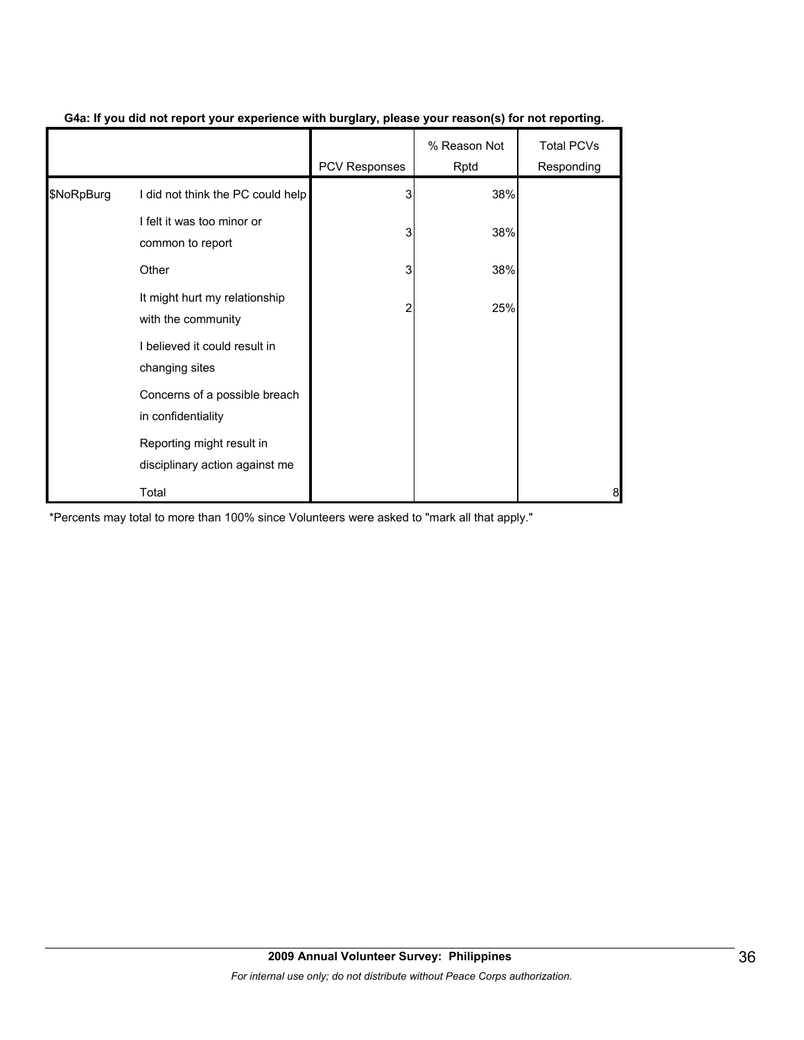**G4a: If you did not report your experience with burglary, please your reason(s) for not reporting.**

| | | PCV Responses | % Reason Not Rptd | Total PCVs Responding |
|---|---|---|---|---|
| $NoRpBurg | I did not think the PC could help | 3 | 38% | |
| | I felt it was too minor or common to report | 3 | 38% | |
| | Other | 3 | 38% | |
| | It might hurt my relationship with the community | 2 | 25% | |
| | I believed it could result in changing sites | | | |
| | Concerns of a possible breach in confidentiality | | | |
| | Reporting might result in disciplinary action against me | | | |
| | Total | | | 8 |

*Percents may total to more than 100% since Volunteers were asked to "mark all that apply."

**2009 Annual Volunteer Survey: Philippines**

*For internal use only; do not distribute without Peace Corps authorization.*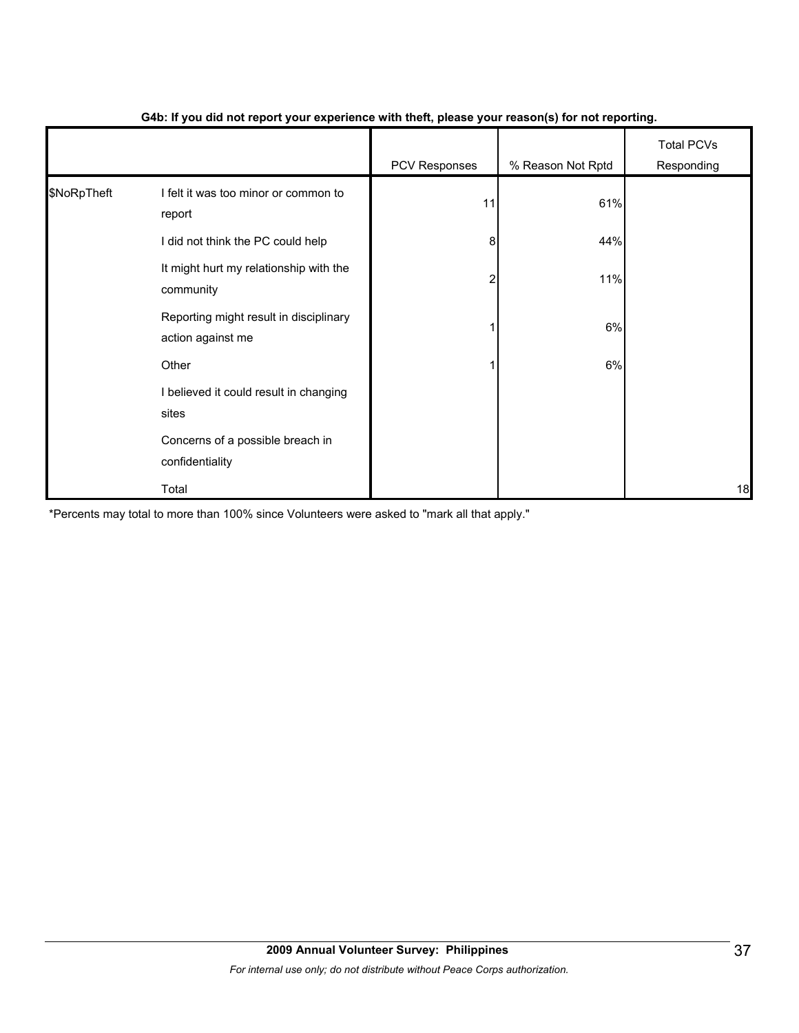**G4b: If you did not report your experience with theft, please your reason(s) for not reporting.**

| | | PCV Responses | % Reason Not Rptd | Total PCVs Responding |
|---|---|---|---|---|
| $NoRpTheft | I felt it was too minor or common to report | 11 | 61% | |
| | I did not think the PC could help | 8 | 44% | |
| | It might hurt my relationship with the community | 2 | 11% | |
| | Reporting might result in disciplinary action against me | 1 | 6% | |
| | Other | 1 | 6% | |
| | I believed it could result in changing sites | | | |
| | Concerns of a possible breach in confidentiality | | | |
| | Total | | | 18 |

*Percents may total to more than 100% since Volunteers were asked to "mark all that apply."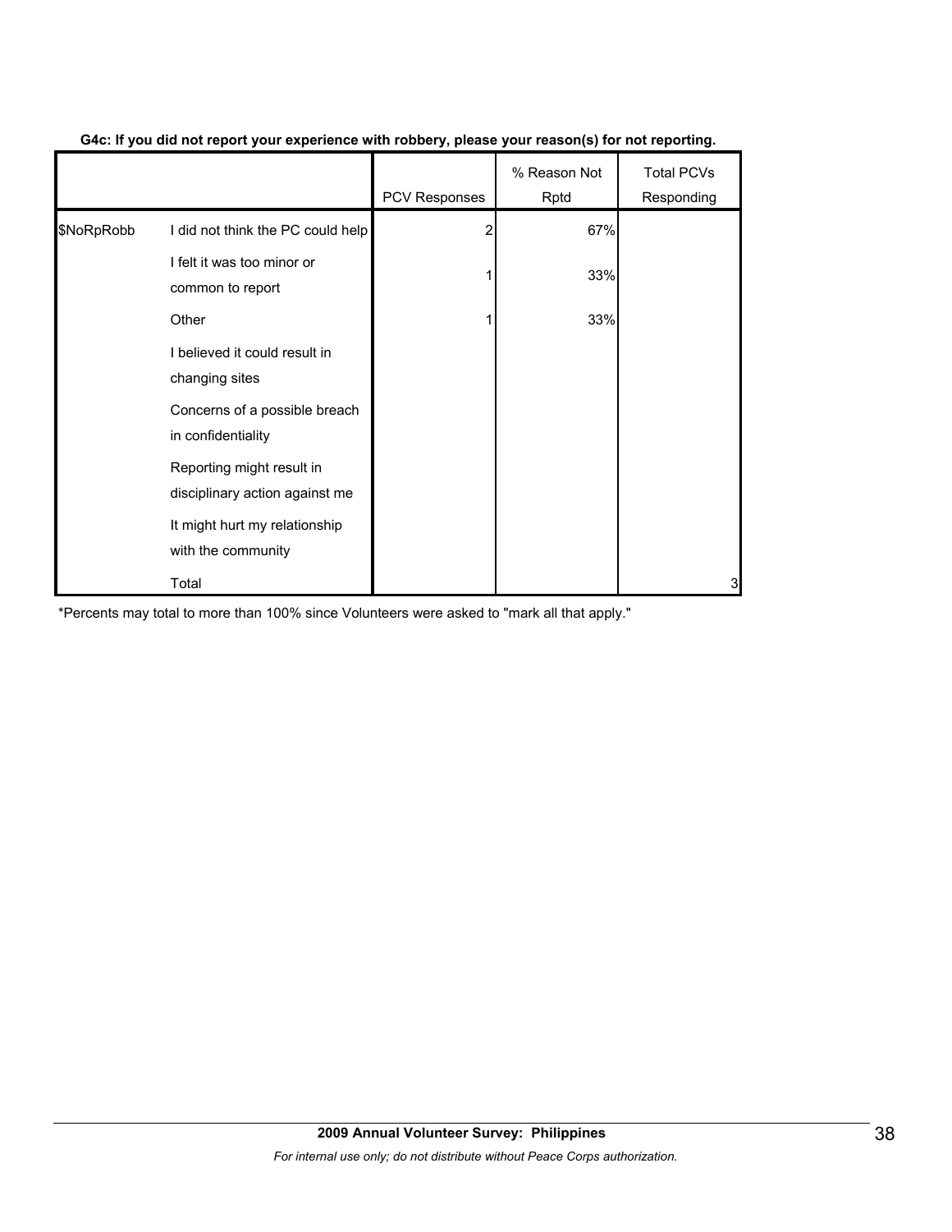**G4c: If you did not report your experience with robbery, please your reason(s) for not reporting.**

| | | PCV Responses | % Reason Not Rptd | Total PCVs Responding |
|---|---|---|---|---|
| $NoRpRobb | I did not think the PC could help | 2 | 67% | |
| | I felt it was too minor or common to report | 1 | 33% | |
| | Other | 1 | 33% | |
| | I believed it could result in changing sites | | | |
| | Concerns of a possible breach in confidentiality | | | |
| | Reporting might result in disciplinary action against me | | | |
| | It might hurt my relationship with the community | | | |
| | Total | | | 3 |

*Percents may total to more than 100% since Volunteers were asked to "mark all that apply."

**2009 Annual Volunteer Survey: Philippines**

*For internal use only; do not distribute without Peace Corps authorization.*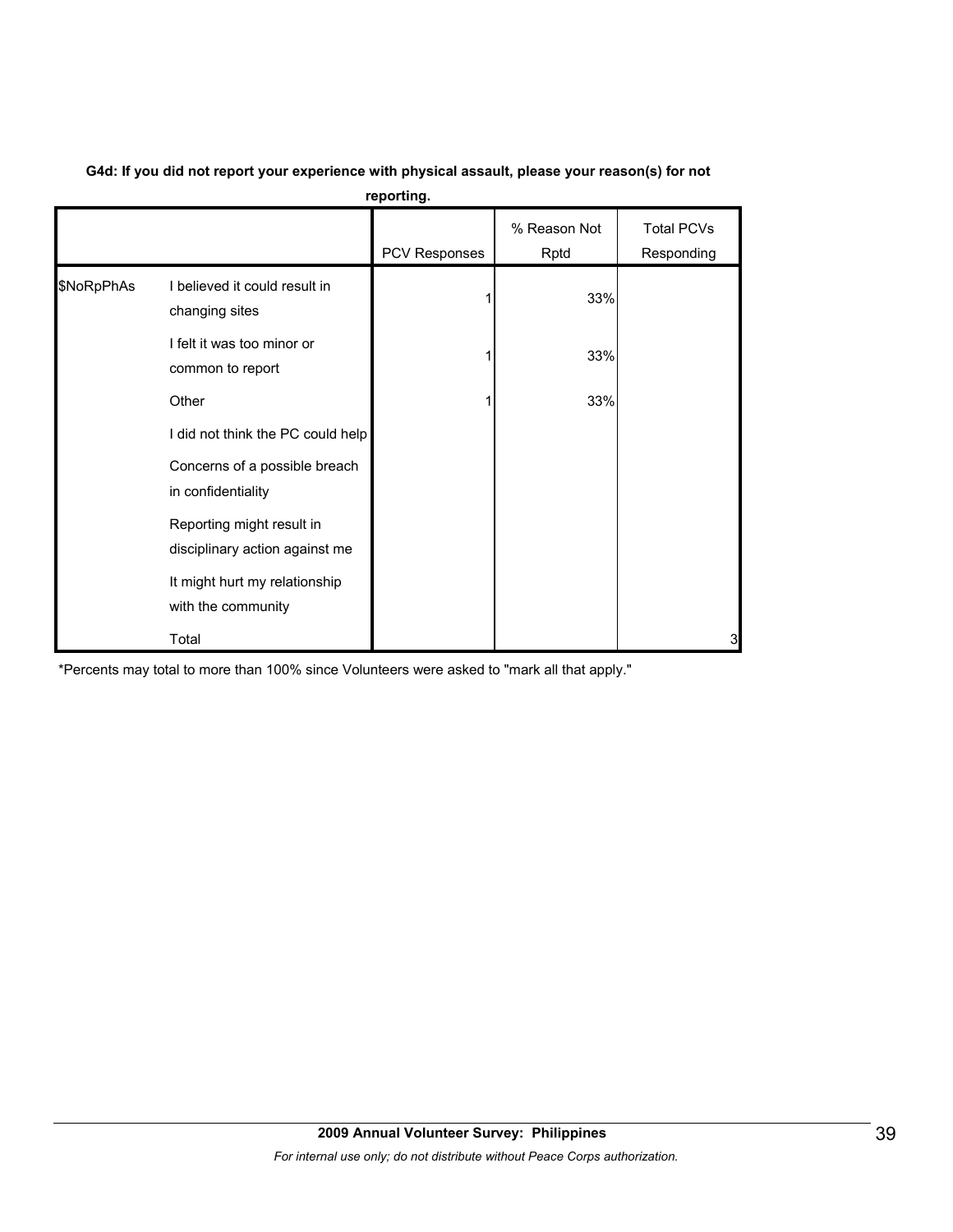**G4d: If you did not report your experience with physical assault, please your reason(s) for not reporting.**

| | | PCV Responses | % Reason Not Rptd | Total PCVs Responding |
|---|---|---|---|---|
| $NoRpPhAs | I believed it could result in changing sites | 1 | 33% | |
| | I felt it was too minor or common to report | 1 | 33% | |
| | Other | 1 | 33% | |
| | I did not think the PC could help | | | |
| | Concerns of a possible breach in confidentiality | | | |
| | Reporting might result in disciplinary action against me | | | |
| | It might hurt my relationship with the community | | | |
| | Total | | | 3 |

*Percents may total to more than 100% since Volunteers were asked to "mark all that apply."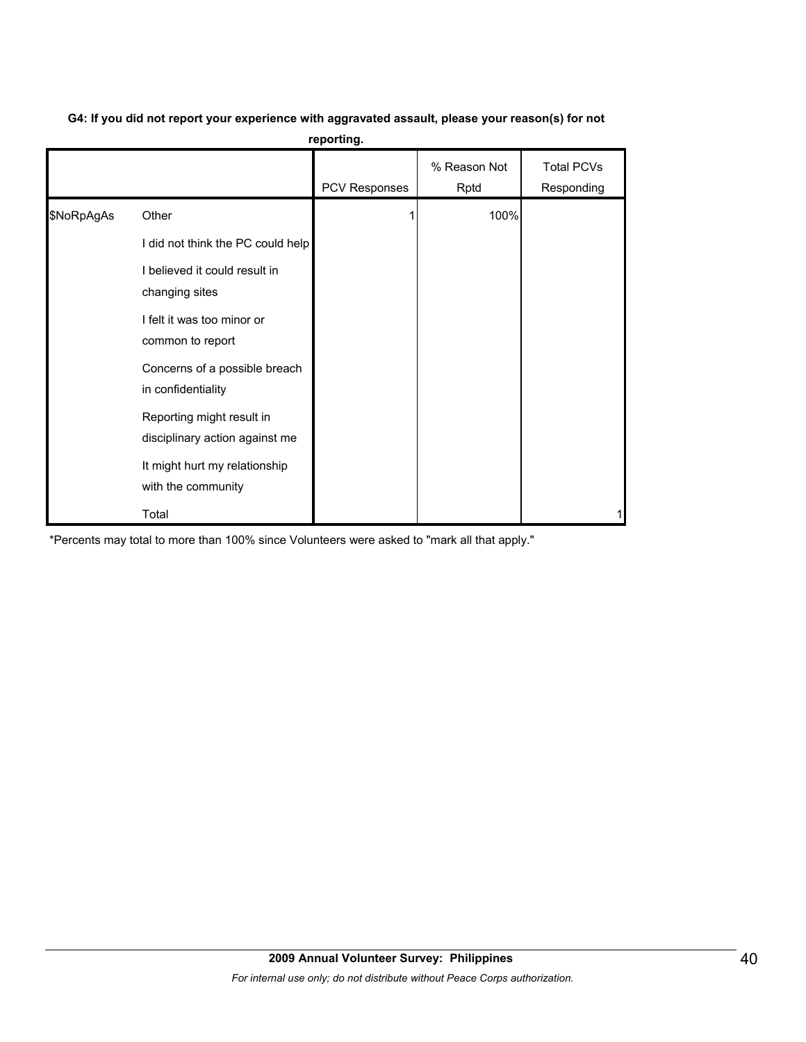**G4: If you did not report your experience with aggravated assault, please your reason(s) for not reporting.**

| | | PCV Responses | % Reason Not Rptd | Total PCVs Responding |
|---|---|---|---|---|
| $NoRpAgAs | Other | 1 | 100% | |
| | I did not think the PC could help | | | |
| | I believed it could result in changing sites | | | |
| | I felt it was too minor or common to report | | | |
| | Concerns of a possible breach in confidentiality | | | |
| | Reporting might result in disciplinary action against me | | | |
| | It might hurt my relationship with the community | | | |
| | Total | | | 1 |

*Percents may total to more than 100% since Volunteers were asked to "mark all that apply."

**2009 Annual Volunteer Survey: Philippines**

*For internal use only; do not distribute without Peace Corps authorization.*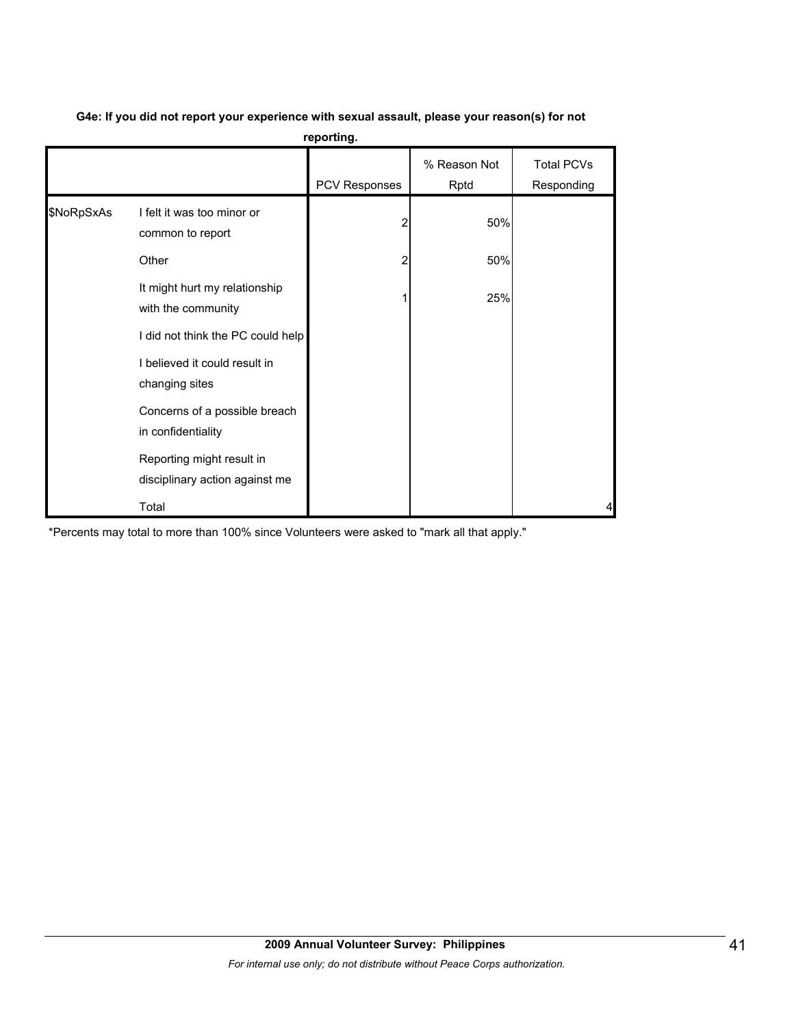**G4e: If you did not report your experience with sexual assault, please your reason(s) for not reporting.**

| | | PCV Responses | % Reason Not Rptd | Total PCVs Responding |
|---|---|---|---|---|
| $NoRpSxAs | I felt it was too minor or common to report | 2 | 50% | |
| | Other | 2 | 50% | |
| | It might hurt my relationship with the community | 1 | 25% | |
| | I did not think the PC could help | | | |
| | I believed it could result in changing sites | | | |
| | Concerns of a possible breach in confidentiality | | | |
| | Reporting might result in disciplinary action against me | | | |
| | Total | | | 4 |

*Percents may total to more than 100% since Volunteers were asked to "mark all that apply."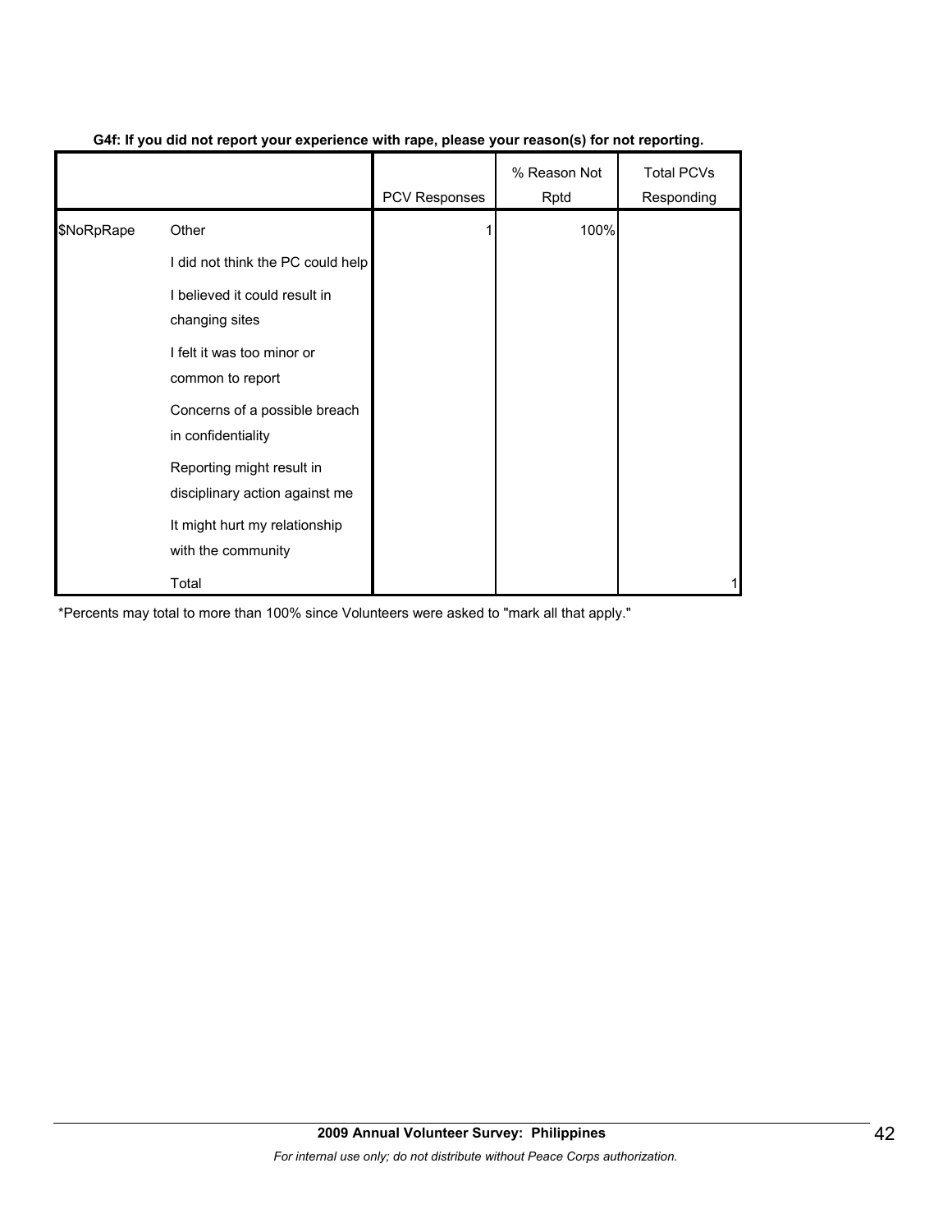**G4f: If you did not report your experience with rape, please your reason(s) for not reporting.**

| | | PCV Responses | % Reason Not Rptd | Total PCVs Responding |
|---|---|---|---|---|
| $NoRpRape | Other | 1 | 100% | |
| | I did not think the PC could help | | | |
| | I believed it could result in changing sites | | | |
| | I felt it was too minor or common to report | | | |
| | Concerns of a possible breach in confidentiality | | | |
| | Reporting might result in disciplinary action against me | | | |
| | It might hurt my relationship with the community | | | |
| | Total | | | 1 |

*Percents may total to more than 100% since Volunteers were asked to "mark all that apply."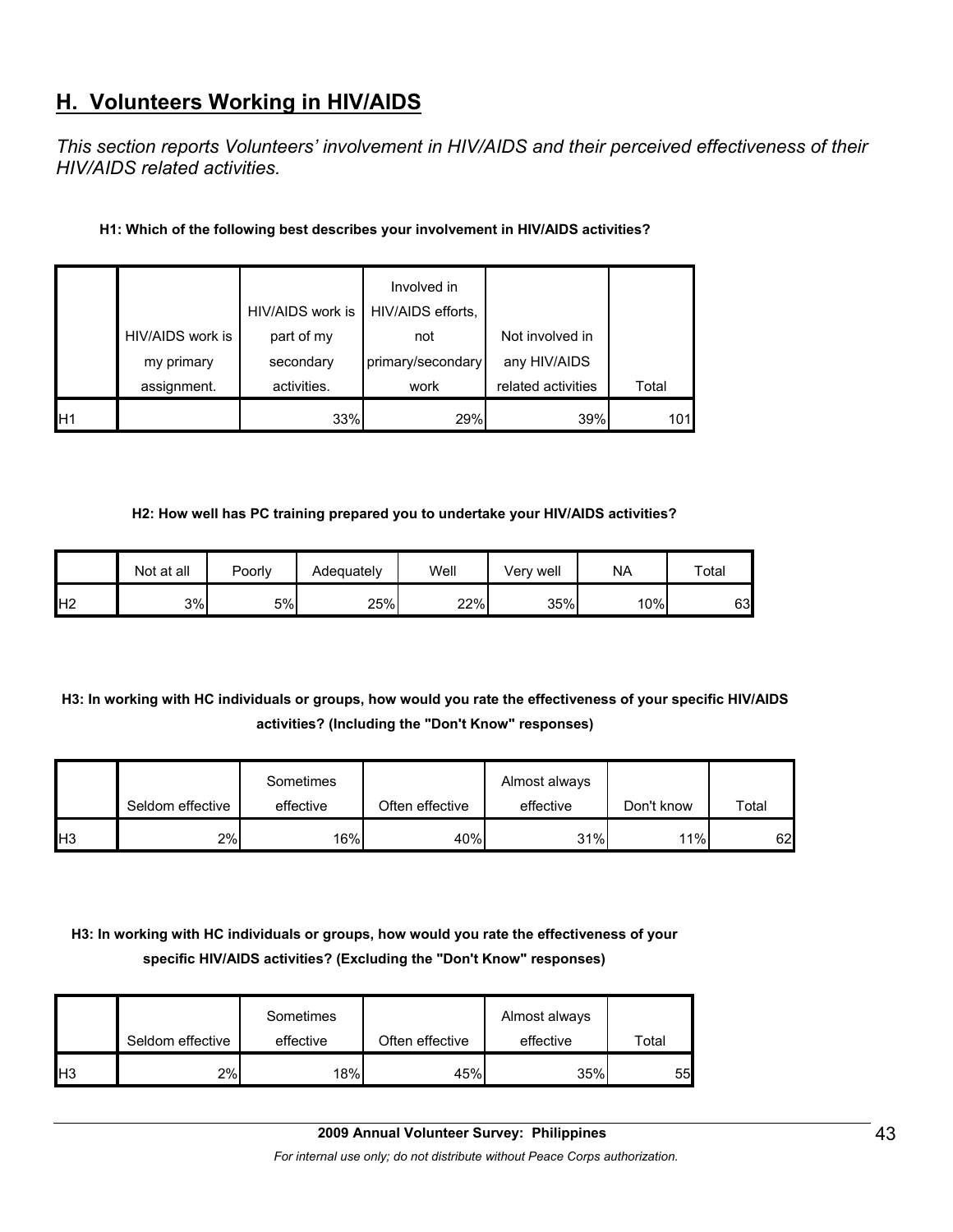## H. Volunteers Working in HIV/AIDS

*This section reports Volunteers' involvement in HIV/AIDS and their perceived effectiveness of their HIV/AIDS related activities.*

**H1: Which of the following best describes your involvement in HIV/AIDS activities?**

| | HIV/AIDS work is my primary assignment. | HIV/AIDS work is part of my secondary activities. | Involved in HIV/AIDS efforts, not primary/secondary work | Not involved in any HIV/AIDS related activities | Total |
|---|---|---|---|---|---|
| H1 | | 33% | 29% | 39% | 101 |

**H2: How well has PC training prepared you to undertake your HIV/AIDS activities?**

| | Not at all | Poorly | Adequately | Well | Very well | NA | Total |
|---|---|---|---|---|---|---|---|
| H2 | 3% | 5% | 25% | 22% | 35% | 10% | 63 |

**H3: In working with HC individuals or groups, how would you rate the effectiveness of your specific HIV/AIDS activities? (Including the "Don't Know" responses)**

| | Seldom effective | Sometimes effective | Often effective | Almost always effective | Don't know | Total |
|---|---|---|---|---|---|---|
| H3 | 2% | 16% | 40% | 31% | 11% | 62 |

**H3: In working with HC individuals or groups, how would you rate the effectiveness of your specific HIV/AIDS activities? (Excluding the "Don't Know" responses)**

| | Seldom effective | Sometimes effective | Often effective | Almost always effective | Total |
|---|---|---|---|---|---|
| H3 | 2% | 18% | 45% | 35% | 55 |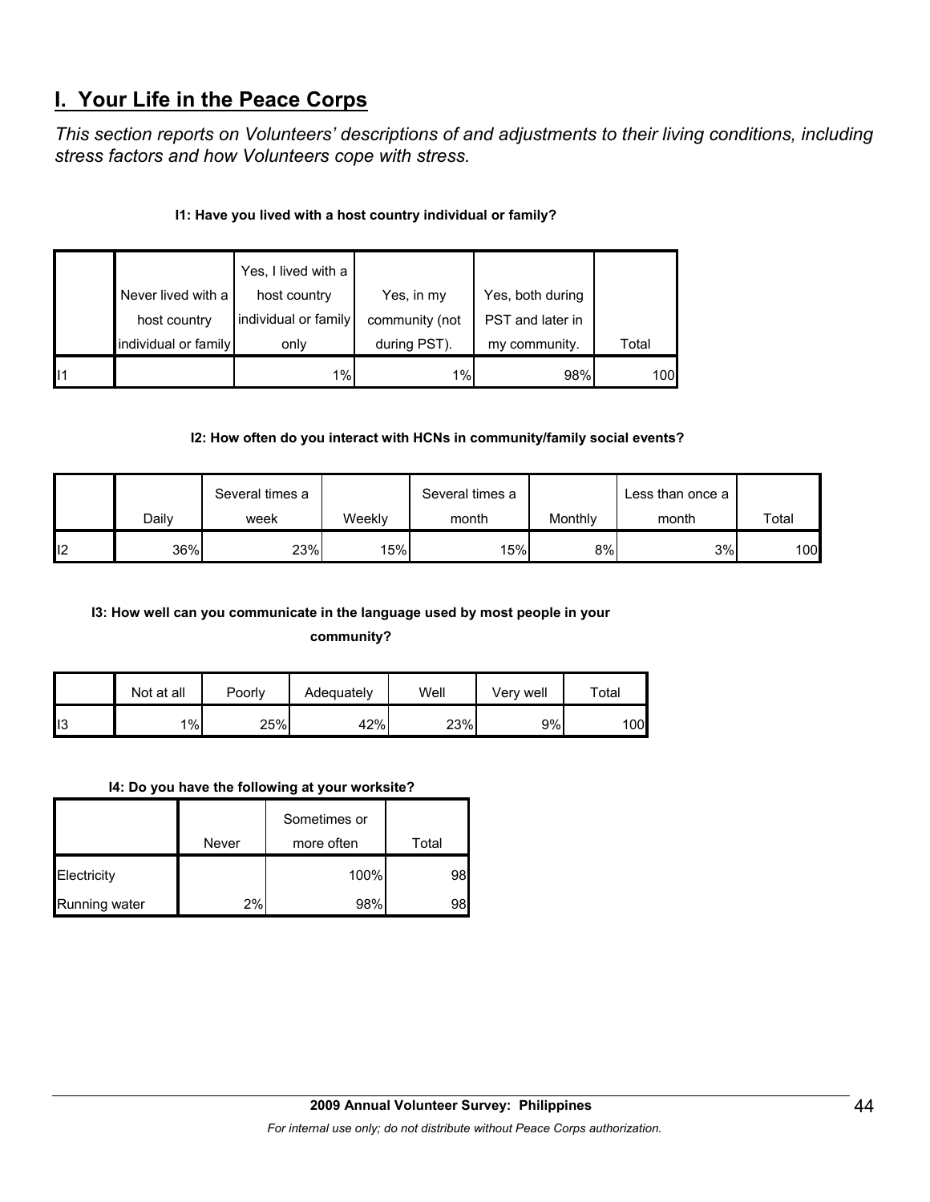## I. Your Life in the Peace Corps

*This section reports on Volunteers' descriptions of and adjustments to their living conditions, including stress factors and how Volunteers cope with stress.*

**I1: Have you lived with a host country individual or family?**

| | Never lived with a host country individual or family | Yes, I lived with a host country individual or family only | Yes, in my community (not during PST). | Yes, both during PST and later in my community. | Total |
|---|---|---|---|---|---|
| I1 | | 1% | 1% | 98% | 100 |

**I2: How often do you interact with HCNs in community/family social events?**

| | Daily | Several times a week | Weekly | Several times a month | Monthly | Less than once a month | Total |
|---|---|---|---|---|---|---|---|
| I2 | 36% | 23% | 15% | 15% | 8% | 3% | 100 |

**I3: How well can you communicate in the language used by most people in your community?**

| | Not at all | Poorly | Adequately | Well | Very well | Total |
|---|---|---|---|---|---|---|
| I3 | 1% | 25% | 42% | 23% | 9% | 100 |

**I4: Do you have the following at your worksite?**

| | Never | Sometimes or more often | Total |
|---|---|---|---|
| Electricity | | 100% | 98 |
| Running water | 2% | 98% | 98 |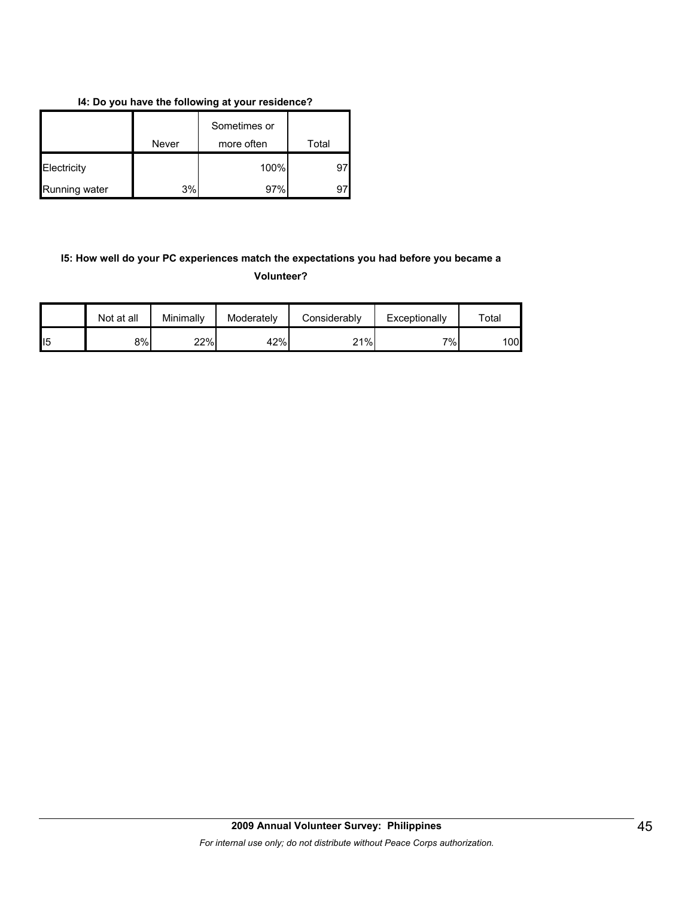**I4: Do you have the following at your residence?**

| | Never | Sometimes or more often | Total |
|---|---|---|---|
| Electricity | | 100% | 97 |
| Running water | 3% | 97% | 97 |

**I5: How well do your PC experiences match the expectations you had before you became a Volunteer?**

| | Not at all | Minimally | Moderately | Considerably | Exceptionally | Total |
|---|---|---|---|---|---|---|
| I5 | 8% | 22% | 42% | 21% | 7% | 100 |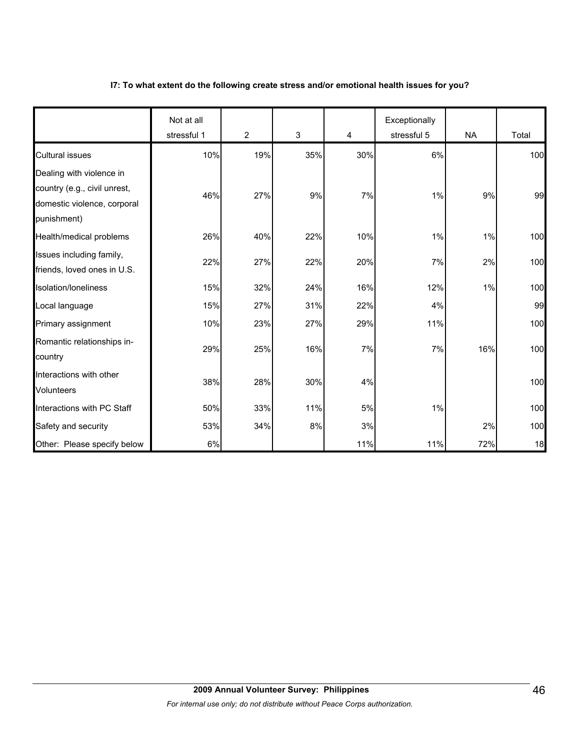**I7: To what extent do the following create stress and/or emotional health issues for you?**

| | Not at all stressful 1 | 2 | 3 | 4 | Exceptionally stressful 5 | NA | Total |
|---|---|---|---|---|---|---|---|
| Cultural issues | 10% | 19% | 35% | 30% | 6% | | 100 |
| Dealing with violence in country (e.g., civil unrest, domestic violence, corporal punishment) | 46% | 27% | 9% | 7% | 1% | 9% | 99 |
| Health/medical problems | 26% | 40% | 22% | 10% | 1% | 1% | 100 |
| Issues including family, friends, loved ones in U.S. | 22% | 27% | 22% | 20% | 7% | 2% | 100 |
| Isolation/loneliness | 15% | 32% | 24% | 16% | 12% | 1% | 100 |
| Local language | 15% | 27% | 31% | 22% | 4% | | 99 |
| Primary assignment | 10% | 23% | 27% | 29% | 11% | | 100 |
| Romantic relationships in-country | 29% | 25% | 16% | 7% | 7% | 16% | 100 |
| Interactions with other Volunteers | 38% | 28% | 30% | 4% | | | 100 |
| Interactions with PC Staff | 50% | 33% | 11% | 5% | 1% | | 100 |
| Safety and security | 53% | 34% | 8% | 3% | | 2% | 100 |
| Other: Please specify below | 6% | | | 11% | 11% | 72% | 18 |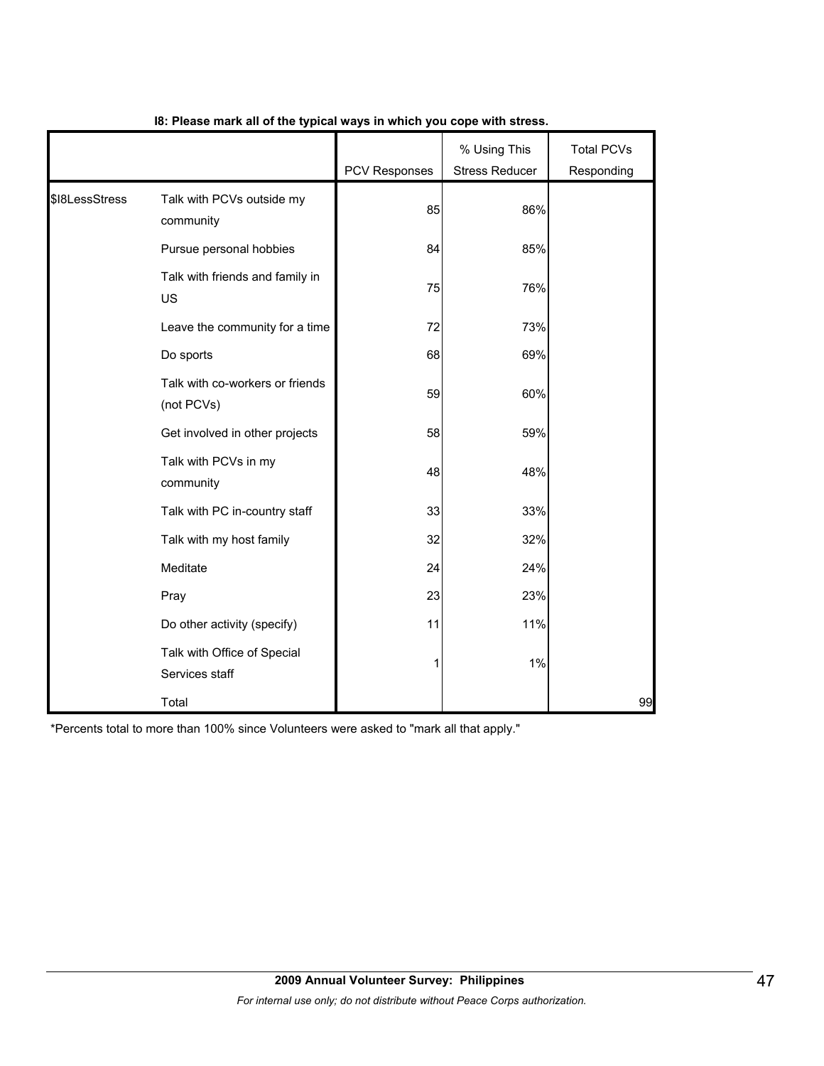**I8: Please mark all of the typical ways in which you cope with stress.**

| | | PCV Responses | % Using This Stress Reducer | Total PCVs Responding |
|---|---|---|---|---|
| $I8LessStress | Talk with PCVs outside my community | 85 | 86% | |
| | Pursue personal hobbies | 84 | 85% | |
| | Talk with friends and family in US | 75 | 76% | |
| | Leave the community for a time | 72 | 73% | |
| | Do sports | 68 | 69% | |
| | Talk with co-workers or friends (not PCVs) | 59 | 60% | |
| | Get involved in other projects | 58 | 59% | |
| | Talk with PCVs in my community | 48 | 48% | |
| | Talk with PC in-country staff | 33 | 33% | |
| | Talk with my host family | 32 | 32% | |
| | Meditate | 24 | 24% | |
| | Pray | 23 | 23% | |
| | Do other activity (specify) | 11 | 11% | |
| | Talk with Office of Special Services staff | 1 | 1% | |
| | Total | | | 99 |

*Percents total to more than 100% since Volunteers were asked to "mark all that apply."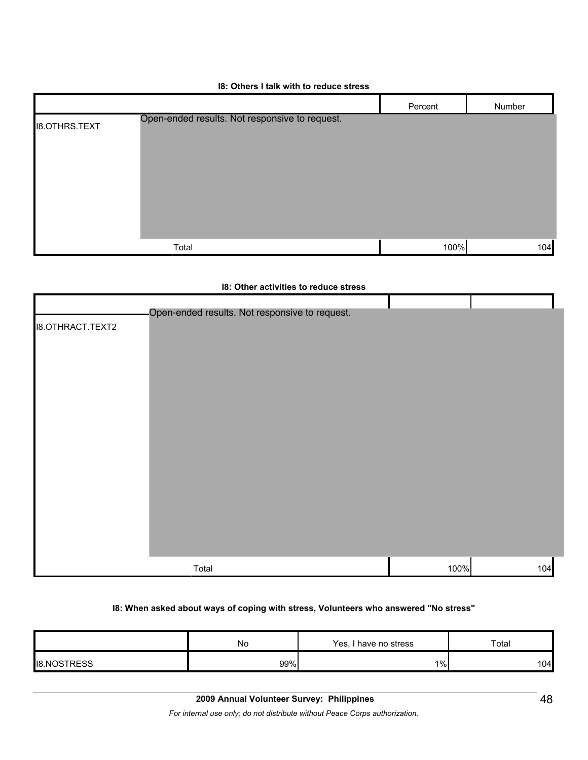**I8: Others I talk with to reduce stress**

| | | Percent | Number |
|---|---|---|---|
| I8.OTHRS.TEXT | Open-ended results. Not responsive to request. | | |
| | Total | 100% | 104 |

**I8: Other activities to reduce stress**

| | | | |
|---|---|---|---|
| I8.OTHRACT.TEXT2 | Open-ended results. Not responsive to request. | | |
| | Total | 100% | 104 |

**I8: When asked about ways of coping with stress, Volunteers who answered "No stress"**

| | No | Yes, I have no stress | Total |
|---|---|---|---|
| I8.NOSTRESS | 99% | 1% | 104 |

**2009 Annual Volunteer Survey: Philippines**

*For internal use only; do not distribute without Peace Corps authorization.*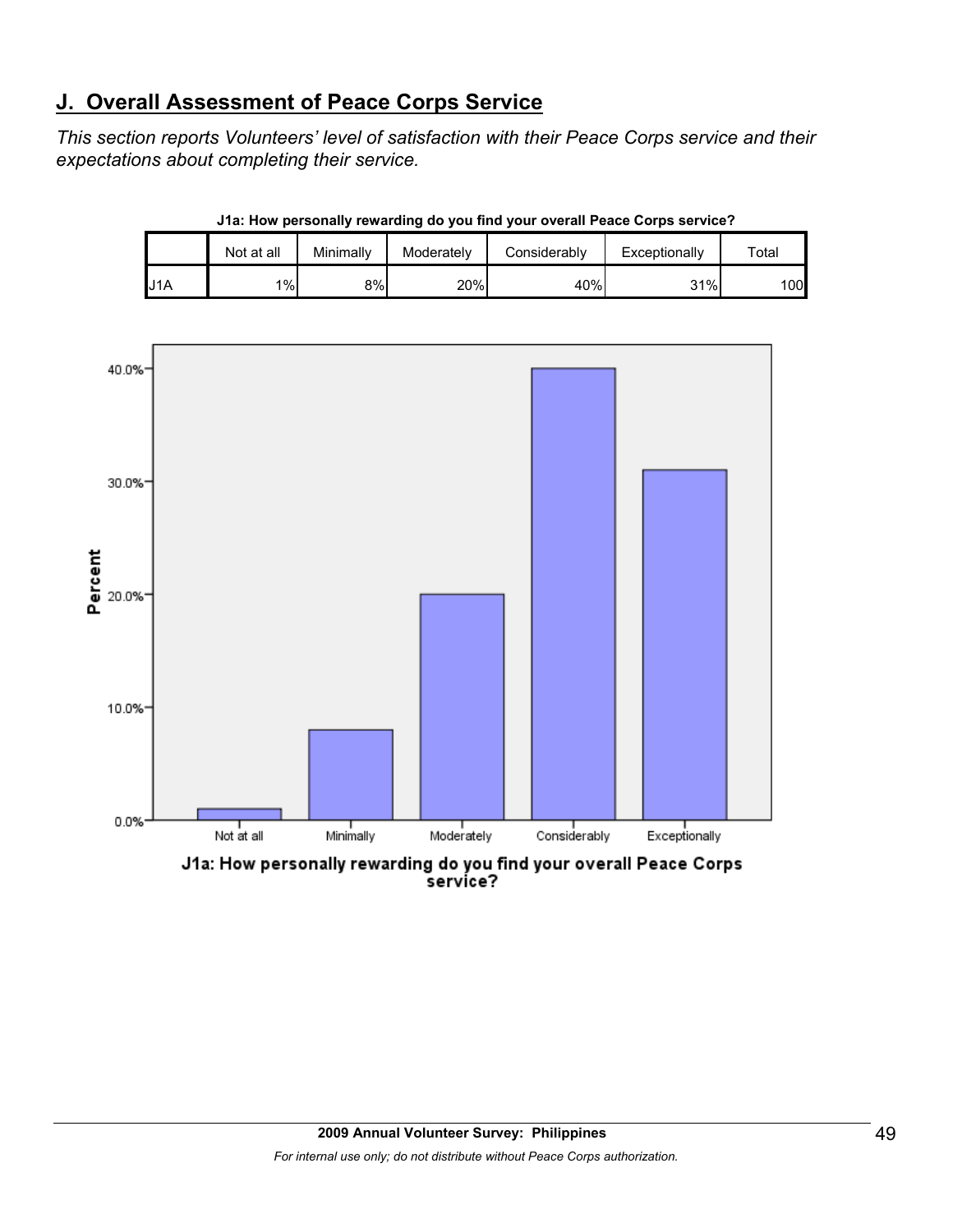## J. Overall Assessment of Peace Corps Service

*This section reports Volunteers' level of satisfaction with their Peace Corps service and their expectations about completing their service.*

**J1a: How personally rewarding do you find your overall Peace Corps service?**

| | Not at all | Minimally | Moderately | Considerably | Exceptionally | Total |
|---|---|---|---|---|---|---|
| J1A | 1% | 8% | 20% | 40% | 31% | 100 |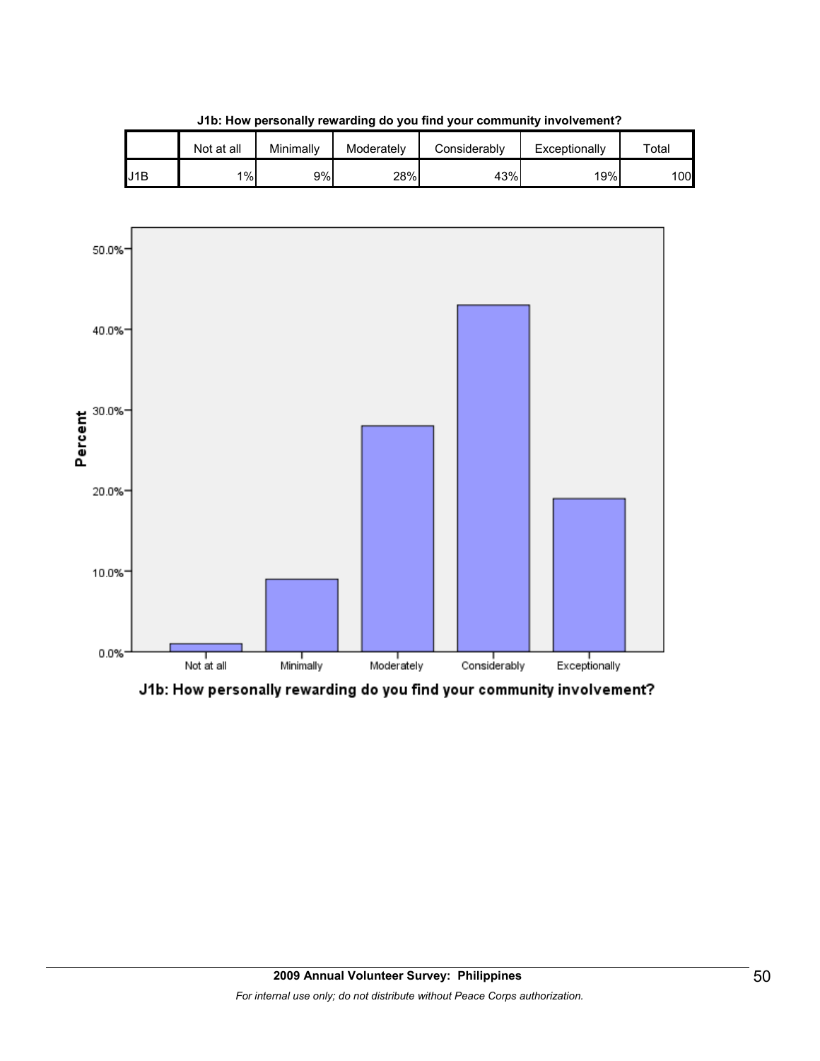**J1b: How personally rewarding do you find your community involvement?**

| | Not at all | Minimally | Moderately | Considerably | Exceptionally | Total |
|---|---|---|---|---|---|---|
| J1B | 1% | 9% | 28% | 43% | 19% | 100 |

J1b: How personally rewarding do you find your community involvement?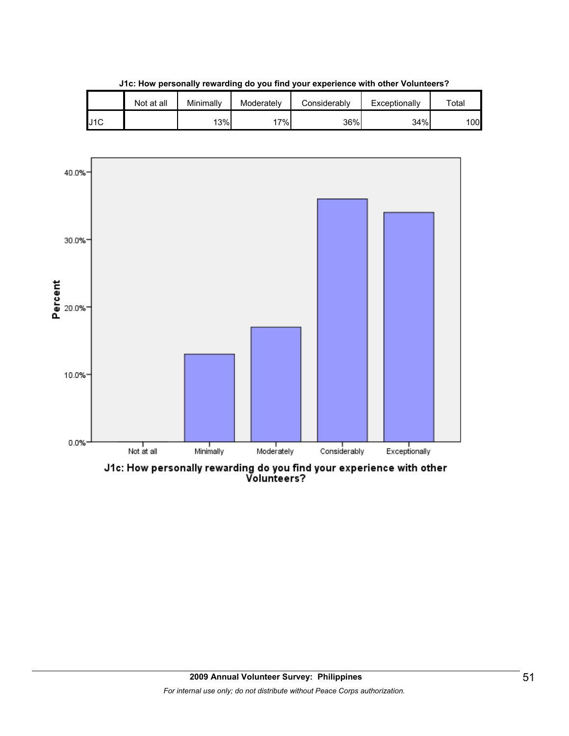**J1c: How personally rewarding do you find your experience with other Volunteers?**

| | Not at all | Minimally | Moderately | Considerably | Exceptionally | Total |
|---|---|---|---|---|---|---|
| J1C | | 13% | 17% | 36% | 34% | 100 |

J1c: How personally rewarding do you find your experience with other Volunteers?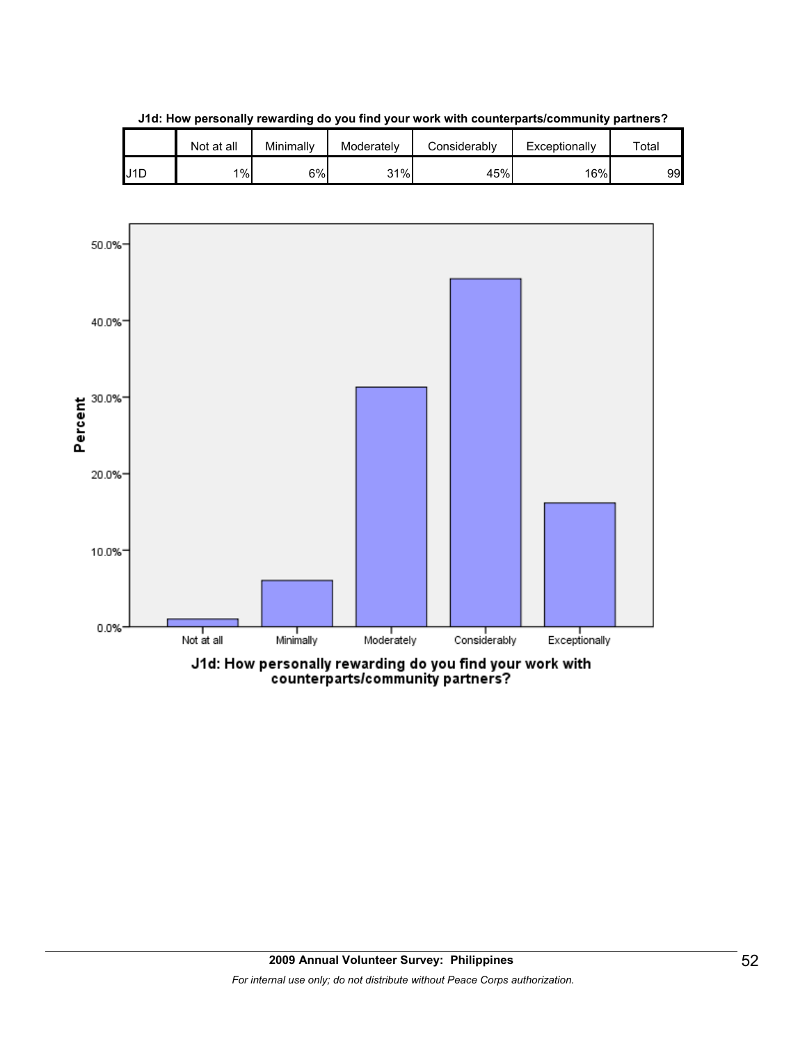**J1d: How personally rewarding do you find your work with counterparts/community partners?**

| | Not at all | Minimally | Moderately | Considerably | Exceptionally | Total |
|---|---|---|---|---|---|---|
| J1D | 1% | 6% | 31% | 45% | 16% | 99 |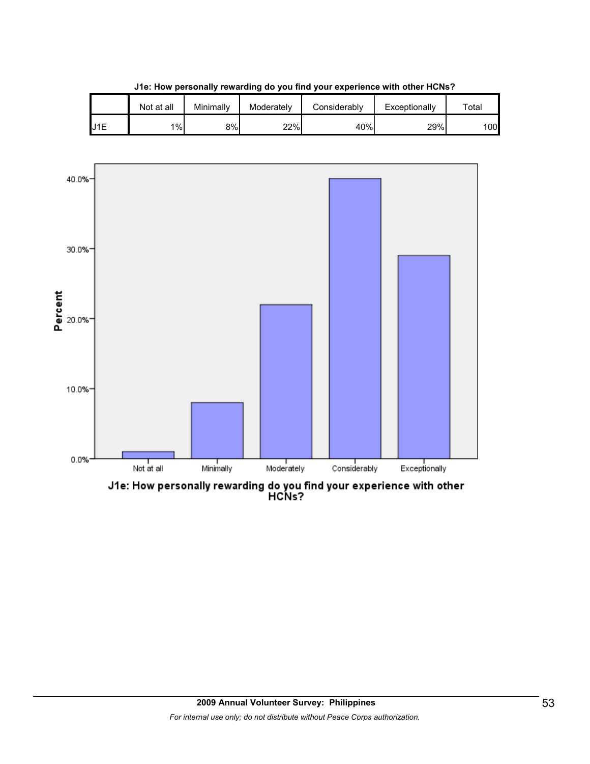**J1e: How personally rewarding do you find your experience with other HCNs?**

| | Not at all | Minimally | Moderately | Considerably | Exceptionally | Total |
|---|---|---|---|---|---|---|
| J1E | 1% | 8% | 22% | 40% | 29% | 100 |

J1e: How personally rewarding do you find your experience with other HCNs?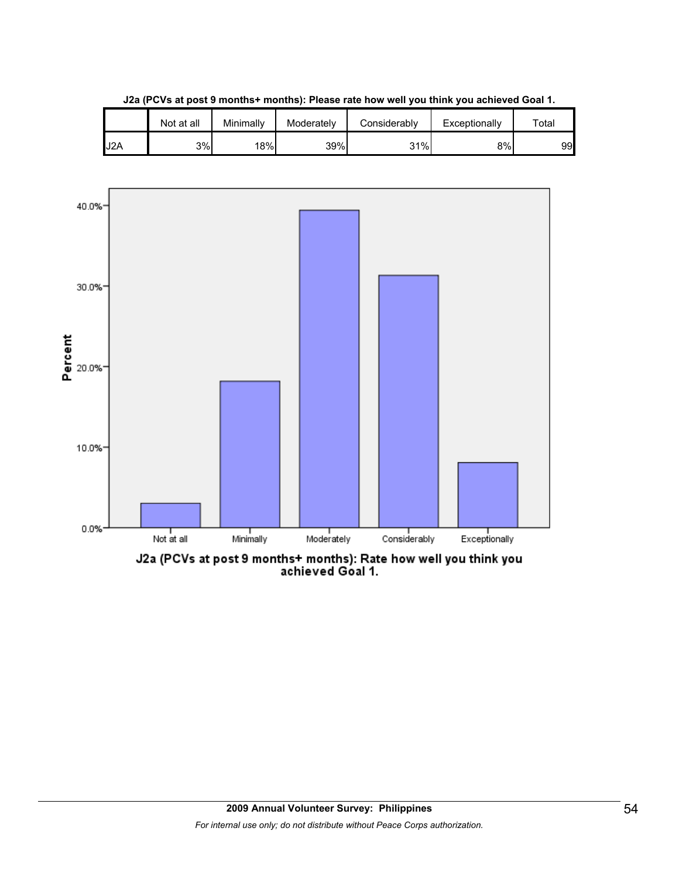**J2a (PCVs at post 9 months+ months): Please rate how well you think you achieved Goal 1.**

| | Not at all | Minimally | Moderately | Considerably | Exceptionally | Total |
|---|---|---|---|---|---|---|
| J2A | 3% | 18% | 39% | 31% | 8% | 99 |

J2a (PCVs at post 9 months+ months): Rate how well you think you achieved Goal 1.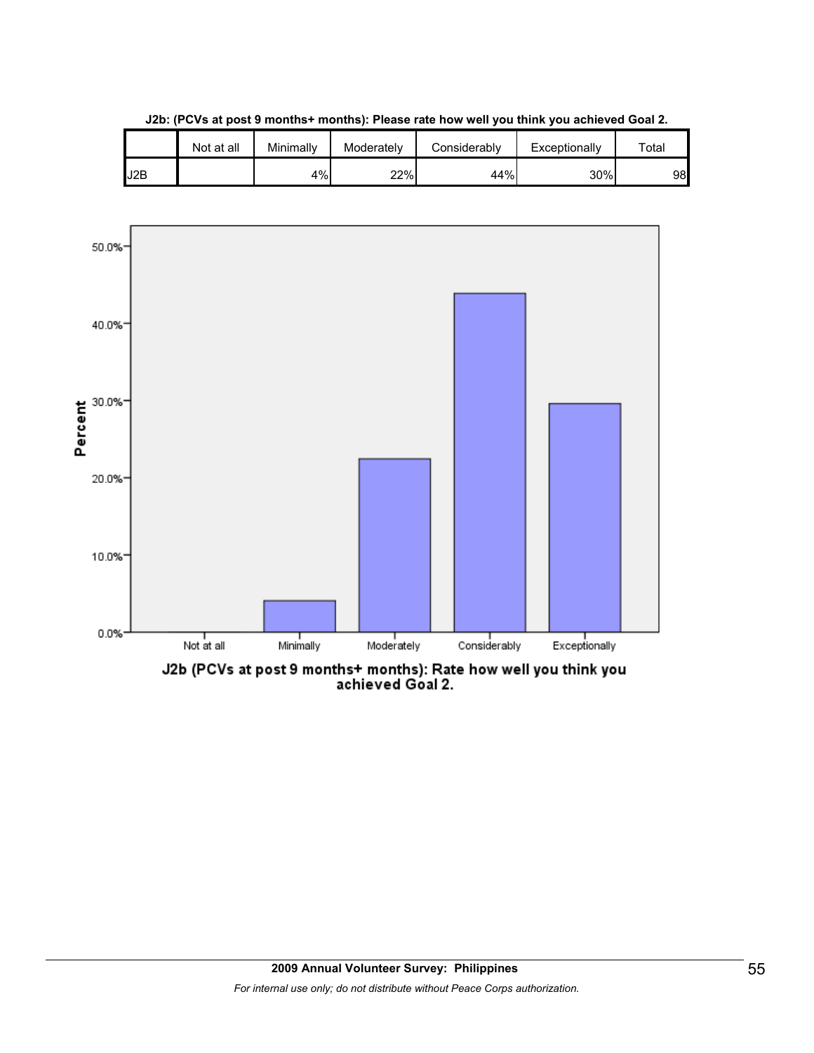**J2b: (PCVs at post 9 months+ months): Please rate how well you think you achieved Goal 2.**

| | Not at all | Minimally | Moderately | Considerably | Exceptionally | Total |
|---|---|---|---|---|---|---|
| J2B | | 4% | 22% | 44% | 30% | 98 |

J2b (PCVs at post 9 months+ months): Rate how well you think you achieved Goal 2.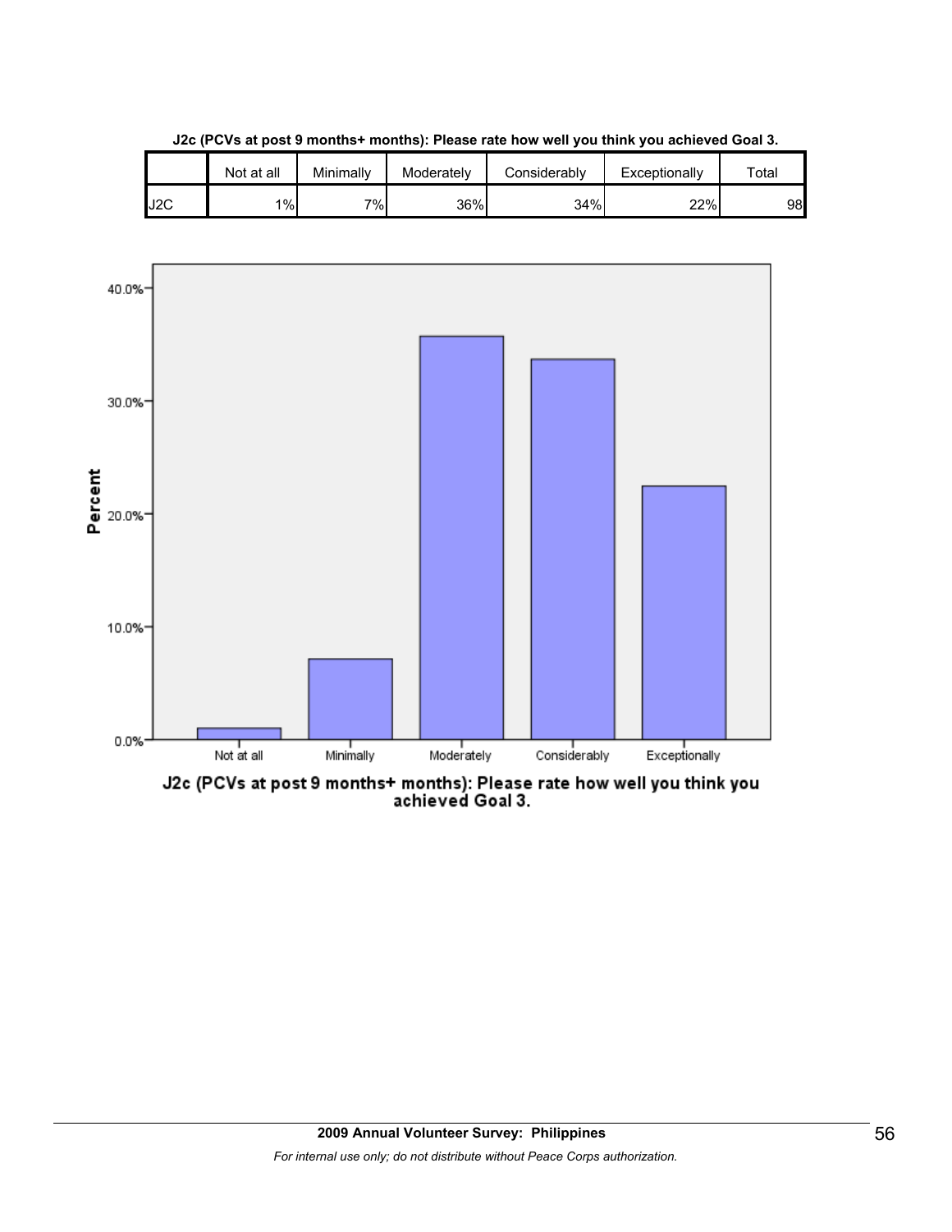**J2c (PCVs at post 9 months+ months): Please rate how well you think you achieved Goal 3.**

| | Not at all | Minimally | Moderately | Considerably | Exceptionally | Total |
|---|---|---|---|---|---|---|
| J2C | 1% | 7% | 36% | 34% | 22% | 98 |

J2c (PCVs at post 9 months+ months): Please rate how well you think you achieved Goal 3.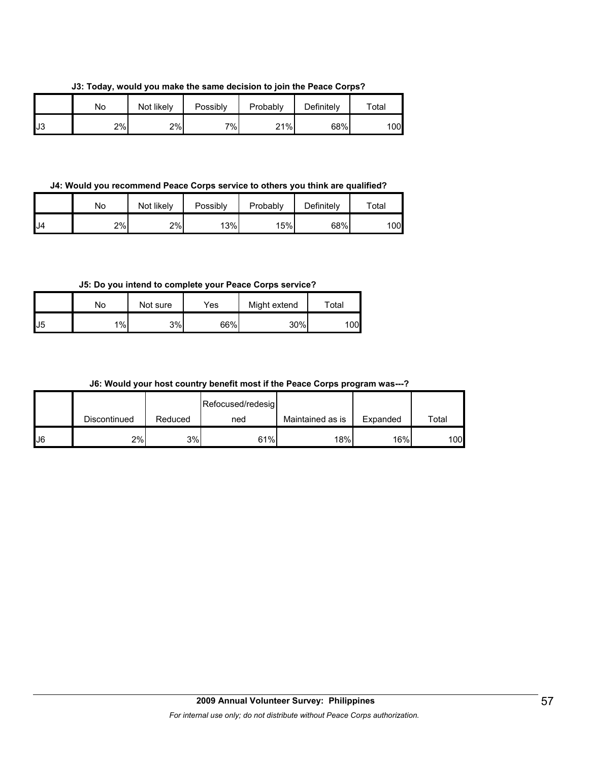**J3: Today, would you make the same decision to join the Peace Corps?**

| | No | Not likely | Possibly | Probably | Definitely | Total |
|---|---|---|---|---|---|---|
| J3 | 2% | 2% | 7% | 21% | 68% | 100 |

**J4: Would you recommend Peace Corps service to others you think are qualified?**

| | No | Not likely | Possibly | Probably | Definitely | Total |
|---|---|---|---|---|---|---|
| J4 | 2% | 2% | 13% | 15% | 68% | 100 |

**J5: Do you intend to complete your Peace Corps service?**

| | No | Not sure | Yes | Might extend | Total |
|---|---|---|---|---|---|
| J5 | 1% | 3% | 66% | 30% | 100 |

**J6: Would your host country benefit most if the Peace Corps program was---?**

| | Discontinued | Reduced | Refocused/redesigned | Maintained as is | Expanded | Total |
|---|---|---|---|---|---|---|
| J6 | 2% | 3% | 61% | 18% | 16% | 100 |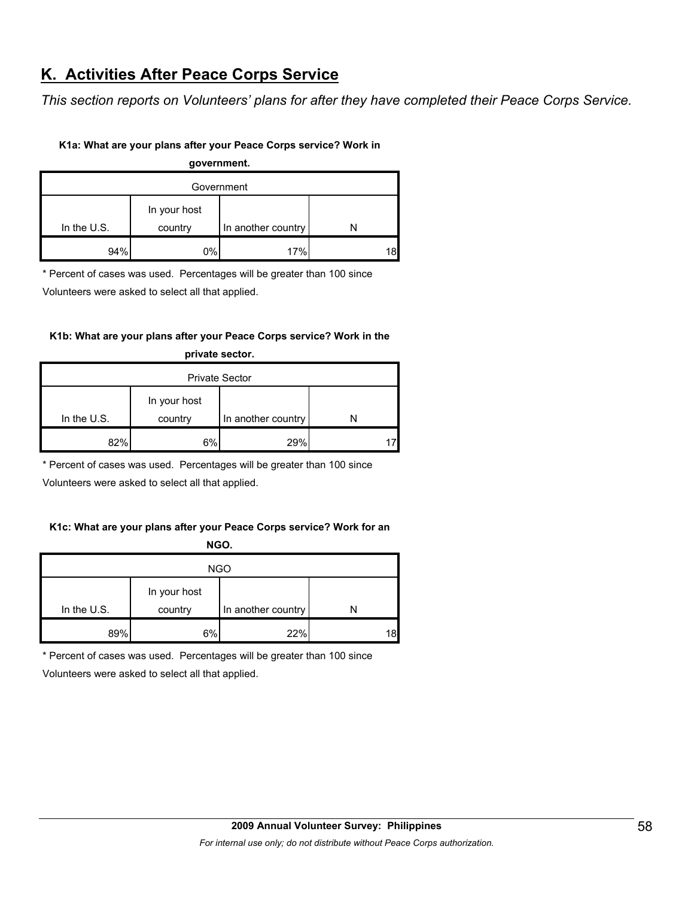## K. Activities After Peace Corps Service

*This section reports on Volunteers' plans for after they have completed their Peace Corps Service.*

**K1a: What are your plans after your Peace Corps service? Work in government.**

| Government | | | |
|---|---|---|---|
| In the U.S. | In your host country | In another country | N |
| 94% | 0% | 17% | 18 |

\* Percent of cases was used. Percentages will be greater than 100 since Volunteers were asked to select all that applied.

**K1b: What are your plans after your Peace Corps service? Work in the private sector.**

| Private Sector | | | |
|---|---|---|---|
| In the U.S. | In your host country | In another country | N |
| 82% | 6% | 29% | 17 |

\* Percent of cases was used. Percentages will be greater than 100 since Volunteers were asked to select all that applied.

**K1c: What are your plans after your Peace Corps service? Work for an NGO.**

| NGO | | | |
|---|---|---|---|
| In the U.S. | In your host country | In another country | N |
| 89% | 6% | 22% | 18 |

\* Percent of cases was used. Percentages will be greater than 100 since Volunteers were asked to select all that applied.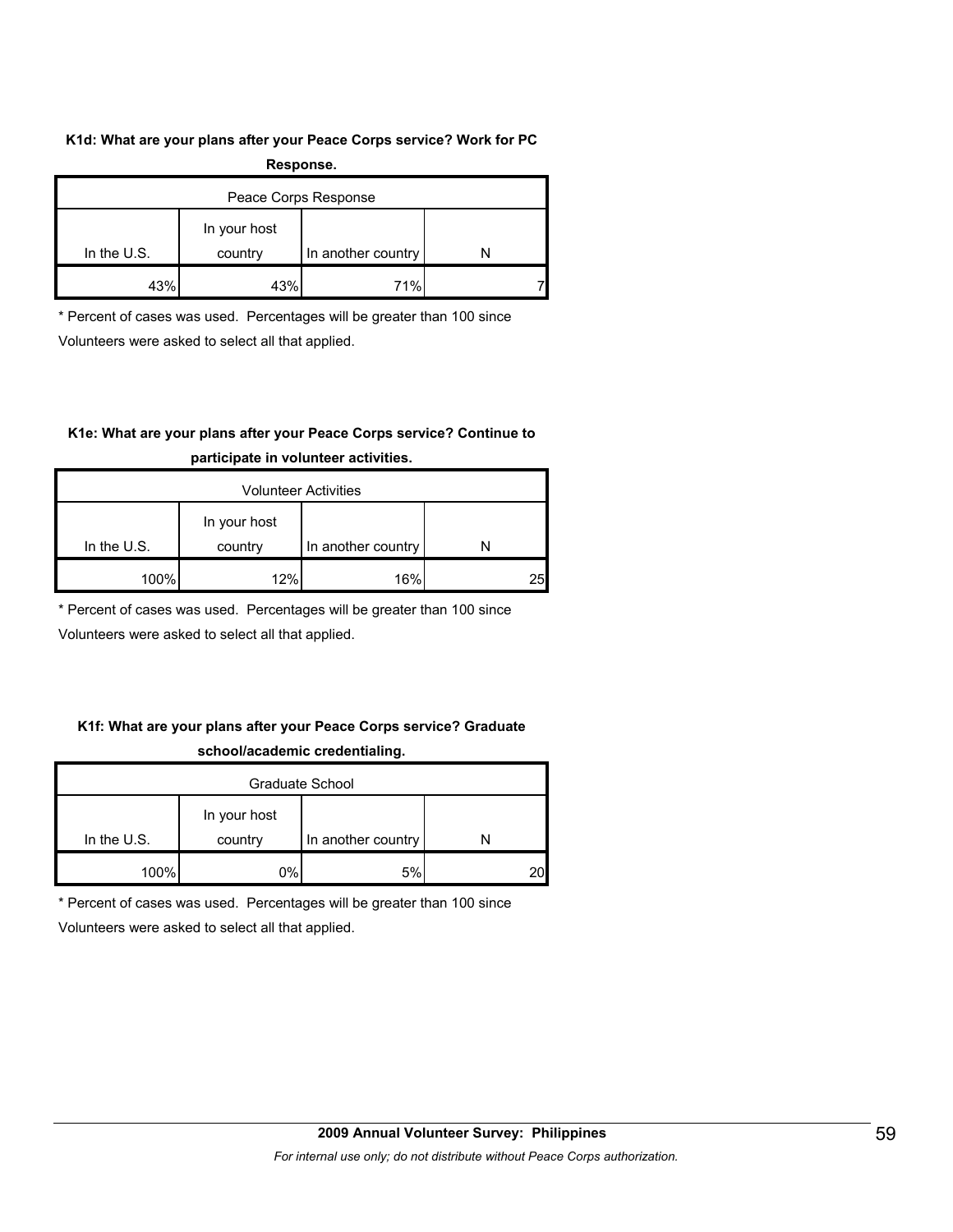**K1d: What are your plans after your Peace Corps service? Work for PC Response.**

| Peace Corps Response | | | |
|---|---|---|---|
| In the U.S. | In your host country | In another country | N |
| 43% | 43% | 71% | 7 |

* Percent of cases was used. Percentages will be greater than 100 since Volunteers were asked to select all that applied.

**K1e: What are your plans after your Peace Corps service? Continue to participate in volunteer activities.**

| Volunteer Activities | | | |
|---|---|---|---|
| In the U.S. | In your host country | In another country | N |
| 100% | 12% | 16% | 25 |

* Percent of cases was used. Percentages will be greater than 100 since Volunteers were asked to select all that applied.

**K1f: What are your plans after your Peace Corps service? Graduate school/academic credentialing.**

| Graduate School | | | |
|---|---|---|---|
| In the U.S. | In your host country | In another country | N |
| 100% | 0% | 5% | 20 |

* Percent of cases was used. Percentages will be greater than 100 since Volunteers were asked to select all that applied.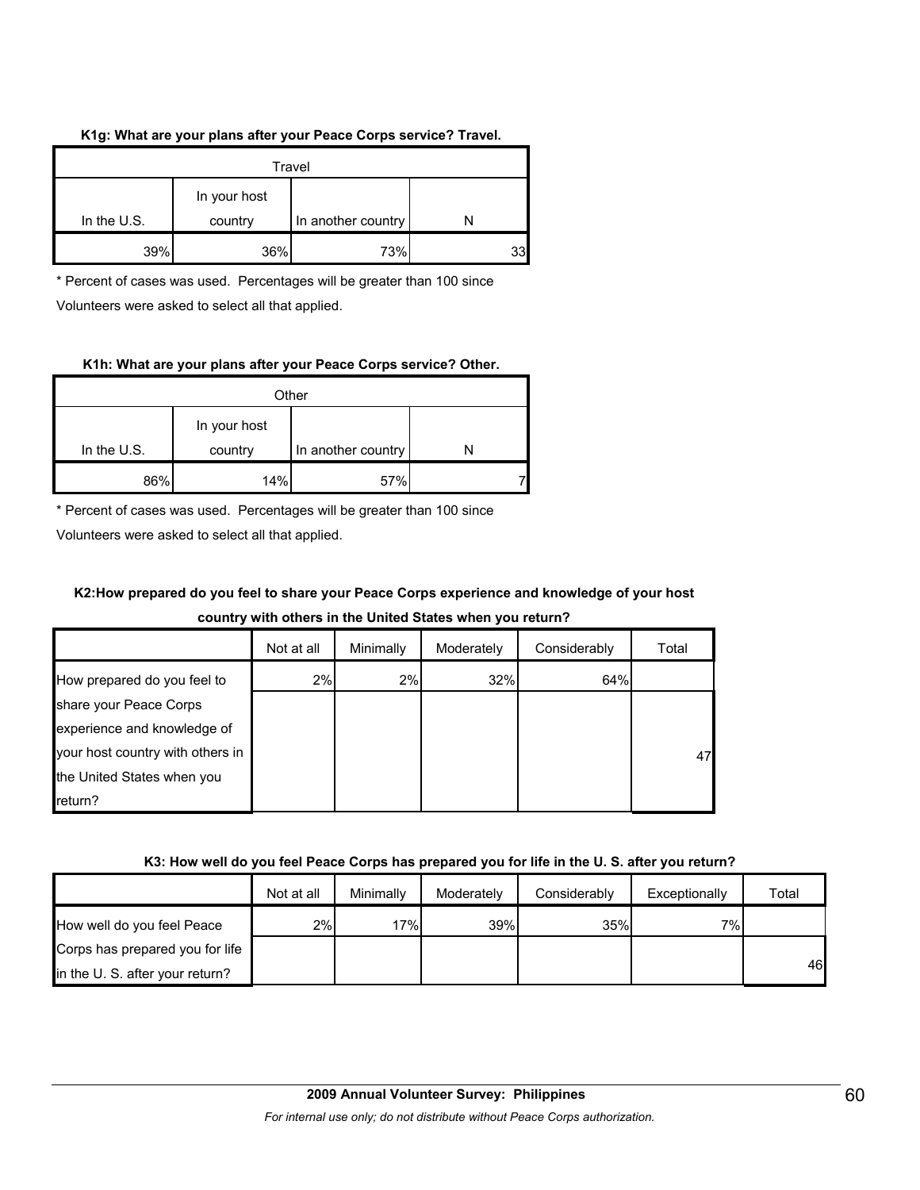**K1g: What are your plans after your Peace Corps service? Travel.**

| Travel | | | |
|---|---|---|---|
| In the U.S. | In your host country | In another country | N |
| 39% | 36% | 73% | 33 |

* Percent of cases was used. Percentages will be greater than 100 since Volunteers were asked to select all that applied.

**K1h: What are your plans after your Peace Corps service? Other.**

| Other | | | |
|---|---|---|---|
| In the U.S. | In your host country | In another country | N |
| 86% | 14% | 57% | 7 |

* Percent of cases was used. Percentages will be greater than 100 since Volunteers were asked to select all that applied.

**K2:How prepared do you feel to share your Peace Corps experience and knowledge of your host country with others in the United States when you return?**

| | Not at all | Minimally | Moderately | Considerably | Total |
|---|---|---|---|---|---|
| How prepared do you feel to share your Peace Corps experience and knowledge of your host country with others in the United States when you return? | 2% | 2% | 32% | 64% | 47 |

**K3: How well do you feel Peace Corps has prepared you for life in the U. S. after you return?**

| | Not at all | Minimally | Moderately | Considerably | Exceptionally | Total |
|---|---|---|---|---|---|---|
| How well do you feel Peace Corps has prepared you for life in the U. S. after you return? | 2% | 17% | 39% | 35% | 7% | 46 |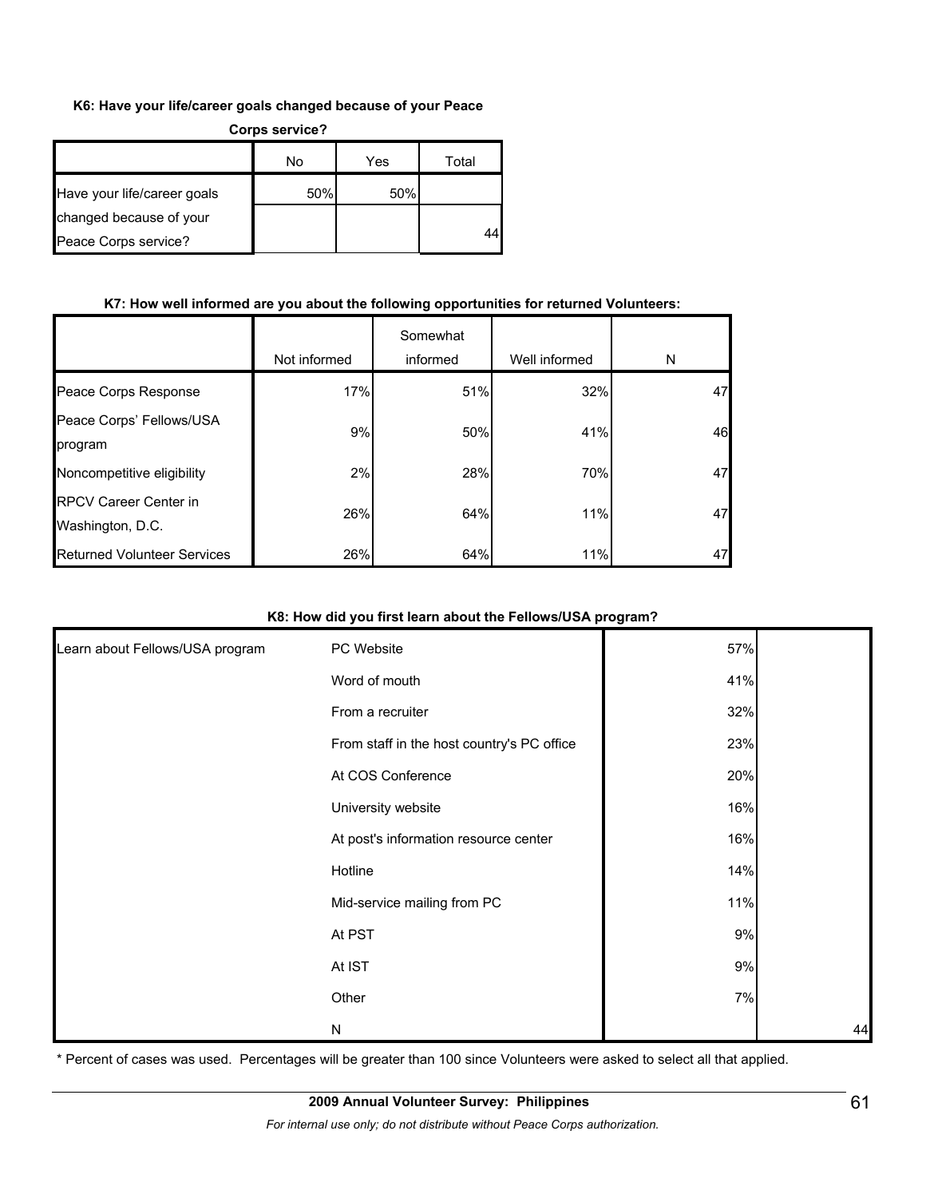**K6: Have your life/career goals changed because of your Peace Corps service?**

| | No | Yes | Total |
|---|---|---|---|
| Have your life/career goals changed because of your Peace Corps service? | 50% | 50% | 44 |

**K7: How well informed are you about the following opportunities for returned Volunteers:**

| | Not informed | Somewhat informed | Well informed | N |
|---|---|---|---|---|
| Peace Corps Response | 17% | 51% | 32% | 47 |
| Peace Corps' Fellows/USA program | 9% | 50% | 41% | 46 |
| Noncompetitive eligibility | 2% | 28% | 70% | 47 |
| RPCV Career Center in Washington, D.C. | 26% | 64% | 11% | 47 |
| Returned Volunteer Services | 26% | 64% | 11% | 47 |

**K8: How did you first learn about the Fellows/USA program?**

| | | | |
|---|---|---|---|
| Learn about Fellows/USA program | PC Website | 57% | |
| | Word of mouth | 41% | |
| | From a recruiter | 32% | |
| | From staff in the host country's PC office | 23% | |
| | At COS Conference | 20% | |
| | University website | 16% | |
| | At post's information resource center | 16% | |
| | Hotline | 14% | |
| | Mid-service mailing from PC | 11% | |
| | At PST | 9% | |
| | At IST | 9% | |
| | Other | 7% | |
| | N | | 44 |

* Percent of cases was used. Percentages will be greater than 100 since Volunteers were asked to select all that applied.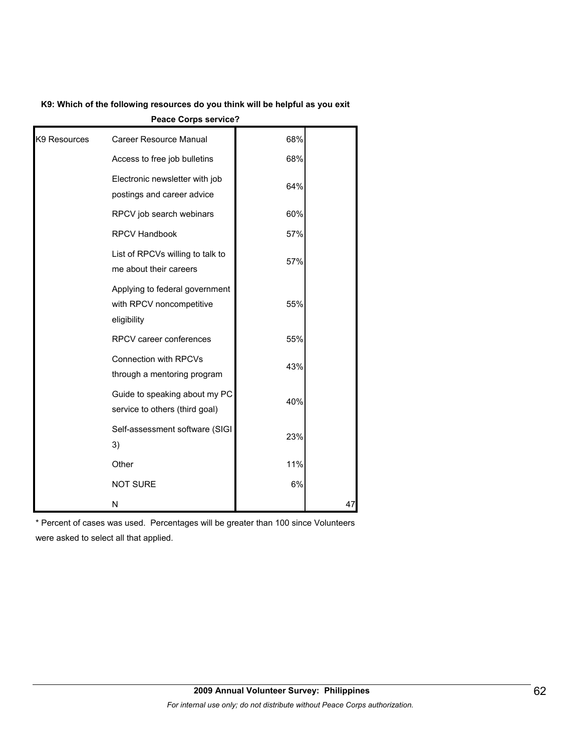**K9: Which of the following resources do you think will be helpful as you exit Peace Corps service?**

| | | | |
|---|---|---|---|
| K9 Resources | Career Resource Manual | 68% | |
| | Access to free job bulletins | 68% | |
| | Electronic newsletter with job postings and career advice | 64% | |
| | RPCV job search webinars | 60% | |
| | RPCV Handbook | 57% | |
| | List of RPCVs willing to talk to me about their careers | 57% | |
| | Applying to federal government with RPCV noncompetitive eligibility | 55% | |
| | RPCV career conferences | 55% | |
| | Connection with RPCVs through a mentoring program | 43% | |
| | Guide to speaking about my PC service to others (third goal) | 40% | |
| | Self-assessment software (SIGI 3) | 23% | |
| | Other | 11% | |
| | NOT SURE | 6% | |
| | N | | 47 |

* Percent of cases was used. Percentages will be greater than 100 since Volunteers were asked to select all that applied.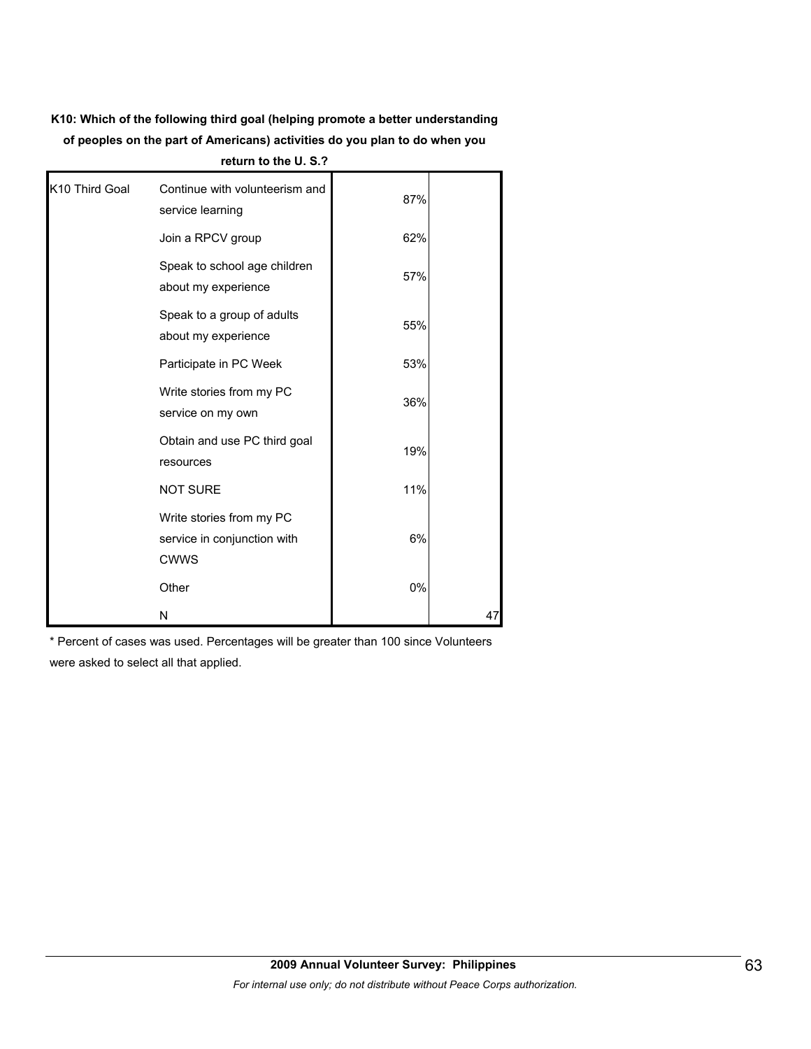**K10: Which of the following third goal (helping promote a better understanding of peoples on the part of Americans) activities do you plan to do when you return to the U. S.?**

| | | | |
|---|---|---|---|
| K10 Third Goal | Continue with volunteerism and service learning | 87% | |
| | Join a RPCV group | 62% | |
| | Speak to school age children about my experience | 57% | |
| | Speak to a group of adults about my experience | 55% | |
| | Participate in PC Week | 53% | |
| | Write stories from my PC service on my own | 36% | |
| | Obtain and use PC third goal resources | 19% | |
| | NOT SURE | 11% | |
| | Write stories from my PC service in conjunction with CWWS | 6% | |
| | Other | 0% | |
| | N | | 47 |

* Percent of cases was used. Percentages will be greater than 100 since Volunteers were asked to select all that applied.